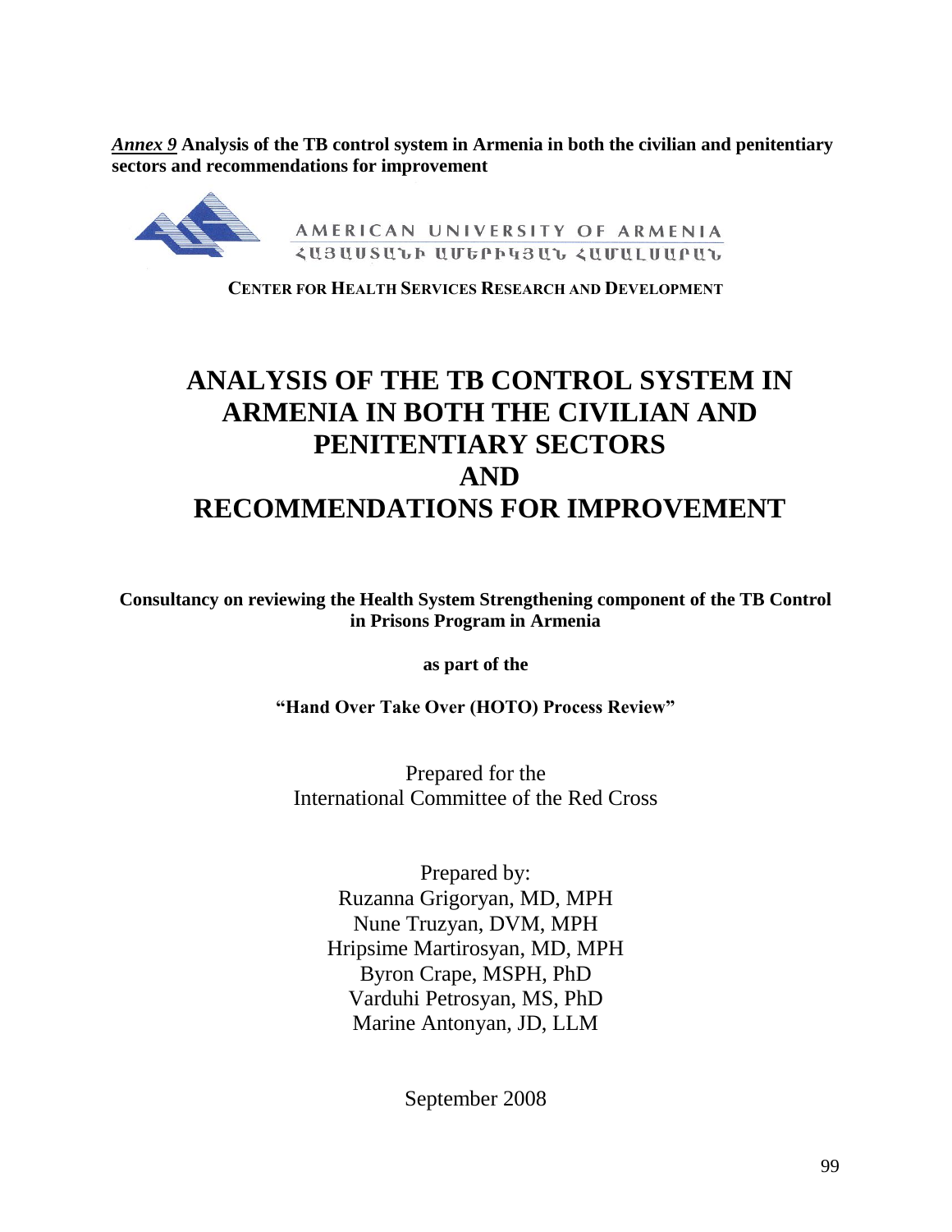***Annex 9*** **Analysis of the TB control system in Armenia in both the civilian and penitentiary sectors and recommendations for improvement**

AMERICAN UNIVERSITY OF ARMENIA

ՀԱՅԱՍՏԱՆԻ ԱՄԵՐԻԿՅԱՆ ՀԱՄԱԼՍԱՐԱՆ

**CENTER FOR HEALTH SERVICES RESEARCH AND DEVELOPMENT**

# ANALYSIS OF THE TB CONTROL SYSTEM IN ARMENIA IN BOTH THE CIVILIAN AND PENITENTIARY SECTORS AND RECOMMENDATIONS FOR IMPROVEMENT

**Consultancy on reviewing the Health System Strengthening component of the TB Control in Prisons Program in Armenia**

**as part of the**

**"Hand Over Take Over (HOTO) Process Review"**

Prepared for the
International Committee of the Red Cross

Prepared by:
Ruzanna Grigoryan, MD, MPH
Nune Truzyan, DVM, MPH
Hripsime Martirosyan, MD, MPH
Byron Crape, MSPH, PhD
Varduhi Petrosyan, MS, PhD
Marine Antonyan, JD, LLM

September 2008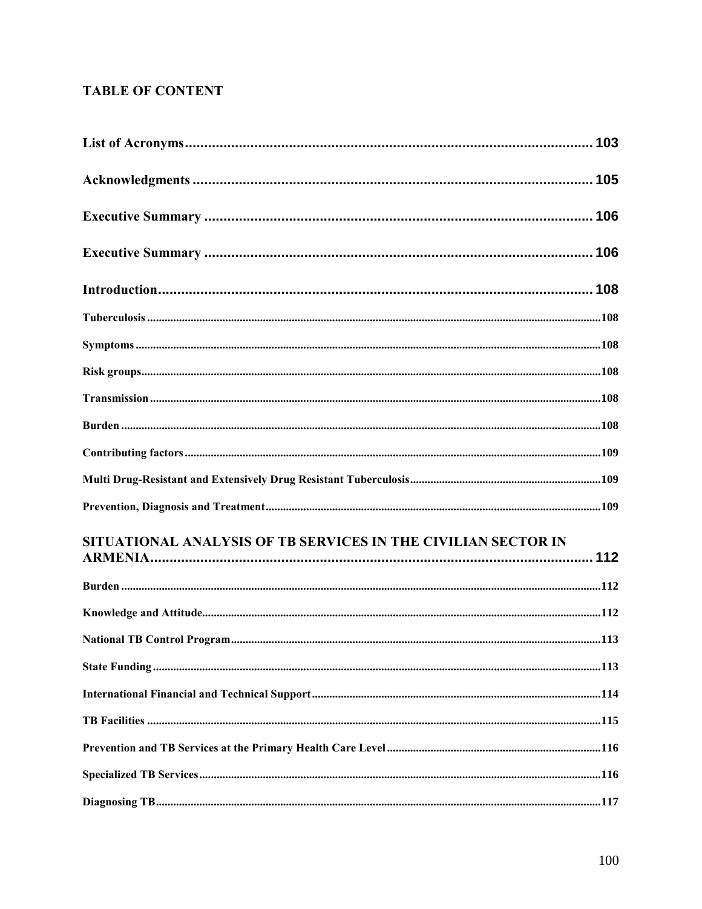## TABLE OF CONTENT

List of Acronyms .......... 103

Acknowledgments .......... 105

Executive Summary .......... 106

Executive Summary .......... 106

Introduction .......... 108

- Tuberculosis .......... 108
- Symptoms .......... 108
- Risk groups .......... 108
- Transmission .......... 108
- Burden .......... 108
- Contributing factors .......... 109
- Multi Drug-Resistant and Extensively Drug Resistant Tuberculosis .......... 109
- Prevention, Diagnosis and Treatment .......... 109

SITUATIONAL ANALYSIS OF TB SERVICES IN THE CIVILIAN SECTOR IN ARMENIA .......... 112

- Burden .......... 112
- Knowledge and Attitude .......... 112
- National TB Control Program .......... 113
- State Funding .......... 113
- International Financial and Technical Support .......... 114
- TB Facilities .......... 115
- Prevention and TB Services at the Primary Health Care Level .......... 116
- Specialized TB Services .......... 116
- Diagnosing TB .......... 117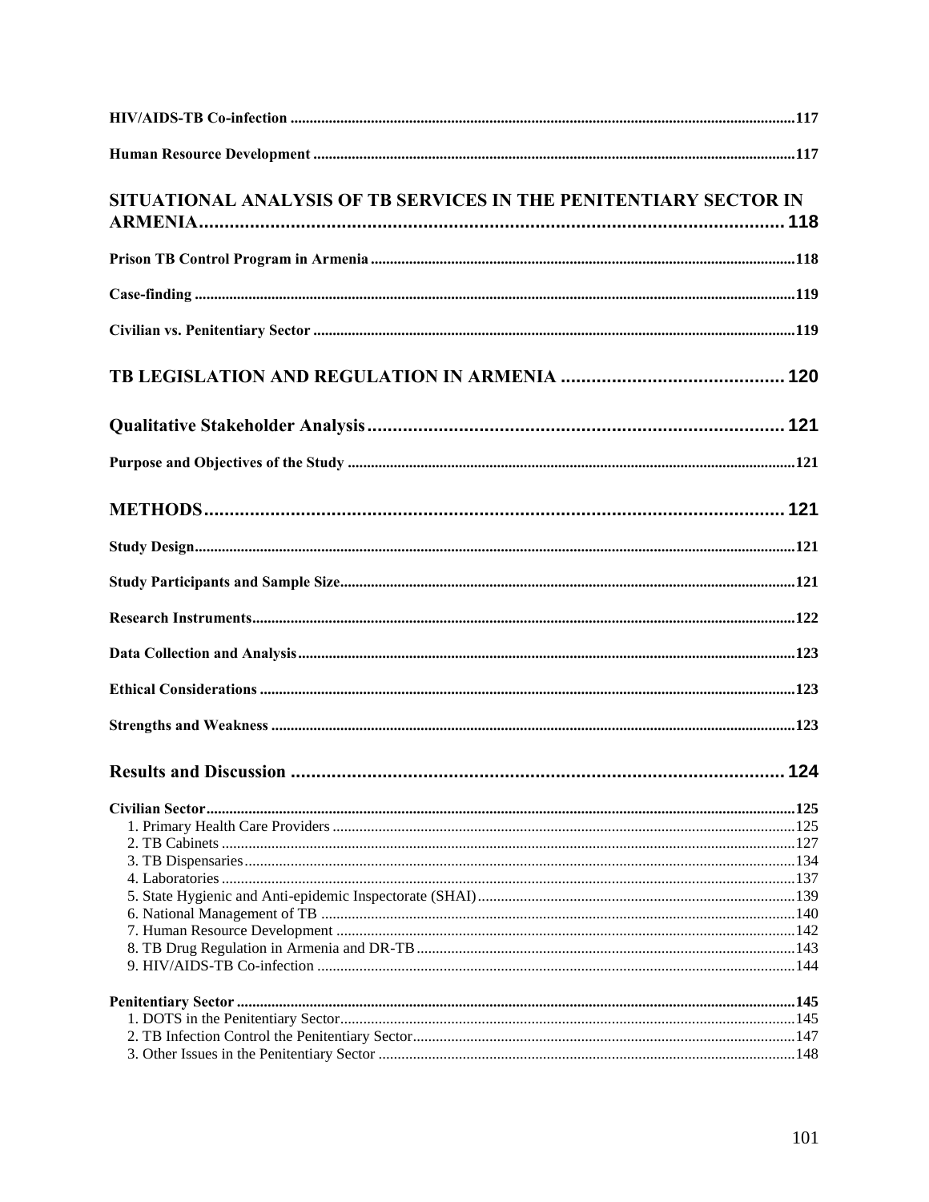HIV/AIDS-TB Co-infection ..........117

Human Resource Development ..........117

SITUATIONAL ANALYSIS OF TB SERVICES IN THE PENITENTIARY SECTOR IN ARMENIA .......... 118

Prison TB Control Program in Armenia ..........118

Case-finding ..........119

Civilian vs. Penitentiary Sector ..........119

TB LEGISLATION AND REGULATION IN ARMENIA .......... 120

Qualitative Stakeholder Analysis .......... 121

Purpose and Objectives of the Study ..........121

METHODS .......... 121

Study Design ..........121

Study Participants and Sample Size ..........121

Research Instruments ..........122

Data Collection and Analysis ..........123

Ethical Considerations ..........123

Strengths and Weakness ..........123

Results and Discussion .......... 124

Civilian Sector ..........125
1. Primary Health Care Providers ..........125
2. TB Cabinets ..........127
3. TB Dispensaries ..........134
4. Laboratories ..........137
5. State Hygienic and Anti-epidemic Inspectorate (SHAI) ..........139
6. National Management of TB ..........140
7. Human Resource Development ..........142
8. TB Drug Regulation in Armenia and DR-TB ..........143
9. HIV/AIDS-TB Co-infection ..........144

Penitentiary Sector ..........145
1. DOTS in the Penitentiary Sector ..........145
2. TB Infection Control the Penitentiary Sector ..........147
3. Other Issues in the Penitentiary Sector ..........148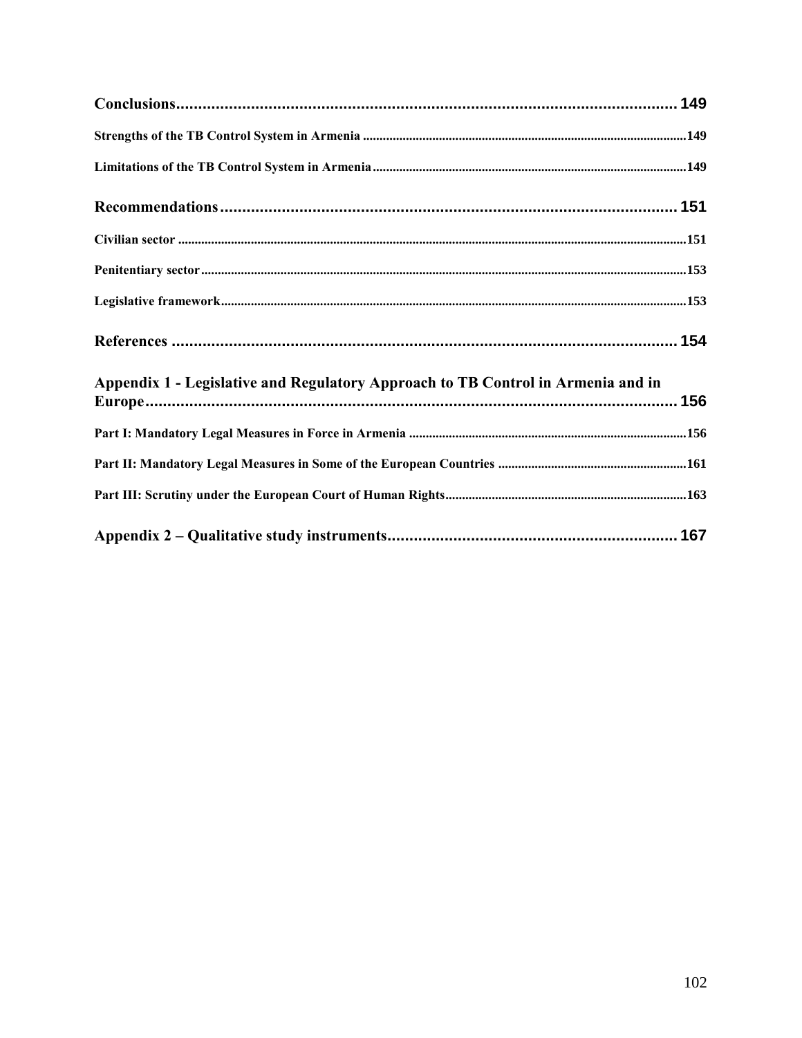Conclusions.................................................................................................................149

Strengths of the TB Control System in Armenia .................................................................................................149

Limitations of the TB Control System in Armenia ..............................................................................................149

Recommendations.......................................................................................................151

Civilian sector ........................................................................................................................................................151

Penitentiary sector..................................................................................................................................................153

Legislative framework............................................................................................................................................153

References ...................................................................................................................154

Appendix 1 - Legislative and Regulatory Approach to TB Control in Armenia and in Europe..........................................................................................................................156

Part I: Mandatory Legal Measures in Force in Armenia ....................................................................................156

Part II: Mandatory Legal Measures in Some of the European Countries .........................................................161

Part III: Scrutiny under the European Court of Human Rights.........................................................................163

Appendix 2 – Qualitative study instruments.................................................................167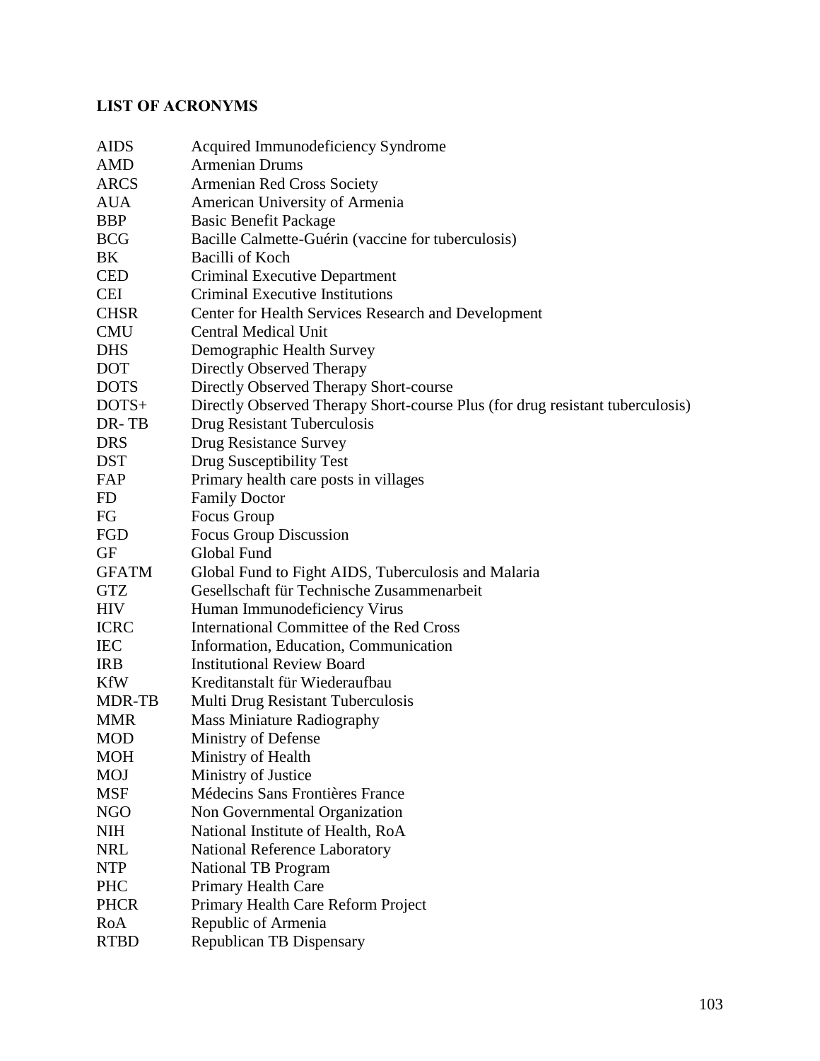## LIST OF ACRONYMS

| | |
|---|---|
| AIDS | Acquired Immunodeficiency Syndrome |
| AMD | Armenian Drums |
| ARCS | Armenian Red Cross Society |
| AUA | American University of Armenia |
| BBP | Basic Benefit Package |
| BCG | Bacille Calmette-Guérin (vaccine for tuberculosis) |
| BK | Bacilli of Koch |
| CED | Criminal Executive Department |
| CEI | Criminal Executive Institutions |
| CHSR | Center for Health Services Research and Development |
| CMU | Central Medical Unit |
| DHS | Demographic Health Survey |
| DOT | Directly Observed Therapy |
| DOTS | Directly Observed Therapy Short-course |
| DOTS+ | Directly Observed Therapy Short-course Plus (for drug resistant tuberculosis) |
| DR- TB | Drug Resistant Tuberculosis |
| DRS | Drug Resistance Survey |
| DST | Drug Susceptibility Test |
| FAP | Primary health care posts in villages |
| FD | Family Doctor |
| FG | Focus Group |
| FGD | Focus Group Discussion |
| GF | Global Fund |
| GFATM | Global Fund to Fight AIDS, Tuberculosis and Malaria |
| GTZ | Gesellschaft für Technische Zusammenarbeit |
| HIV | Human Immunodeficiency Virus |
| ICRC | International Committee of the Red Cross |
| IEC | Information, Education, Communication |
| IRB | Institutional Review Board |
| KfW | Kreditanstalt für Wiederaufbau |
| MDR-TB | Multi Drug Resistant Tuberculosis |
| MMR | Mass Miniature Radiography |
| MOD | Ministry of Defense |
| MOH | Ministry of Health |
| MOJ | Ministry of Justice |
| MSF | Médecins Sans Frontières France |
| NGO | Non Governmental Organization |
| NIH | National Institute of Health, RoA |
| NRL | National Reference Laboratory |
| NTP | National TB Program |
| PHC | Primary Health Care |
| PHCR | Primary Health Care Reform Project |
| RoA | Republic of Armenia |
| RTBD | Republican TB Dispensary |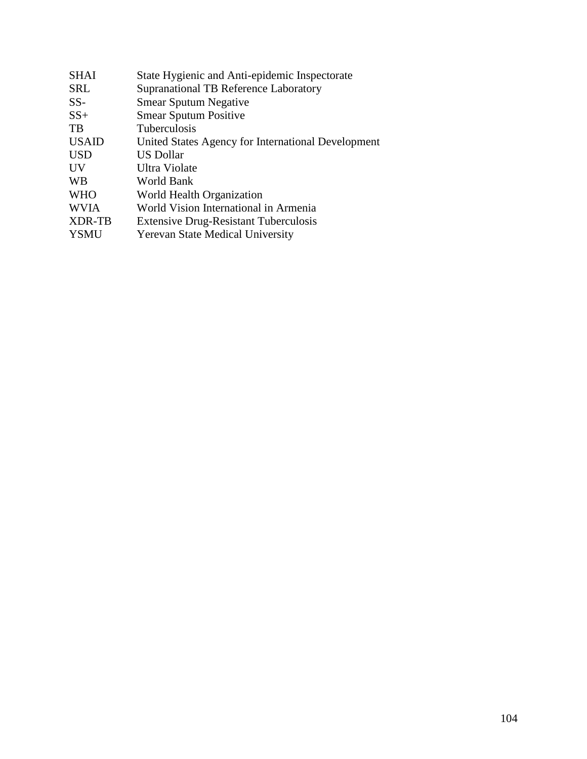| | |
|---|---|
| SHAI | State Hygienic and Anti-epidemic Inspectorate |
| SRL | Supranational TB Reference Laboratory |
| SS- | Smear Sputum Negative |
| SS+ | Smear Sputum Positive |
| TB | Tuberculosis |
| USAID | United States Agency for International Development |
| USD | US Dollar |
| UV | Ultra Violate |
| WB | World Bank |
| WHO | World Health Organization |
| WVIA | World Vision International in Armenia |
| XDR-TB | Extensive Drug-Resistant Tuberculosis |
| YSMU | Yerevan State Medical University |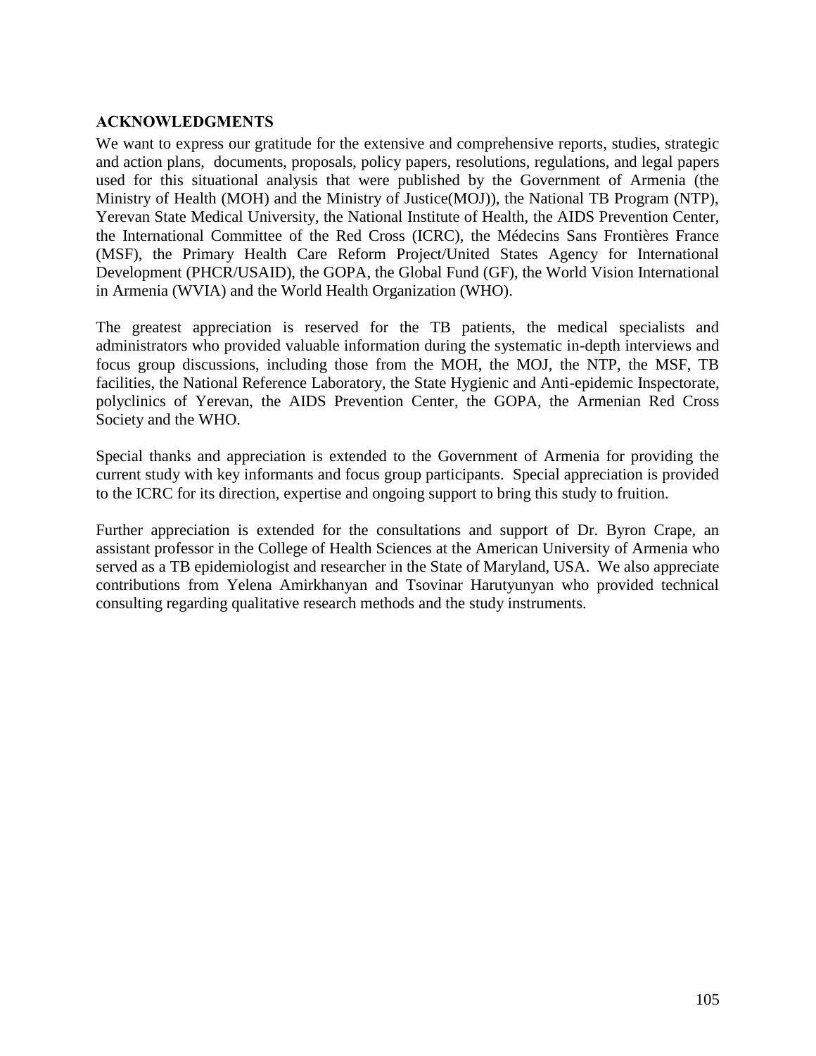## ACKNOWLEDGMENTS

We want to express our gratitude for the extensive and comprehensive reports, studies, strategic and action plans, documents, proposals, policy papers, resolutions, regulations, and legal papers used for this situational analysis that were published by the Government of Armenia (the Ministry of Health (MOH) and the Ministry of Justice(MOJ)), the National TB Program (NTP), Yerevan State Medical University, the National Institute of Health, the AIDS Prevention Center, the International Committee of the Red Cross (ICRC), the Médecins Sans Frontières France (MSF), the Primary Health Care Reform Project/United States Agency for International Development (PHCR/USAID), the GOPA, the Global Fund (GF), the World Vision International in Armenia (WVIA) and the World Health Organization (WHO).

The greatest appreciation is reserved for the TB patients, the medical specialists and administrators who provided valuable information during the systematic in-depth interviews and focus group discussions, including those from the MOH, the MOJ, the NTP, the MSF, TB facilities, the National Reference Laboratory, the State Hygienic and Anti-epidemic Inspectorate, polyclinics of Yerevan, the AIDS Prevention Center, the GOPA, the Armenian Red Cross Society and the WHO.

Special thanks and appreciation is extended to the Government of Armenia for providing the current study with key informants and focus group participants. Special appreciation is provided to the ICRC for its direction, expertise and ongoing support to bring this study to fruition.

Further appreciation is extended for the consultations and support of Dr. Byron Crape, an assistant professor in the College of Health Sciences at the American University of Armenia who served as a TB epidemiologist and researcher in the State of Maryland, USA. We also appreciate contributions from Yelena Amirkhanyan and Tsovinar Harutyunyan who provided technical consulting regarding qualitative research methods and the study instruments.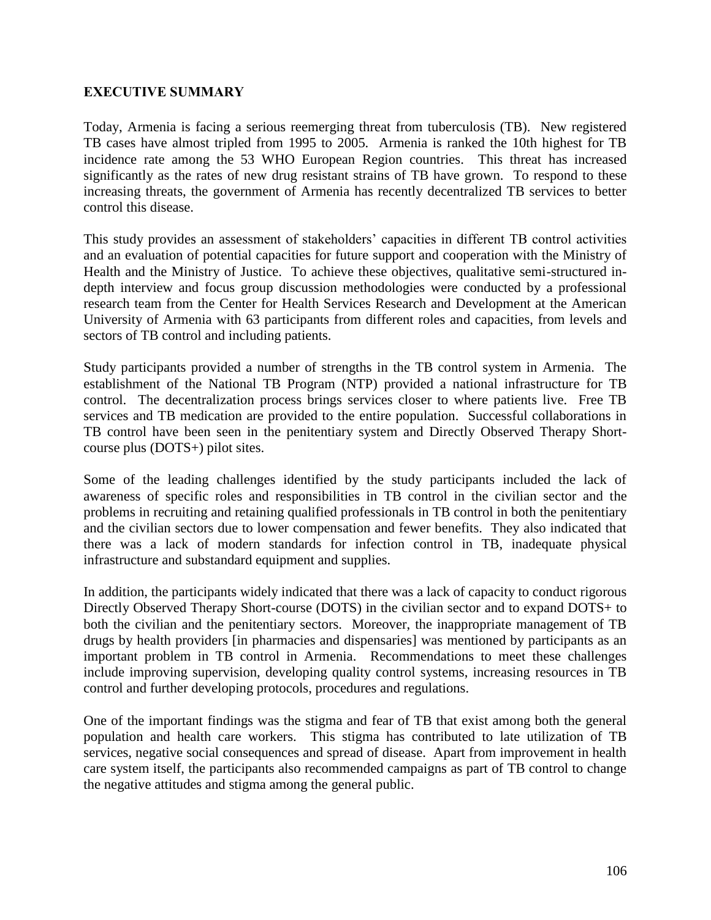## EXECUTIVE SUMMARY

Today, Armenia is facing a serious reemerging threat from tuberculosis (TB). New registered TB cases have almost tripled from 1995 to 2005. Armenia is ranked the 10th highest for TB incidence rate among the 53 WHO European Region countries. This threat has increased significantly as the rates of new drug resistant strains of TB have grown. To respond to these increasing threats, the government of Armenia has recently decentralized TB services to better control this disease.

This study provides an assessment of stakeholders' capacities in different TB control activities and an evaluation of potential capacities for future support and cooperation with the Ministry of Health and the Ministry of Justice. To achieve these objectives, qualitative semi-structured in-depth interview and focus group discussion methodologies were conducted by a professional research team from the Center for Health Services Research and Development at the American University of Armenia with 63 participants from different roles and capacities, from levels and sectors of TB control and including patients.

Study participants provided a number of strengths in the TB control system in Armenia. The establishment of the National TB Program (NTP) provided a national infrastructure for TB control. The decentralization process brings services closer to where patients live. Free TB services and TB medication are provided to the entire population. Successful collaborations in TB control have been seen in the penitentiary system and Directly Observed Therapy Short-course plus (DOTS+) pilot sites.

Some of the leading challenges identified by the study participants included the lack of awareness of specific roles and responsibilities in TB control in the civilian sector and the problems in recruiting and retaining qualified professionals in TB control in both the penitentiary and the civilian sectors due to lower compensation and fewer benefits. They also indicated that there was a lack of modern standards for infection control in TB, inadequate physical infrastructure and substandard equipment and supplies.

In addition, the participants widely indicated that there was a lack of capacity to conduct rigorous Directly Observed Therapy Short-course (DOTS) in the civilian sector and to expand DOTS+ to both the civilian and the penitentiary sectors. Moreover, the inappropriate management of TB drugs by health providers [in pharmacies and dispensaries] was mentioned by participants as an important problem in TB control in Armenia. Recommendations to meet these challenges include improving supervision, developing quality control systems, increasing resources in TB control and further developing protocols, procedures and regulations.

One of the important findings was the stigma and fear of TB that exist among both the general population and health care workers. This stigma has contributed to late utilization of TB services, negative social consequences and spread of disease. Apart from improvement in health care system itself, the participants also recommended campaigns as part of TB control to change the negative attitudes and stigma among the general public.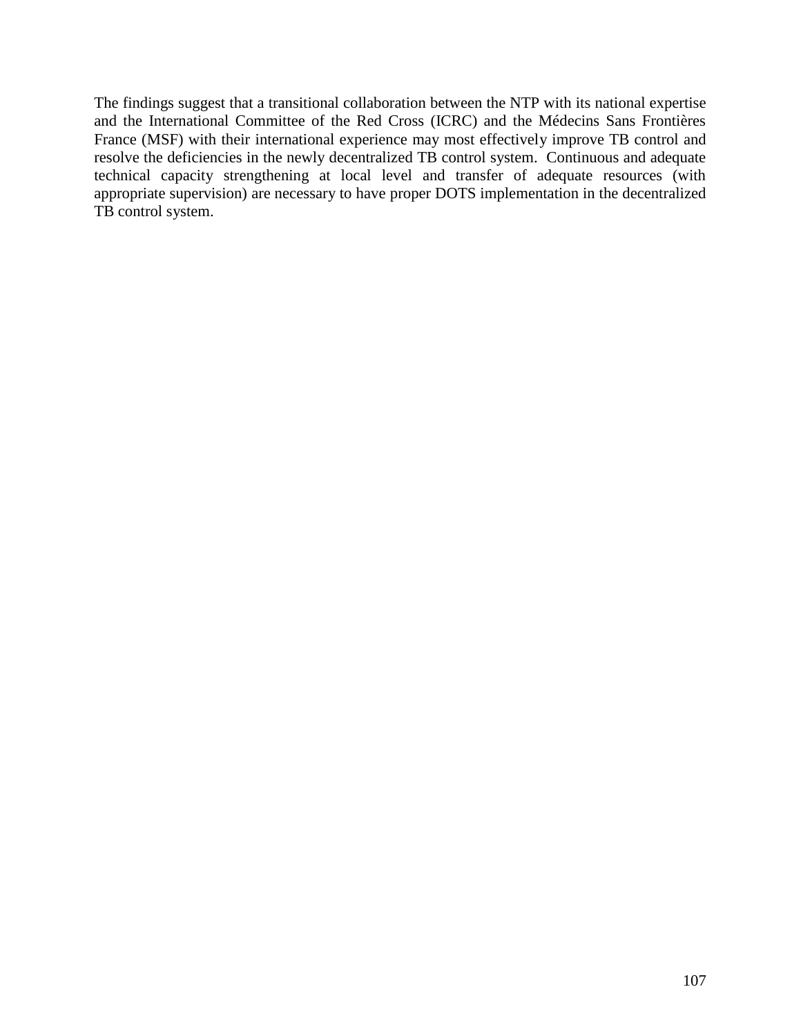The findings suggest that a transitional collaboration between the NTP with its national expertise and the International Committee of the Red Cross (ICRC) and the Médecins Sans Frontières France (MSF) with their international experience may most effectively improve TB control and resolve the deficiencies in the newly decentralized TB control system. Continuous and adequate technical capacity strengthening at local level and transfer of adequate resources (with appropriate supervision) are necessary to have proper DOTS implementation in the decentralized TB control system.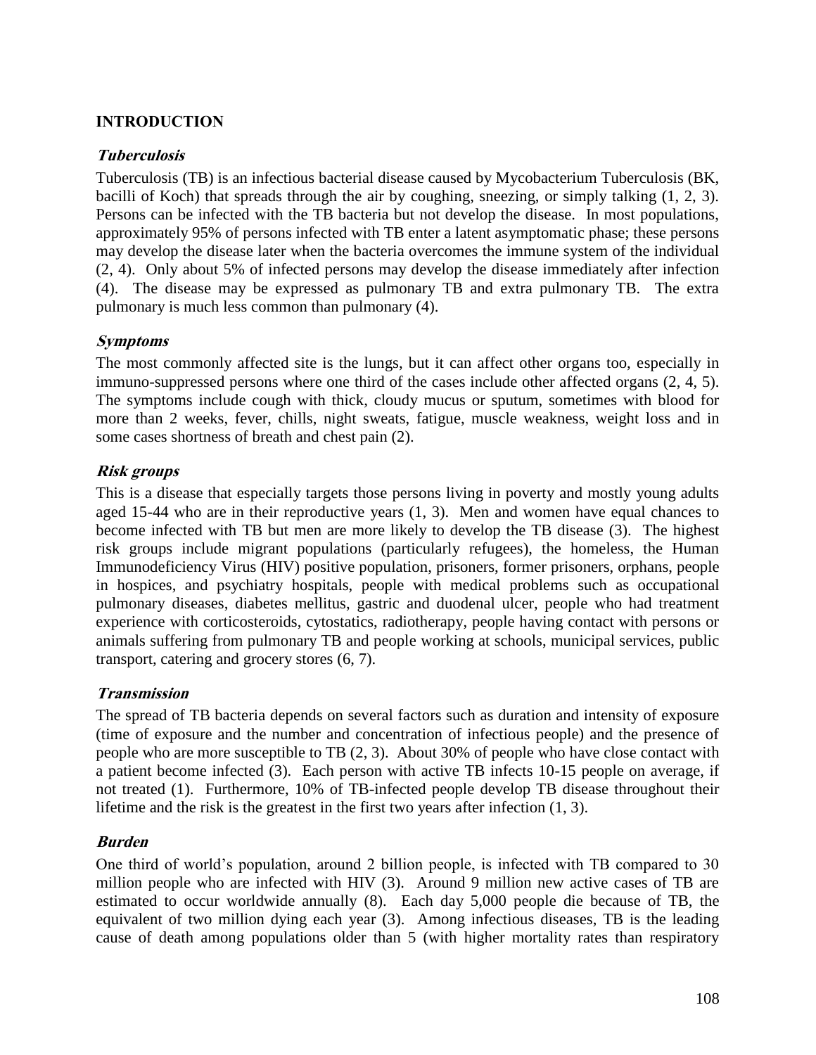## INTRODUCTION

### *Tuberculosis*

Tuberculosis (TB) is an infectious bacterial disease caused by Mycobacterium Tuberculosis (BK, bacilli of Koch) that spreads through the air by coughing, sneezing, or simply talking (1, 2, 3). Persons can be infected with the TB bacteria but not develop the disease. In most populations, approximately 95% of persons infected with TB enter a latent asymptomatic phase; these persons may develop the disease later when the bacteria overcomes the immune system of the individual (2, 4). Only about 5% of infected persons may develop the disease immediately after infection (4). The disease may be expressed as pulmonary TB and extra pulmonary TB. The extra pulmonary is much less common than pulmonary (4).

### *Symptoms*

The most commonly affected site is the lungs, but it can affect other organs too, especially in immuno-suppressed persons where one third of the cases include other affected organs (2, 4, 5). The symptoms include cough with thick, cloudy mucus or sputum, sometimes with blood for more than 2 weeks, fever, chills, night sweats, fatigue, muscle weakness, weight loss and in some cases shortness of breath and chest pain (2).

### *Risk groups*

This is a disease that especially targets those persons living in poverty and mostly young adults aged 15-44 who are in their reproductive years (1, 3). Men and women have equal chances to become infected with TB but men are more likely to develop the TB disease (3). The highest risk groups include migrant populations (particularly refugees), the homeless, the Human Immunodeficiency Virus (HIV) positive population, prisoners, former prisoners, orphans, people in hospices, and psychiatry hospitals, people with medical problems such as occupational pulmonary diseases, diabetes mellitus, gastric and duodenal ulcer, people who had treatment experience with corticosteroids, cytostatics, radiotherapy, people having contact with persons or animals suffering from pulmonary TB and people working at schools, municipal services, public transport, catering and grocery stores (6, 7).

### *Transmission*

The spread of TB bacteria depends on several factors such as duration and intensity of exposure (time of exposure and the number and concentration of infectious people) and the presence of people who are more susceptible to TB (2, 3). About 30% of people who have close contact with a patient become infected (3). Each person with active TB infects 10-15 people on average, if not treated (1). Furthermore, 10% of TB-infected people develop TB disease throughout their lifetime and the risk is the greatest in the first two years after infection (1, 3).

### *Burden*

One third of world's population, around 2 billion people, is infected with TB compared to 30 million people who are infected with HIV (3). Around 9 million new active cases of TB are estimated to occur worldwide annually (8). Each day 5,000 people die because of TB, the equivalent of two million dying each year (3). Among infectious diseases, TB is the leading cause of death among populations older than 5 (with higher mortality rates than respiratory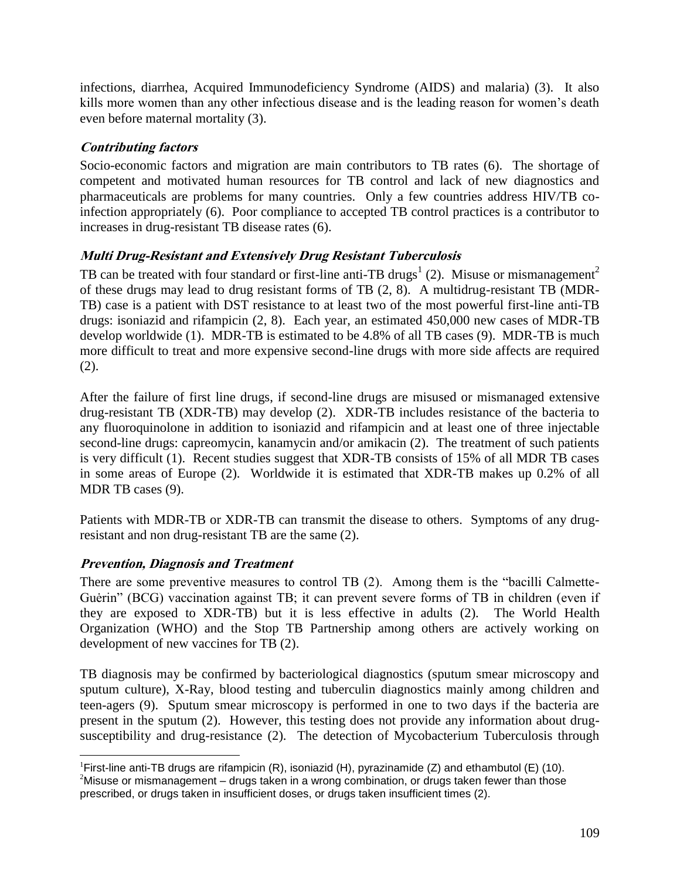infections, diarrhea, Acquired Immunodeficiency Syndrome (AIDS) and malaria) (3). It also kills more women than any other infectious disease and is the leading reason for women's death even before maternal mortality (3).

### *Contributing factors*

Socio-economic factors and migration are main contributors to TB rates (6). The shortage of competent and motivated human resources for TB control and lack of new diagnostics and pharmaceuticals are problems for many countries. Only a few countries address HIV/TB co-infection appropriately (6). Poor compliance to accepted TB control practices is a contributor to increases in drug-resistant TB disease rates (6).

### *Multi Drug-Resistant and Extensively Drug Resistant Tuberculosis*

TB can be treated with four standard or first-line anti-TB drugs[1] (2). Misuse or mismanagement[2] of these drugs may lead to drug resistant forms of TB (2, 8). A multidrug-resistant TB (MDR-TB) case is a patient with DST resistance to at least two of the most powerful first-line anti-TB drugs: isoniazid and rifampicin (2, 8). Each year, an estimated 450,000 new cases of MDR-TB develop worldwide (1). MDR-TB is estimated to be 4.8% of all TB cases (9). MDR-TB is much more difficult to treat and more expensive second-line drugs with more side affects are required (2).

After the failure of first line drugs, if second-line drugs are misused or mismanaged extensive drug-resistant TB (XDR-TB) may develop (2). XDR-TB includes resistance of the bacteria to any fluoroquinolone in addition to isoniazid and rifampicin and at least one of three injectable second-line drugs: capreomycin, kanamycin and/or amikacin (2). The treatment of such patients is very difficult (1). Recent studies suggest that XDR-TB consists of 15% of all MDR TB cases in some areas of Europe (2). Worldwide it is estimated that XDR-TB makes up 0.2% of all MDR TB cases (9).

Patients with MDR-TB or XDR-TB can transmit the disease to others. Symptoms of any drug-resistant and non drug-resistant TB are the same (2).

### *Prevention, Diagnosis and Treatment*

There are some preventive measures to control TB (2). Among them is the "bacilli Calmette-Guėrin" (BCG) vaccination against TB; it can prevent severe forms of TB in children (even if they are exposed to XDR-TB) but it is less effective in adults (2). The World Health Organization (WHO) and the Stop TB Partnership among others are actively working on development of new vaccines for TB (2).

TB diagnosis may be confirmed by bacteriological diagnostics (sputum smear microscopy and sputum culture), X-Ray, blood testing and tuberculin diagnostics mainly among children and teen-agers (9). Sputum smear microscopy is performed in one to two days if the bacteria are present in the sputum (2). However, this testing does not provide any information about drug-susceptibility and drug-resistance (2). The detection of Mycobacterium Tuberculosis through

---

[1] First-line anti-TB drugs are rifampicin (R), isoniazid (H), pyrazinamide (Z) and ethambutol (E) (10).

[2] Misuse or mismanagement – drugs taken in a wrong combination, or drugs taken fewer than those prescribed, or drugs taken in insufficient doses, or drugs taken insufficient times (2).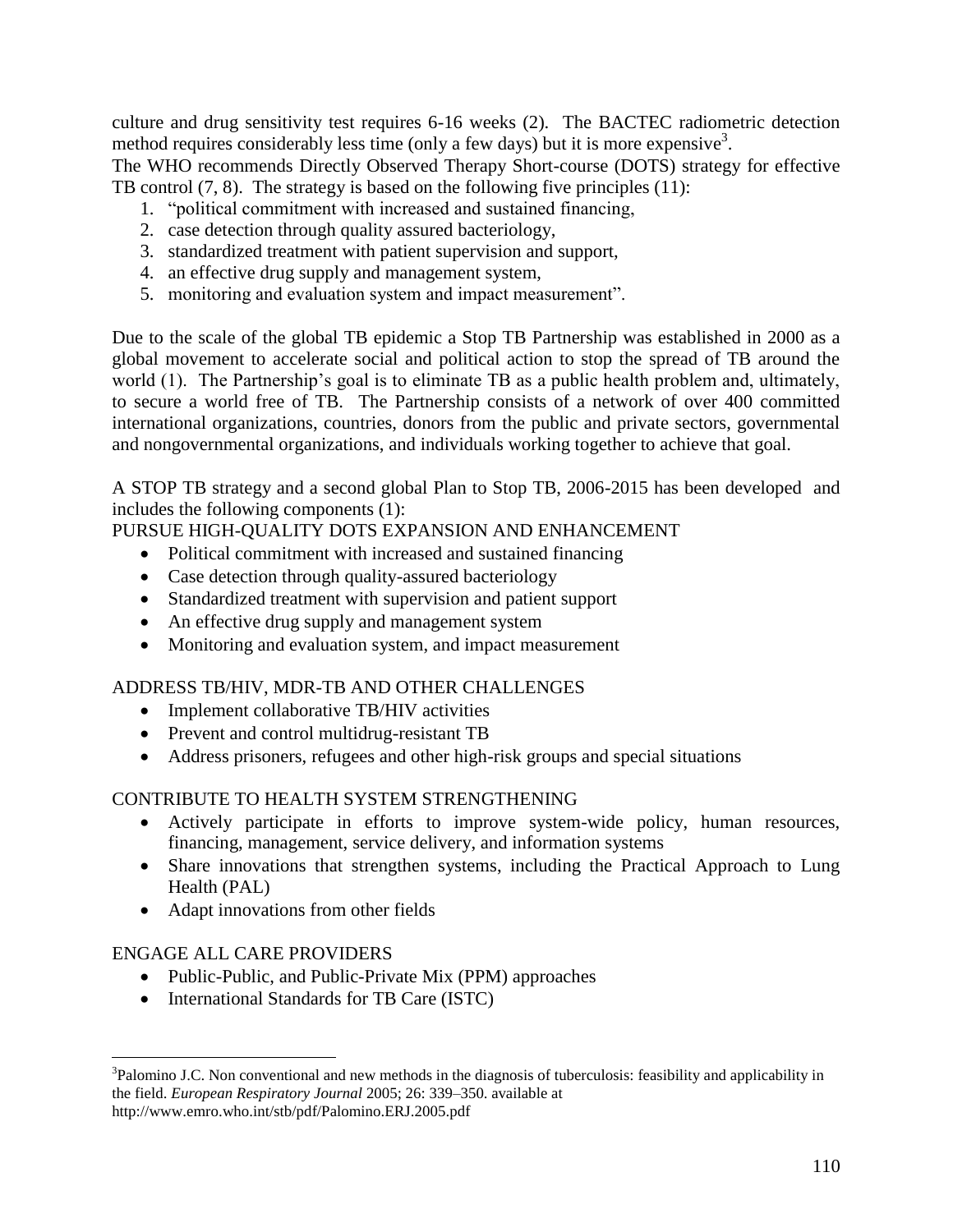culture and drug sensitivity test requires 6-16 weeks (2). The BACTEC radiometric detection method requires considerably less time (only a few days) but it is more expensive[3].

The WHO recommends Directly Observed Therapy Short-course (DOTS) strategy for effective TB control (7, 8). The strategy is based on the following five principles (11):

1. "political commitment with increased and sustained financing,
2. case detection through quality assured bacteriology,
3. standardized treatment with patient supervision and support,
4. an effective drug supply and management system,
5. monitoring and evaluation system and impact measurement".

Due to the scale of the global TB epidemic a Stop TB Partnership was established in 2000 as a global movement to accelerate social and political action to stop the spread of TB around the world (1). The Partnership's goal is to eliminate TB as a public health problem and, ultimately, to secure a world free of TB. The Partnership consists of a network of over 400 committed international organizations, countries, donors from the public and private sectors, governmental and nongovernmental organizations, and individuals working together to achieve that goal.

A STOP TB strategy and a second global Plan to Stop TB, 2006-2015 has been developed and includes the following components (1):

PURSUE HIGH-QUALITY DOTS EXPANSION AND ENHANCEMENT

- Political commitment with increased and sustained financing
- Case detection through quality-assured bacteriology
- Standardized treatment with supervision and patient support
- An effective drug supply and management system
- Monitoring and evaluation system, and impact measurement

ADDRESS TB/HIV, MDR-TB AND OTHER CHALLENGES

- Implement collaborative TB/HIV activities
- Prevent and control multidrug-resistant TB
- Address prisoners, refugees and other high-risk groups and special situations

CONTRIBUTE TO HEALTH SYSTEM STRENGTHENING

- Actively participate in efforts to improve system-wide policy, human resources, financing, management, service delivery, and information systems
- Share innovations that strengthen systems, including the Practical Approach to Lung Health (PAL)
- Adapt innovations from other fields

ENGAGE ALL CARE PROVIDERS

- Public-Public, and Public-Private Mix (PPM) approaches
- International Standards for TB Care (ISTC)

---

[3]Palomino J.C. Non conventional and new methods in the diagnosis of tuberculosis: feasibility and applicability in the field. *European Respiratory Journal* 2005; 26: 339–350. available at http://www.emro.who.int/stb/pdf/Palomino.ERJ.2005.pdf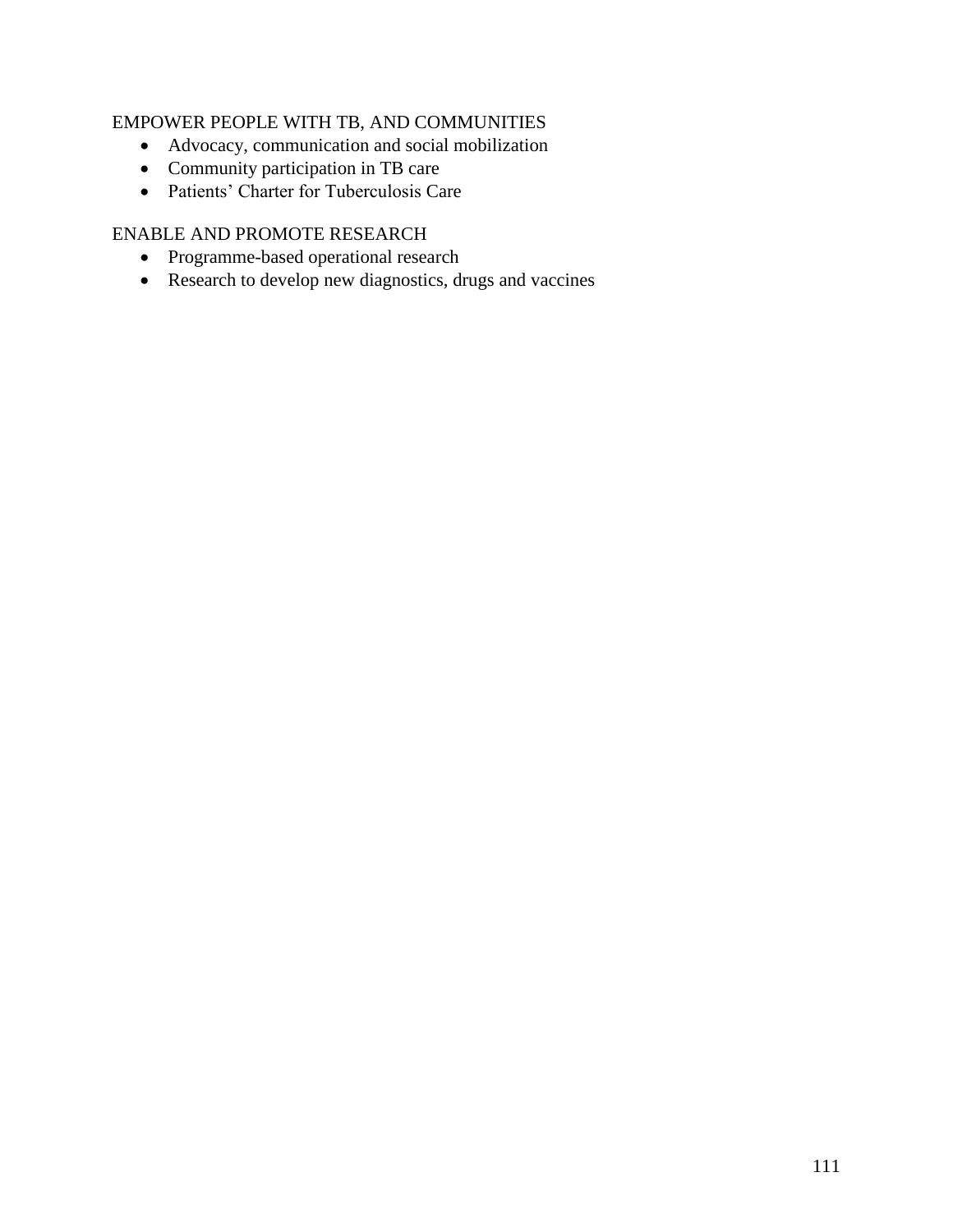EMPOWER PEOPLE WITH TB, AND COMMUNITIES

- Advocacy, communication and social mobilization
- Community participation in TB care
- Patients' Charter for Tuberculosis Care

ENABLE AND PROMOTE RESEARCH

- Programme-based operational research
- Research to develop new diagnostics, drugs and vaccines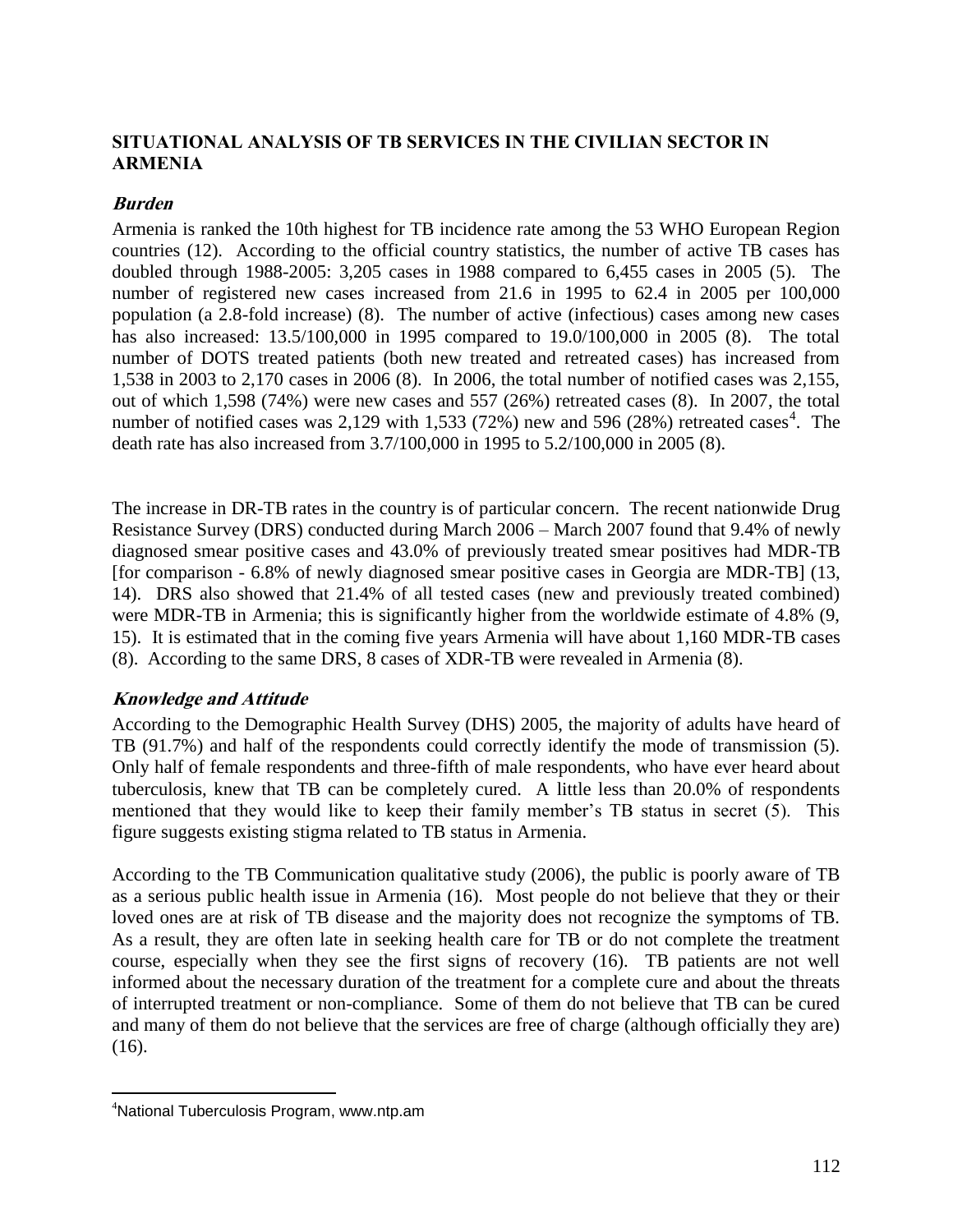## SITUATIONAL ANALYSIS OF TB SERVICES IN THE CIVILIAN SECTOR IN ARMENIA

### *Burden*

Armenia is ranked the 10th highest for TB incidence rate among the 53 WHO European Region countries (12). According to the official country statistics, the number of active TB cases has doubled through 1988-2005: 3,205 cases in 1988 compared to 6,455 cases in 2005 (5). The number of registered new cases increased from 21.6 in 1995 to 62.4 in 2005 per 100,000 population (a 2.8-fold increase) (8). The number of active (infectious) cases among new cases has also increased: 13.5/100,000 in 1995 compared to 19.0/100,000 in 2005 (8). The total number of DOTS treated patients (both new treated and retreated cases) has increased from 1,538 in 2003 to 2,170 cases in 2006 (8). In 2006, the total number of notified cases was 2,155, out of which 1,598 (74%) were new cases and 557 (26%) retreated cases (8). In 2007, the total number of notified cases was 2,129 with 1,533 (72%) new and 596 (28%) retreated cases[4]. The death rate has also increased from 3.7/100,000 in 1995 to 5.2/100,000 in 2005 (8).

The increase in DR-TB rates in the country is of particular concern. The recent nationwide Drug Resistance Survey (DRS) conducted during March 2006 – March 2007 found that 9.4% of newly diagnosed smear positive cases and 43.0% of previously treated smear positives had MDR-TB [for comparison - 6.8% of newly diagnosed smear positive cases in Georgia are MDR-TB] (13, 14). DRS also showed that 21.4% of all tested cases (new and previously treated combined) were MDR-TB in Armenia; this is significantly higher from the worldwide estimate of 4.8% (9, 15). It is estimated that in the coming five years Armenia will have about 1,160 MDR-TB cases (8). According to the same DRS, 8 cases of XDR-TB were revealed in Armenia (8).

### *Knowledge and Attitude*

According to the Demographic Health Survey (DHS) 2005, the majority of adults have heard of TB (91.7%) and half of the respondents could correctly identify the mode of transmission (5). Only half of female respondents and three-fifth of male respondents, who have ever heard about tuberculosis, knew that TB can be completely cured. A little less than 20.0% of respondents mentioned that they would like to keep their family member's TB status in secret (5). This figure suggests existing stigma related to TB status in Armenia.

According to the TB Communication qualitative study (2006), the public is poorly aware of TB as a serious public health issue in Armenia (16). Most people do not believe that they or their loved ones are at risk of TB disease and the majority does not recognize the symptoms of TB. As a result, they are often late in seeking health care for TB or do not complete the treatment course, especially when they see the first signs of recovery (16). TB patients are not well informed about the necessary duration of the treatment for a complete cure and about the threats of interrupted treatment or non-compliance. Some of them do not believe that TB can be cured and many of them do not believe that the services are free of charge (although officially they are) (16).

---

[4] National Tuberculosis Program, www.ntp.am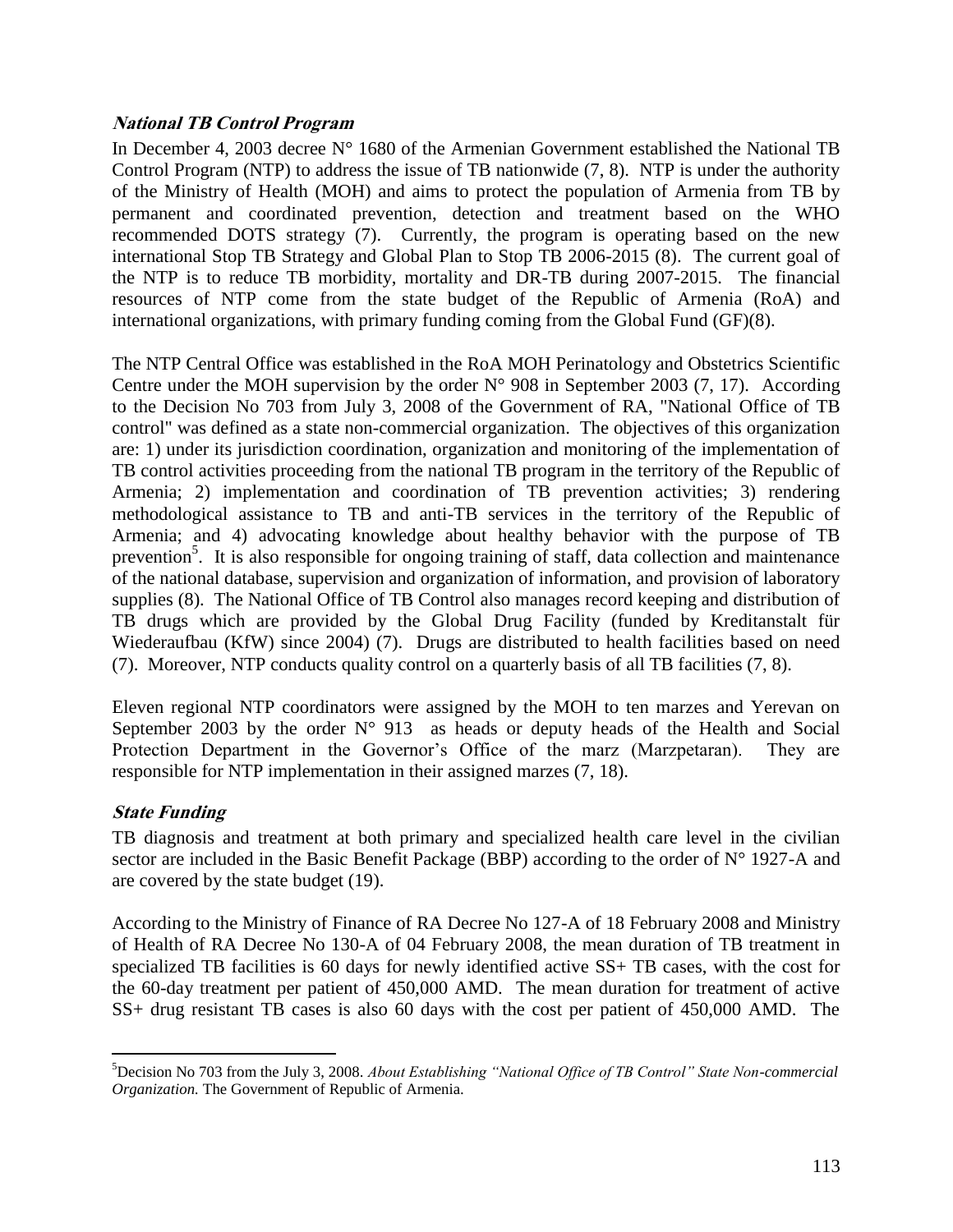### *National TB Control Program*

In December 4, 2003 decree N° 1680 of the Armenian Government established the National TB Control Program (NTP) to address the issue of TB nationwide (7, 8). NTP is under the authority of the Ministry of Health (MOH) and aims to protect the population of Armenia from TB by permanent and coordinated prevention, detection and treatment based on the WHO recommended DOTS strategy (7). Currently, the program is operating based on the new international Stop TB Strategy and Global Plan to Stop TB 2006-2015 (8). The current goal of the NTP is to reduce TB morbidity, mortality and DR-TB during 2007-2015. The financial resources of NTP come from the state budget of the Republic of Armenia (RoA) and international organizations, with primary funding coming from the Global Fund (GF)(8).

The NTP Central Office was established in the RoA MOH Perinatology and Obstetrics Scientific Centre under the MOH supervision by the order N° 908 in September 2003 (7, 17). According to the Decision No 703 from July 3, 2008 of the Government of RA, "National Office of TB control" was defined as a state non-commercial organization. The objectives of this organization are: 1) under its jurisdiction coordination, organization and monitoring of the implementation of TB control activities proceeding from the national TB program in the territory of the Republic of Armenia; 2) implementation and coordination of TB prevention activities; 3) rendering methodological assistance to TB and anti-TB services in the territory of the Republic of Armenia; and 4) advocating knowledge about healthy behavior with the purpose of TB prevention[5]. It is also responsible for ongoing training of staff, data collection and maintenance of the national database, supervision and organization of information, and provision of laboratory supplies (8). The National Office of TB Control also manages record keeping and distribution of TB drugs which are provided by the Global Drug Facility (funded by Kreditanstalt für Wiederaufbau (KfW) since 2004) (7). Drugs are distributed to health facilities based on need (7). Moreover, NTP conducts quality control on a quarterly basis of all TB facilities (7, 8).

Eleven regional NTP coordinators were assigned by the MOH to ten marzes and Yerevan on September 2003 by the order N° 913 as heads or deputy heads of the Health and Social Protection Department in the Governor's Office of the marz (Marzpetaran). They are responsible for NTP implementation in their assigned marzes (7, 18).

### *State Funding*

TB diagnosis and treatment at both primary and specialized health care level in the civilian sector are included in the Basic Benefit Package (BBP) according to the order of N° 1927-A and are covered by the state budget (19).

According to the Ministry of Finance of RA Decree No 127-A of 18 February 2008 and Ministry of Health of RA Decree No 130-A of 04 February 2008, the mean duration of TB treatment in specialized TB facilities is 60 days for newly identified active SS+ TB cases, with the cost for the 60-day treatment per patient of 450,000 AMD. The mean duration for treatment of active SS+ drug resistant TB cases is also 60 days with the cost per patient of 450,000 AMD. The

[5] Decision No 703 from the July 3, 2008. *About Establishing "National Office of TB Control" State Non-commercial Organization.* The Government of Republic of Armenia.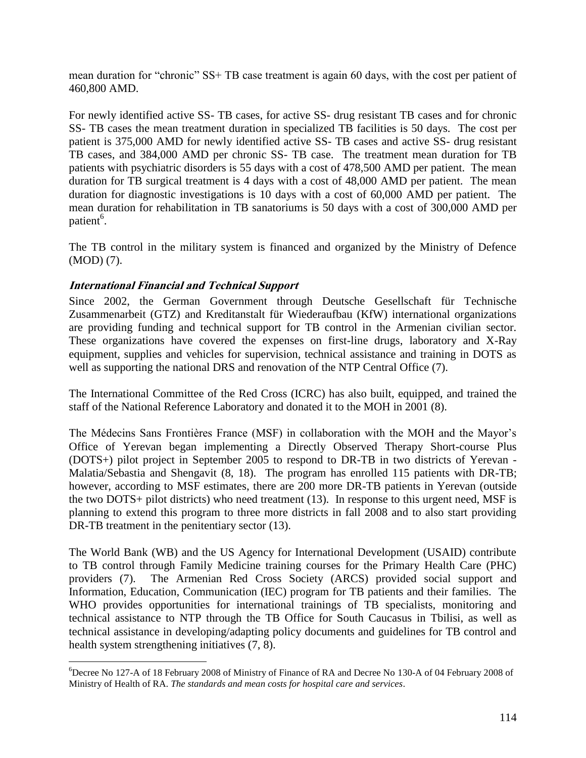mean duration for "chronic" SS+ TB case treatment is again 60 days, with the cost per patient of 460,800 AMD.

For newly identified active SS- TB cases, for active SS- drug resistant TB cases and for chronic SS- TB cases the mean treatment duration in specialized TB facilities is 50 days. The cost per patient is 375,000 AMD for newly identified active SS- TB cases and active SS- drug resistant TB cases, and 384,000 AMD per chronic SS- TB case. The treatment mean duration for TB patients with psychiatric disorders is 55 days with a cost of 478,500 AMD per patient. The mean duration for TB surgical treatment is 4 days with a cost of 48,000 AMD per patient. The mean duration for diagnostic investigations is 10 days with a cost of 60,000 AMD per patient. The mean duration for rehabilitation in TB sanatoriums is 50 days with a cost of 300,000 AMD per patient[6].

The TB control in the military system is financed and organized by the Ministry of Defence (MOD) (7).

***International Financial and Technical Support***

Since 2002, the German Government through Deutsche Gesellschaft für Technische Zusammenarbeit (GTZ) and Kreditanstalt für Wiederaufbau (KfW) international organizations are providing funding and technical support for TB control in the Armenian civilian sector. These organizations have covered the expenses on first-line drugs, laboratory and X-Ray equipment, supplies and vehicles for supervision, technical assistance and training in DOTS as well as supporting the national DRS and renovation of the NTP Central Office (7).

The International Committee of the Red Cross (ICRC) has also built, equipped, and trained the staff of the National Reference Laboratory and donated it to the MOH in 2001 (8).

The Médecins Sans Frontières France (MSF) in collaboration with the MOH and the Mayor's Office of Yerevan began implementing a Directly Observed Therapy Short-course Plus (DOTS+) pilot project in September 2005 to respond to DR-TB in two districts of Yerevan - Malatia/Sebastia and Shengavit (8, 18). The program has enrolled 115 patients with DR-TB; however, according to MSF estimates, there are 200 more DR-TB patients in Yerevan (outside the two DOTS+ pilot districts) who need treatment (13). In response to this urgent need, MSF is planning to extend this program to three more districts in fall 2008 and to also start providing DR-TB treatment in the penitentiary sector (13).

The World Bank (WB) and the US Agency for International Development (USAID) contribute to TB control through Family Medicine training courses for the Primary Health Care (PHC) providers (7). The Armenian Red Cross Society (ARCS) provided social support and Information, Education, Communication (IEC) program for TB patients and their families. The WHO provides opportunities for international trainings of TB specialists, monitoring and technical assistance to NTP through the TB Office for South Caucasus in Tbilisi, as well as technical assistance in developing/adapting policy documents and guidelines for TB control and health system strengthening initiatives (7, 8).

---

[6] Decree No 127-A of 18 February 2008 of Ministry of Finance of RA and Decree No 130-A of 04 February 2008 of Ministry of Health of RA. *The standards and mean costs for hospital care and services*.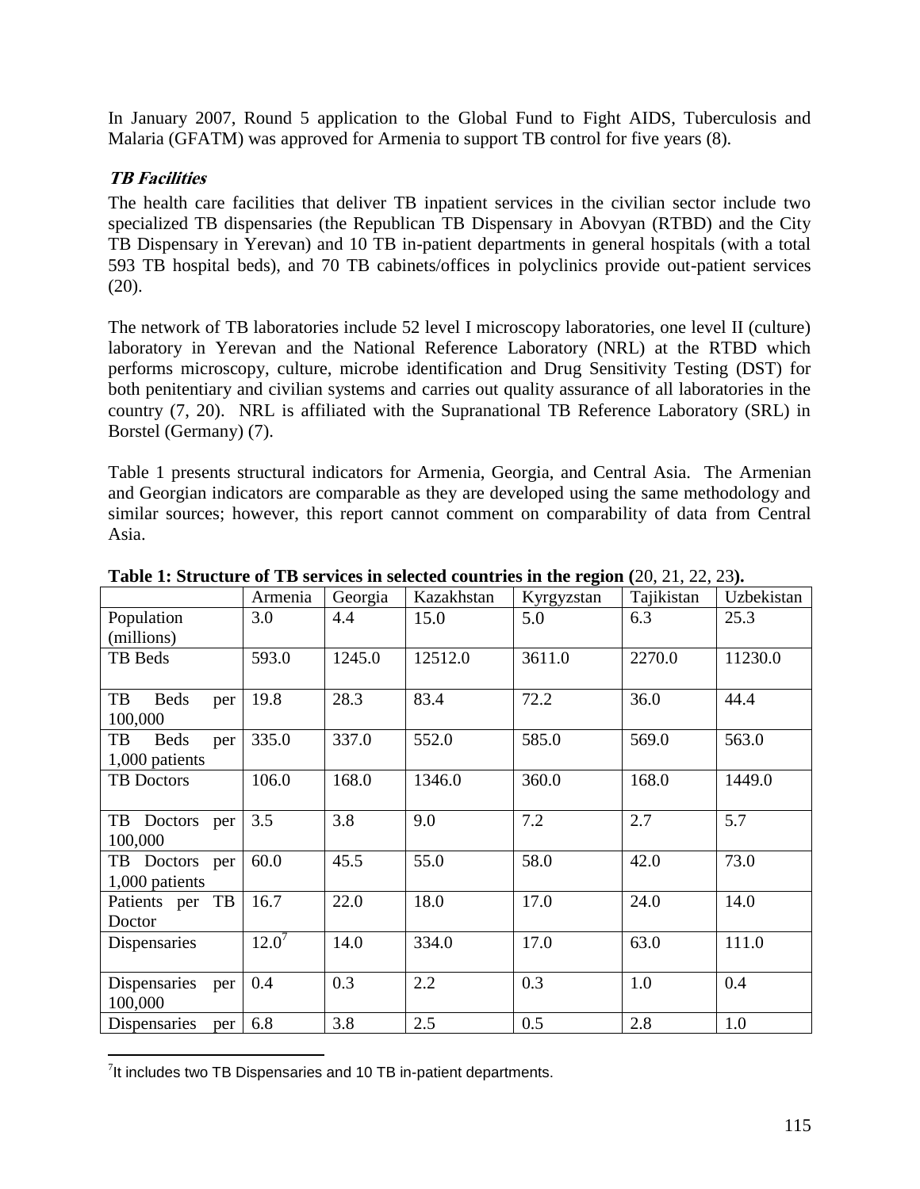In January 2007, Round 5 application to the Global Fund to Fight AIDS, Tuberculosis and Malaria (GFATM) was approved for Armenia to support TB control for five years (8).

### *TB Facilities*

The health care facilities that deliver TB inpatient services in the civilian sector include two specialized TB dispensaries (the Republican TB Dispensary in Abovyan (RTBD) and the City TB Dispensary in Yerevan) and 10 TB in-patient departments in general hospitals (with a total 593 TB hospital beds), and 70 TB cabinets/offices in polyclinics provide out-patient services (20).

The network of TB laboratories include 52 level I microscopy laboratories, one level II (culture) laboratory in Yerevan and the National Reference Laboratory (NRL) at the RTBD which performs microscopy, culture, microbe identification and Drug Sensitivity Testing (DST) for both penitentiary and civilian systems and carries out quality assurance of all laboratories in the country (7, 20). NRL is affiliated with the Supranational TB Reference Laboratory (SRL) in Borstel (Germany) (7).

Table 1 presents structural indicators for Armenia, Georgia, and Central Asia. The Armenian and Georgian indicators are comparable as they are developed using the same methodology and similar sources; however, this report cannot comment on comparability of data from Central Asia.

**Table 1: Structure of TB services in selected countries in the region (**20, 21, 22, 23**).**

| | Armenia | Georgia | Kazakhstan | Kyrgyzstan | Tajikistan | Uzbekistan |
|---|---|---|---|---|---|---|
| Population (millions) | 3.0 | 4.4 | 15.0 | 5.0 | 6.3 | 25.3 |
| TB Beds | 593.0 | 1245.0 | 12512.0 | 3611.0 | 2270.0 | 11230.0 |
| TB Beds per 100,000 | 19.8 | 28.3 | 83.4 | 72.2 | 36.0 | 44.4 |
| TB Beds per 1,000 patients | 335.0 | 337.0 | 552.0 | 585.0 | 569.0 | 563.0 |
| TB Doctors | 106.0 | 168.0 | 1346.0 | 360.0 | 168.0 | 1449.0 |
| TB Doctors per 100,000 | 3.5 | 3.8 | 9.0 | 7.2 | 2.7 | 5.7 |
| TB Doctors per 1,000 patients | 60.0 | 45.5 | 55.0 | 58.0 | 42.0 | 73.0 |
| Patients per TB Doctor | 16.7 | 22.0 | 18.0 | 17.0 | 24.0 | 14.0 |
| Dispensaries | 12.0[7] | 14.0 | 334.0 | 17.0 | 63.0 | 111.0 |
| Dispensaries per 100,000 | 0.4 | 0.3 | 2.2 | 0.3 | 1.0 | 0.4 |
| Dispensaries per | 6.8 | 3.8 | 2.5 | 0.5 | 2.8 | 1.0 |

[7] It includes two TB Dispensaries and 10 TB in-patient departments.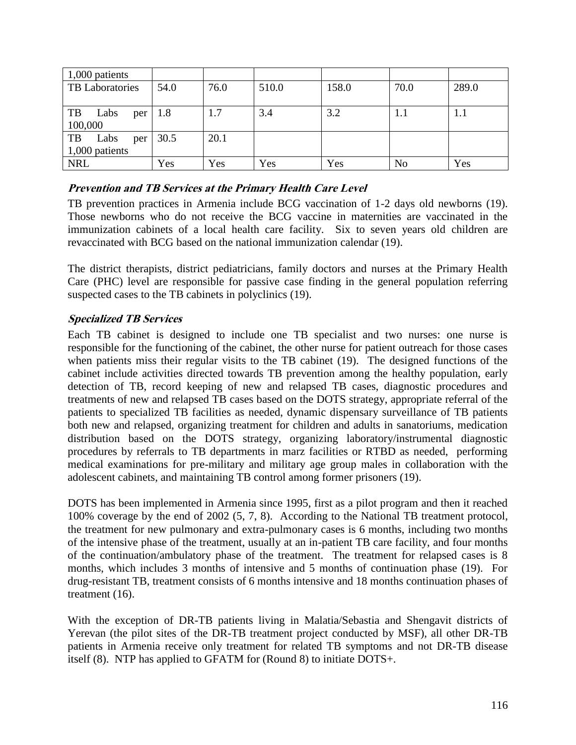| 1,000 patients | | | | | | |
|---|---|---|---|---|---|---|
| TB Laboratories | 54.0 | 76.0 | 510.0 | 158.0 | 70.0 | 289.0 |
| TB Labs per 100,000 | 1.8 | 1.7 | 3.4 | 3.2 | 1.1 | 1.1 |
| TB Labs per 1,000 patients | 30.5 | 20.1 | | | | |
| NRL | Yes | Yes | Yes | Yes | No | Yes |

### *Prevention and TB Services at the Primary Health Care Level*

TB prevention practices in Armenia include BCG vaccination of 1-2 days old newborns (19). Those newborns who do not receive the BCG vaccine in maternities are vaccinated in the immunization cabinets of a local health care facility. Six to seven years old children are revaccinated with BCG based on the national immunization calendar (19).

The district therapists, district pediatricians, family doctors and nurses at the Primary Health Care (PHC) level are responsible for passive case finding in the general population referring suspected cases to the TB cabinets in polyclinics (19).

### *Specialized TB Services*

Each TB cabinet is designed to include one TB specialist and two nurses: one nurse is responsible for the functioning of the cabinet, the other nurse for patient outreach for those cases when patients miss their regular visits to the TB cabinet (19). The designed functions of the cabinet include activities directed towards TB prevention among the healthy population, early detection of TB, record keeping of new and relapsed TB cases, diagnostic procedures and treatments of new and relapsed TB cases based on the DOTS strategy, appropriate referral of the patients to specialized TB facilities as needed, dynamic dispensary surveillance of TB patients both new and relapsed, organizing treatment for children and adults in sanatoriums, medication distribution based on the DOTS strategy, organizing laboratory/instrumental diagnostic procedures by referrals to TB departments in marz facilities or RTBD as needed, performing medical examinations for pre-military and military age group males in collaboration with the adolescent cabinets, and maintaining TB control among former prisoners (19).

DOTS has been implemented in Armenia since 1995, first as a pilot program and then it reached 100% coverage by the end of 2002 (5, 7, 8). According to the National TB treatment protocol, the treatment for new pulmonary and extra-pulmonary cases is 6 months, including two months of the intensive phase of the treatment, usually at an in-patient TB care facility, and four months of the continuation/ambulatory phase of the treatment. The treatment for relapsed cases is 8 months, which includes 3 months of intensive and 5 months of continuation phase (19). For drug-resistant TB, treatment consists of 6 months intensive and 18 months continuation phases of treatment (16).

With the exception of DR-TB patients living in Malatia/Sebastia and Shengavit districts of Yerevan (the pilot sites of the DR-TB treatment project conducted by MSF), all other DR-TB patients in Armenia receive only treatment for related TB symptoms and not DR-TB disease itself (8). NTP has applied to GFATM for (Round 8) to initiate DOTS+.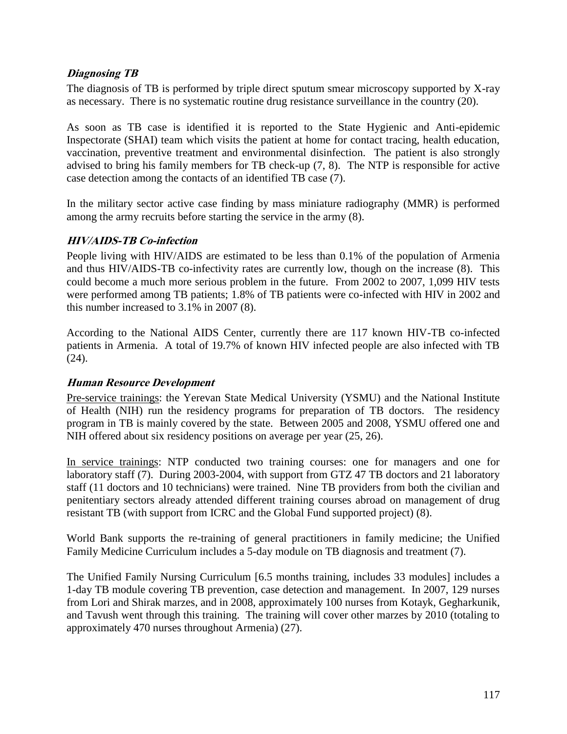### *Diagnosing TB*

The diagnosis of TB is performed by triple direct sputum smear microscopy supported by X-ray as necessary. There is no systematic routine drug resistance surveillance in the country (20).

As soon as TB case is identified it is reported to the State Hygienic and Anti-epidemic Inspectorate (SHAI) team which visits the patient at home for contact tracing, health education, vaccination, preventive treatment and environmental disinfection. The patient is also strongly advised to bring his family members for TB check-up (7, 8). The NTP is responsible for active case detection among the contacts of an identified TB case (7).

In the military sector active case finding by mass miniature radiography (MMR) is performed among the army recruits before starting the service in the army (8).

### *HIV/AIDS-TB Co-infection*

People living with HIV/AIDS are estimated to be less than 0.1% of the population of Armenia and thus HIV/AIDS-TB co-infectivity rates are currently low, though on the increase (8). This could become a much more serious problem in the future. From 2002 to 2007, 1,099 HIV tests were performed among TB patients; 1.8% of TB patients were co-infected with HIV in 2002 and this number increased to 3.1% in 2007 (8).

According to the National AIDS Center, currently there are 117 known HIV-TB co-infected patients in Armenia. A total of 19.7% of known HIV infected people are also infected with TB (24).

### *Human Resource Development*

Pre-service trainings: the Yerevan State Medical University (YSMU) and the National Institute of Health (NIH) run the residency programs for preparation of TB doctors. The residency program in TB is mainly covered by the state. Between 2005 and 2008, YSMU offered one and NIH offered about six residency positions on average per year (25, 26).

In service trainings: NTP conducted two training courses: one for managers and one for laboratory staff (7). During 2003-2004, with support from GTZ 47 TB doctors and 21 laboratory staff (11 doctors and 10 technicians) were trained. Nine TB providers from both the civilian and penitentiary sectors already attended different training courses abroad on management of drug resistant TB (with support from ICRC and the Global Fund supported project) (8).

World Bank supports the re-training of general practitioners in family medicine; the Unified Family Medicine Curriculum includes a 5-day module on TB diagnosis and treatment (7).

The Unified Family Nursing Curriculum [6.5 months training, includes 33 modules] includes a 1-day TB module covering TB prevention, case detection and management. In 2007, 129 nurses from Lori and Shirak marzes, and in 2008, approximately 100 nurses from Kotayk, Gegharkunik, and Tavush went through this training. The training will cover other marzes by 2010 (totaling to approximately 470 nurses throughout Armenia) (27).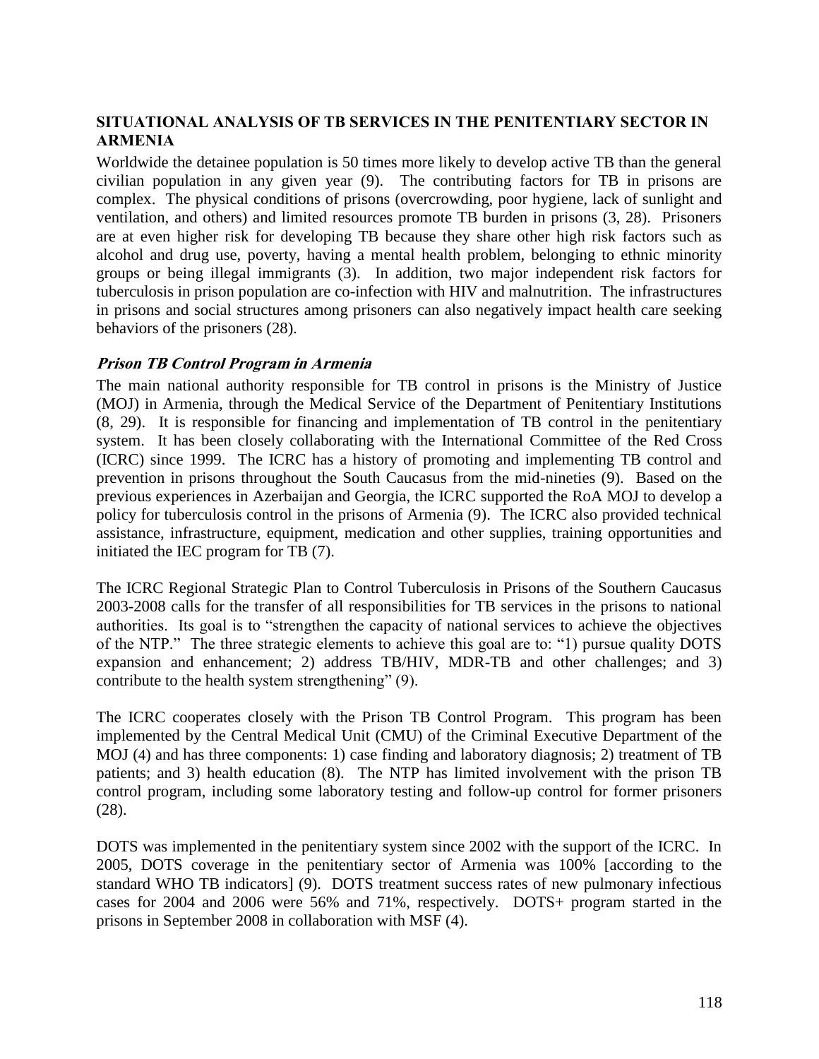## SITUATIONAL ANALYSIS OF TB SERVICES IN THE PENITENTIARY SECTOR IN ARMENIA

Worldwide the detainee population is 50 times more likely to develop active TB than the general civilian population in any given year (9). The contributing factors for TB in prisons are complex. The physical conditions of prisons (overcrowding, poor hygiene, lack of sunlight and ventilation, and others) and limited resources promote TB burden in prisons (3, 28). Prisoners are at even higher risk for developing TB because they share other high risk factors such as alcohol and drug use, poverty, having a mental health problem, belonging to ethnic minority groups or being illegal immigrants (3). In addition, two major independent risk factors for tuberculosis in prison population are co-infection with HIV and malnutrition. The infrastructures in prisons and social structures among prisoners can also negatively impact health care seeking behaviors of the prisoners (28).

### *Prison TB Control Program in Armenia*

The main national authority responsible for TB control in prisons is the Ministry of Justice (MOJ) in Armenia, through the Medical Service of the Department of Penitentiary Institutions (8, 29). It is responsible for financing and implementation of TB control in the penitentiary system. It has been closely collaborating with the International Committee of the Red Cross (ICRC) since 1999. The ICRC has a history of promoting and implementing TB control and prevention in prisons throughout the South Caucasus from the mid-nineties (9). Based on the previous experiences in Azerbaijan and Georgia, the ICRC supported the RoA MOJ to develop a policy for tuberculosis control in the prisons of Armenia (9). The ICRC also provided technical assistance, infrastructure, equipment, medication and other supplies, training opportunities and initiated the IEC program for TB (7).

The ICRC Regional Strategic Plan to Control Tuberculosis in Prisons of the Southern Caucasus 2003-2008 calls for the transfer of all responsibilities for TB services in the prisons to national authorities. Its goal is to "strengthen the capacity of national services to achieve the objectives of the NTP." The three strategic elements to achieve this goal are to: "1) pursue quality DOTS expansion and enhancement; 2) address TB/HIV, MDR-TB and other challenges; and 3) contribute to the health system strengthening" (9).

The ICRC cooperates closely with the Prison TB Control Program. This program has been implemented by the Central Medical Unit (CMU) of the Criminal Executive Department of the MOJ (4) and has three components: 1) case finding and laboratory diagnosis; 2) treatment of TB patients; and 3) health education (8). The NTP has limited involvement with the prison TB control program, including some laboratory testing and follow-up control for former prisoners (28).

DOTS was implemented in the penitentiary system since 2002 with the support of the ICRC. In 2005, DOTS coverage in the penitentiary sector of Armenia was 100% [according to the standard WHO TB indicators] (9). DOTS treatment success rates of new pulmonary infectious cases for 2004 and 2006 were 56% and 71%, respectively. DOTS+ program started in the prisons in September 2008 in collaboration with MSF (4).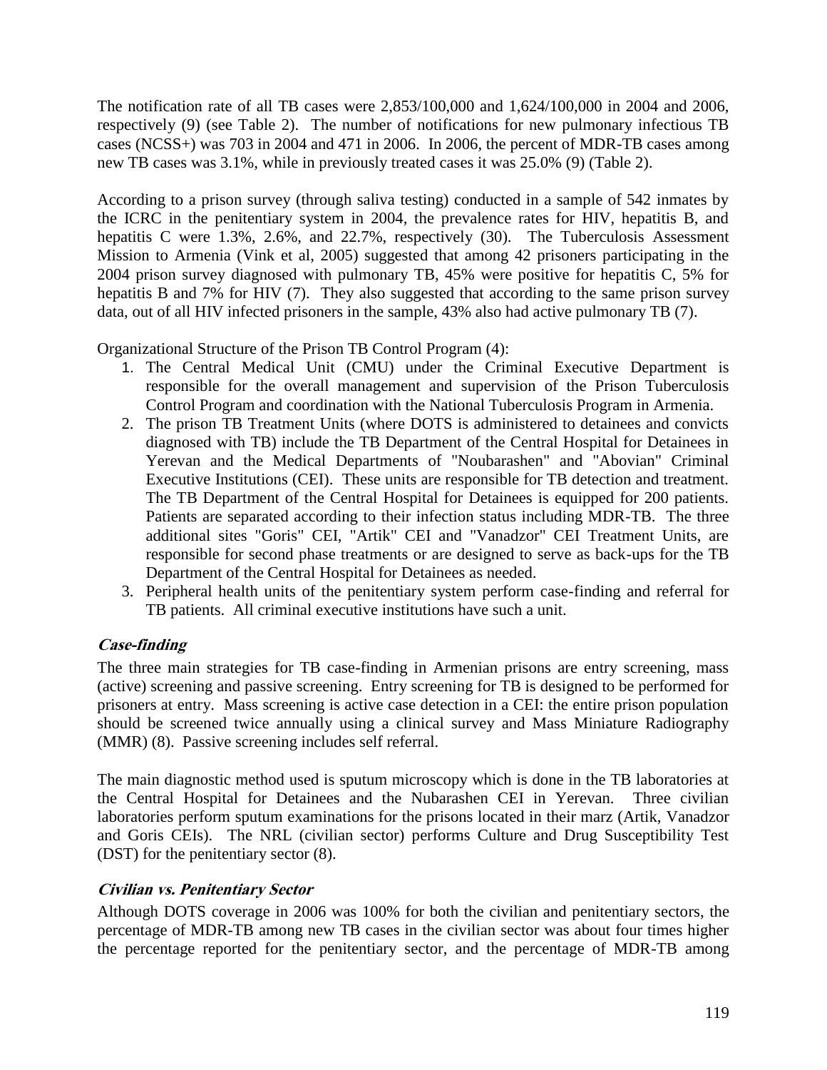The notification rate of all TB cases were 2,853/100,000 and 1,624/100,000 in 2004 and 2006, respectively (9) (see Table 2). The number of notifications for new pulmonary infectious TB cases (NCSS+) was 703 in 2004 and 471 in 2006. In 2006, the percent of MDR-TB cases among new TB cases was 3.1%, while in previously treated cases it was 25.0% (9) (Table 2).

According to a prison survey (through saliva testing) conducted in a sample of 542 inmates by the ICRC in the penitentiary system in 2004, the prevalence rates for HIV, hepatitis B, and hepatitis C were 1.3%, 2.6%, and 22.7%, respectively (30). The Tuberculosis Assessment Mission to Armenia (Vink et al, 2005) suggested that among 42 prisoners participating in the 2004 prison survey diagnosed with pulmonary TB, 45% were positive for hepatitis C, 5% for hepatitis B and 7% for HIV (7). They also suggested that according to the same prison survey data, out of all HIV infected prisoners in the sample, 43% also had active pulmonary TB (7).

Organizational Structure of the Prison TB Control Program (4):

1. The Central Medical Unit (CMU) under the Criminal Executive Department is responsible for the overall management and supervision of the Prison Tuberculosis Control Program and coordination with the National Tuberculosis Program in Armenia.
2. The prison TB Treatment Units (where DOTS is administered to detainees and convicts diagnosed with TB) include the TB Department of the Central Hospital for Detainees in Yerevan and the Medical Departments of "Noubarashen" and "Abovian" Criminal Executive Institutions (CEI). These units are responsible for TB detection and treatment. The TB Department of the Central Hospital for Detainees is equipped for 200 patients. Patients are separated according to their infection status including MDR-TB. The three additional sites "Goris" CEI, "Artik" CEI and "Vanadzor" CEI Treatment Units, are responsible for second phase treatments or are designed to serve as back-ups for the TB Department of the Central Hospital for Detainees as needed.
3. Peripheral health units of the penitentiary system perform case-finding and referral for TB patients. All criminal executive institutions have such a unit.

### *Case-finding*

The three main strategies for TB case-finding in Armenian prisons are entry screening, mass (active) screening and passive screening. Entry screening for TB is designed to be performed for prisoners at entry. Mass screening is active case detection in a CEI: the entire prison population should be screened twice annually using a clinical survey and Mass Miniature Radiography (MMR) (8). Passive screening includes self referral.

The main diagnostic method used is sputum microscopy which is done in the TB laboratories at the Central Hospital for Detainees and the Nubarashen CEI in Yerevan. Three civilian laboratories perform sputum examinations for the prisons located in their marz (Artik, Vanadzor and Goris CEIs). The NRL (civilian sector) performs Culture and Drug Susceptibility Test (DST) for the penitentiary sector (8).

### *Civilian vs. Penitentiary Sector*

Although DOTS coverage in 2006 was 100% for both the civilian and penitentiary sectors, the percentage of MDR-TB among new TB cases in the civilian sector was about four times higher the percentage reported for the penitentiary sector, and the percentage of MDR-TB among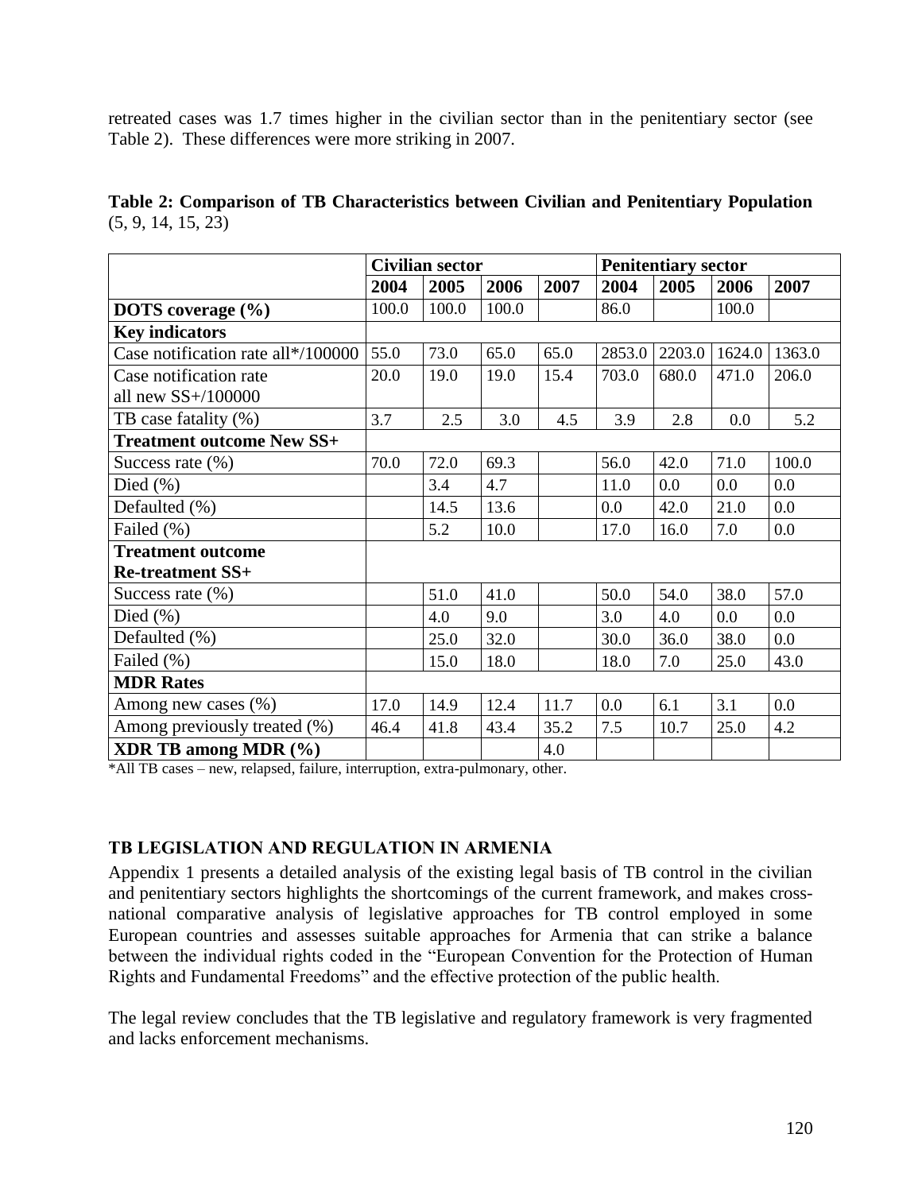retreated cases was 1.7 times higher in the civilian sector than in the penitentiary sector (see Table 2). These differences were more striking in 2007.

**Table 2: Comparison of TB Characteristics between Civilian and Penitentiary Population** (5, 9, 14, 15, 23)

| | Civilian sector | | | | Penitentiary sector | | | |
|---|---|---|---|---|---|---|---|---|
| | **2004** | **2005** | **2006** | **2007** | **2004** | **2005** | **2006** | **2007** |
| **DOTS coverage (%)** | 100.0 | 100.0 | 100.0 | | 86.0 | | 100.0 | |
| **Key indicators** | | | | | | | | |
| Case notification rate all*/100000 | 55.0 | 73.0 | 65.0 | 65.0 | 2853.0 | 2203.0 | 1624.0 | 1363.0 |
| Case notification rate all new SS+/100000 | 20.0 | 19.0 | 19.0 | 15.4 | 703.0 | 680.0 | 471.0 | 206.0 |
| TB case fatality (%) | 3.7 | 2.5 | 3.0 | 4.5 | 3.9 | 2.8 | 0.0 | 5.2 |
| **Treatment outcome New SS+** | | | | | | | | |
| Success rate (%) | 70.0 | 72.0 | 69.3 | | 56.0 | 42.0 | 71.0 | 100.0 |
| Died (%) | | 3.4 | 4.7 | | 11.0 | 0.0 | 0.0 | 0.0 |
| Defaulted (%) | | 14.5 | 13.6 | | 0.0 | 42.0 | 21.0 | 0.0 |
| Failed (%) | | 5.2 | 10.0 | | 17.0 | 16.0 | 7.0 | 0.0 |
| **Treatment outcome Re-treatment SS+** | | | | | | | | |
| Success rate (%) | | 51.0 | 41.0 | | 50.0 | 54.0 | 38.0 | 57.0 |
| Died (%) | | 4.0 | 9.0 | | 3.0 | 4.0 | 0.0 | 0.0 |
| Defaulted (%) | | 25.0 | 32.0 | | 30.0 | 36.0 | 38.0 | 0.0 |
| Failed (%) | | 15.0 | 18.0 | | 18.0 | 7.0 | 25.0 | 43.0 |
| **MDR Rates** | | | | | | | | |
| Among new cases (%) | 17.0 | 14.9 | 12.4 | 11.7 | 0.0 | 6.1 | 3.1 | 0.0 |
| Among previously treated (%) | 46.4 | 41.8 | 43.4 | 35.2 | 7.5 | 10.7 | 25.0 | 4.2 |
| **XDR TB among MDR (%)** | | | | 4.0 | | | | |

*All TB cases – new, relapsed, failure, interruption, extra-pulmonary, other.

### TB LEGISLATION AND REGULATION IN ARMENIA

Appendix 1 presents a detailed analysis of the existing legal basis of TB control in the civilian and penitentiary sectors highlights the shortcomings of the current framework, and makes cross-national comparative analysis of legislative approaches for TB control employed in some European countries and assesses suitable approaches for Armenia that can strike a balance between the individual rights coded in the "European Convention for the Protection of Human Rights and Fundamental Freedoms" and the effective protection of the public health.

The legal review concludes that the TB legislative and regulatory framework is very fragmented and lacks enforcement mechanisms.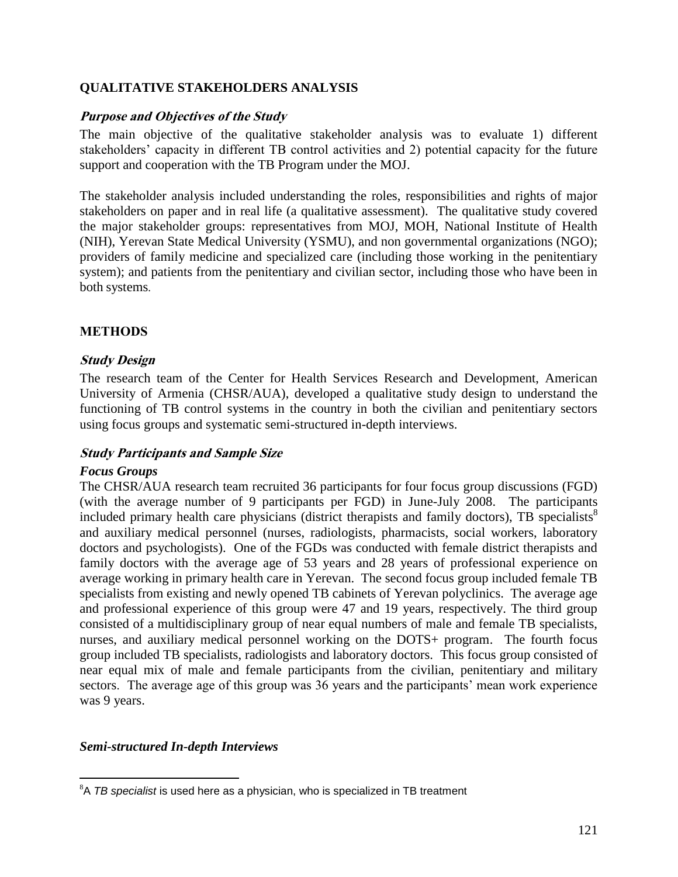## QUALITATIVE STAKEHOLDERS ANALYSIS

### *Purpose and Objectives of the Study*

The main objective of the qualitative stakeholder analysis was to evaluate 1) different stakeholders' capacity in different TB control activities and 2) potential capacity for the future support and cooperation with the TB Program under the MOJ.

The stakeholder analysis included understanding the roles, responsibilities and rights of major stakeholders on paper and in real life (a qualitative assessment). The qualitative study covered the major stakeholder groups: representatives from MOJ, MOH, National Institute of Health (NIH), Yerevan State Medical University (YSMU), and non governmental organizations (NGO); providers of family medicine and specialized care (including those working in the penitentiary system); and patients from the penitentiary and civilian sector, including those who have been in both systems.

## METHODS

### *Study Design*

The research team of the Center for Health Services Research and Development, American University of Armenia (CHSR/AUA), developed a qualitative study design to understand the functioning of TB control systems in the country in both the civilian and penitentiary sectors using focus groups and systematic semi-structured in-depth interviews.

### *Study Participants and Sample Size*

#### *Focus Groups*

The CHSR/AUA research team recruited 36 participants for four focus group discussions (FGD) (with the average number of 9 participants per FGD) in June-July 2008. The participants included primary health care physicians (district therapists and family doctors), TB specialists[8] and auxiliary medical personnel (nurses, radiologists, pharmacists, social workers, laboratory doctors and psychologists). One of the FGDs was conducted with female district therapists and family doctors with the average age of 53 years and 28 years of professional experience on average working in primary health care in Yerevan. The second focus group included female TB specialists from existing and newly opened TB cabinets of Yerevan polyclinics. The average age and professional experience of this group were 47 and 19 years, respectively. The third group consisted of a multidisciplinary group of near equal numbers of male and female TB specialists, nurses, and auxiliary medical personnel working on the DOTS+ program. The fourth focus group included TB specialists, radiologists and laboratory doctors. This focus group consisted of near equal mix of male and female participants from the civilian, penitentiary and military sectors. The average age of this group was 36 years and the participants' mean work experience was 9 years.

#### *Semi-structured In-depth Interviews*

[8] A *TB specialist* is used here as a physician, who is specialized in TB treatment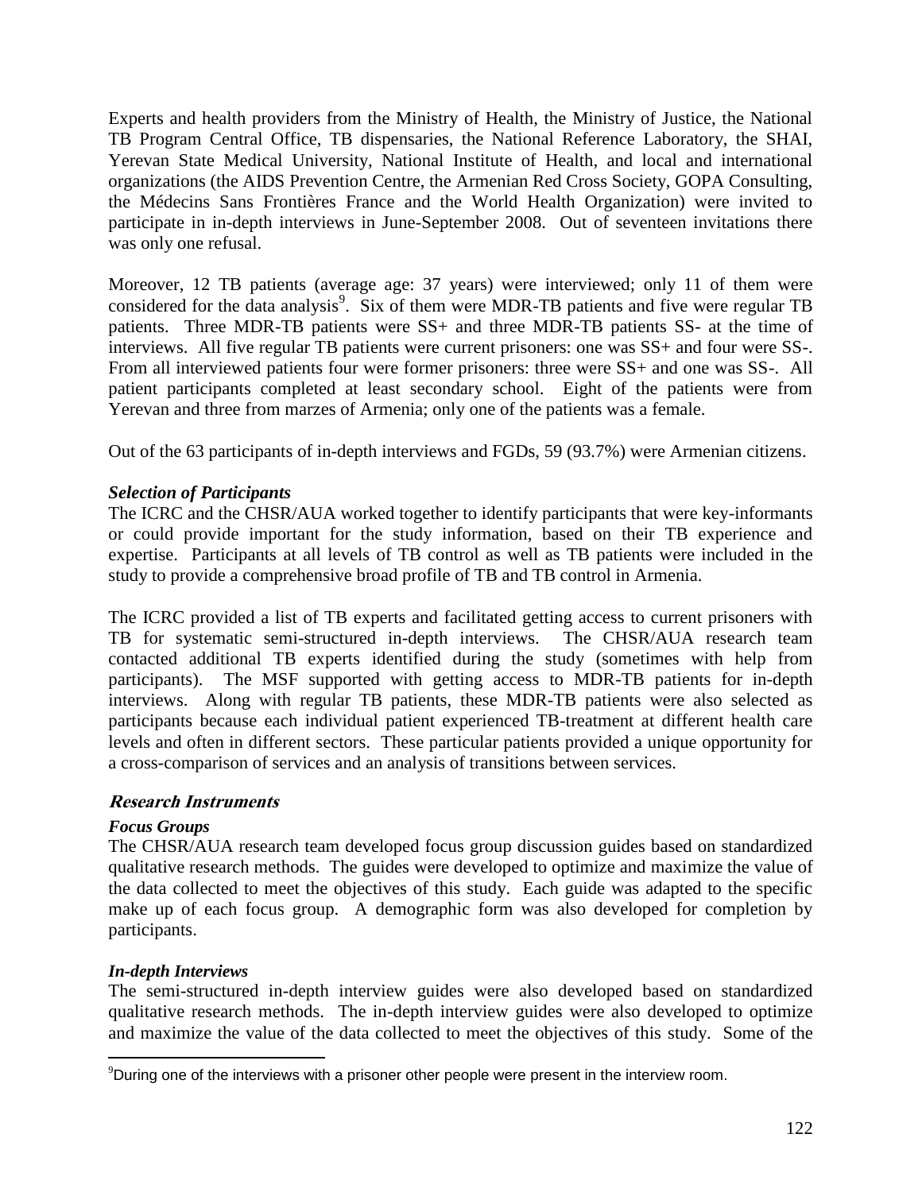Experts and health providers from the Ministry of Health, the Ministry of Justice, the National TB Program Central Office, TB dispensaries, the National Reference Laboratory, the SHAI, Yerevan State Medical University, National Institute of Health, and local and international organizations (the AIDS Prevention Centre, the Armenian Red Cross Society, GOPA Consulting, the Médecins Sans Frontières France and the World Health Organization) were invited to participate in in-depth interviews in June-September 2008. Out of seventeen invitations there was only one refusal.

Moreover, 12 TB patients (average age: 37 years) were interviewed; only 11 of them were considered for the data analysis[9]. Six of them were MDR-TB patients and five were regular TB patients. Three MDR-TB patients were SS+ and three MDR-TB patients SS- at the time of interviews. All five regular TB patients were current prisoners: one was SS+ and four were SS-. From all interviewed patients four were former prisoners: three were SS+ and one was SS-. All patient participants completed at least secondary school. Eight of the patients were from Yerevan and three from marzes of Armenia; only one of the patients was a female.

Out of the 63 participants of in-depth interviews and FGDs, 59 (93.7%) were Armenian citizens.

***Selection of Participants***

The ICRC and the CHSR/AUA worked together to identify participants that were key-informants or could provide important for the study information, based on their TB experience and expertise. Participants at all levels of TB control as well as TB patients were included in the study to provide a comprehensive broad profile of TB and TB control in Armenia.

The ICRC provided a list of TB experts and facilitated getting access to current prisoners with TB for systematic semi-structured in-depth interviews. The CHSR/AUA research team contacted additional TB experts identified during the study (sometimes with help from participants). The MSF supported with getting access to MDR-TB patients for in-depth interviews. Along with regular TB patients, these MDR-TB patients were also selected as participants because each individual patient experienced TB-treatment at different health care levels and often in different sectors. These particular patients provided a unique opportunity for a cross-comparison of services and an analysis of transitions between services.

## *Research Instruments*

***Focus Groups***

The CHSR/AUA research team developed focus group discussion guides based on standardized qualitative research methods. The guides were developed to optimize and maximize the value of the data collected to meet the objectives of this study. Each guide was adapted to the specific make up of each focus group. A demographic form was also developed for completion by participants.

***In-depth Interviews***

The semi-structured in-depth interview guides were also developed based on standardized qualitative research methods. The in-depth interview guides were also developed to optimize and maximize the value of the data collected to meet the objectives of this study. Some of the

[9] During one of the interviews with a prisoner other people were present in the interview room.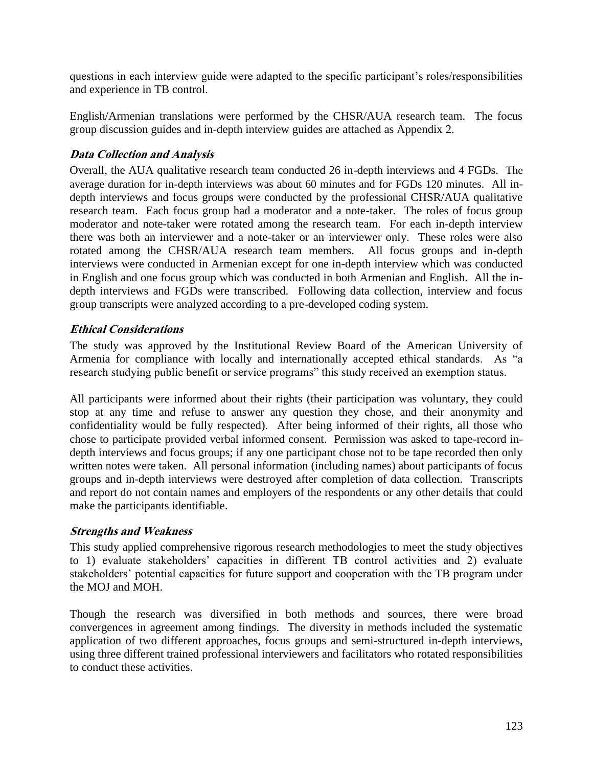questions in each interview guide were adapted to the specific participant's roles/responsibilities and experience in TB control.

English/Armenian translations were performed by the CHSR/AUA research team. The focus group discussion guides and in-depth interview guides are attached as Appendix 2.

### *Data Collection and Analysis*

Overall, the AUA qualitative research team conducted 26 in-depth interviews and 4 FGDs. The average duration for in-depth interviews was about 60 minutes and for FGDs 120 minutes. All in-depth interviews and focus groups were conducted by the professional CHSR/AUA qualitative research team. Each focus group had a moderator and a note-taker. The roles of focus group moderator and note-taker were rotated among the research team. For each in-depth interview there was both an interviewer and a note-taker or an interviewer only. These roles were also rotated among the CHSR/AUA research team members. All focus groups and in-depth interviews were conducted in Armenian except for one in-depth interview which was conducted in English and one focus group which was conducted in both Armenian and English. All the in-depth interviews and FGDs were transcribed. Following data collection, interview and focus group transcripts were analyzed according to a pre-developed coding system.

### *Ethical Considerations*

The study was approved by the Institutional Review Board of the American University of Armenia for compliance with locally and internationally accepted ethical standards. As "a research studying public benefit or service programs" this study received an exemption status.

All participants were informed about their rights (their participation was voluntary, they could stop at any time and refuse to answer any question they chose, and their anonymity and confidentiality would be fully respected). After being informed of their rights, all those who chose to participate provided verbal informed consent. Permission was asked to tape-record in-depth interviews and focus groups; if any one participant chose not to be tape recorded then only written notes were taken. All personal information (including names) about participants of focus groups and in-depth interviews were destroyed after completion of data collection. Transcripts and report do not contain names and employers of the respondents or any other details that could make the participants identifiable.

### *Strengths and Weakness*

This study applied comprehensive rigorous research methodologies to meet the study objectives to 1) evaluate stakeholders' capacities in different TB control activities and 2) evaluate stakeholders' potential capacities for future support and cooperation with the TB program under the MOJ and MOH.

Though the research was diversified in both methods and sources, there were broad convergences in agreement among findings. The diversity in methods included the systematic application of two different approaches, focus groups and semi-structured in-depth interviews, using three different trained professional interviewers and facilitators who rotated responsibilities to conduct these activities.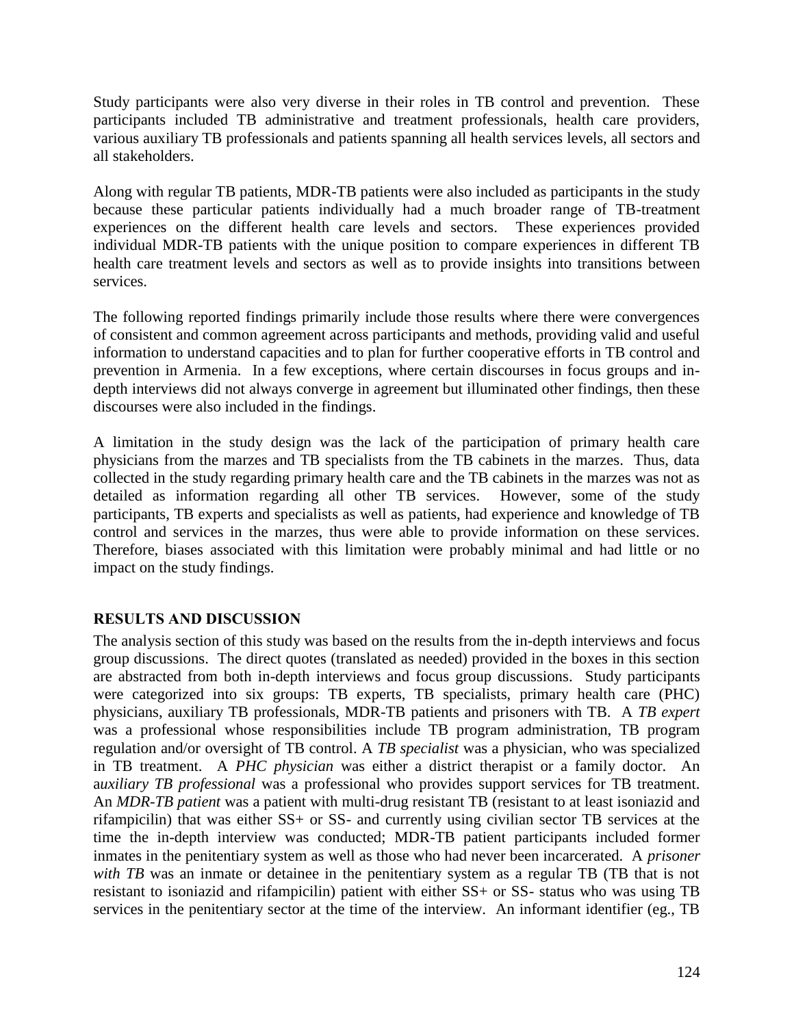Study participants were also very diverse in their roles in TB control and prevention. These participants included TB administrative and treatment professionals, health care providers, various auxiliary TB professionals and patients spanning all health services levels, all sectors and all stakeholders.

Along with regular TB patients, MDR-TB patients were also included as participants in the study because these particular patients individually had a much broader range of TB-treatment experiences on the different health care levels and sectors. These experiences provided individual MDR-TB patients with the unique position to compare experiences in different TB health care treatment levels and sectors as well as to provide insights into transitions between services.

The following reported findings primarily include those results where there were convergences of consistent and common agreement across participants and methods, providing valid and useful information to understand capacities and to plan for further cooperative efforts in TB control and prevention in Armenia. In a few exceptions, where certain discourses in focus groups and in-depth interviews did not always converge in agreement but illuminated other findings, then these discourses were also included in the findings.

A limitation in the study design was the lack of the participation of primary health care physicians from the marzes and TB specialists from the TB cabinets in the marzes. Thus, data collected in the study regarding primary health care and the TB cabinets in the marzes was not as detailed as information regarding all other TB services. However, some of the study participants, TB experts and specialists as well as patients, had experience and knowledge of TB control and services in the marzes, thus were able to provide information on these services. Therefore, biases associated with this limitation were probably minimal and had little or no impact on the study findings.

## RESULTS AND DISCUSSION

The analysis section of this study was based on the results from the in-depth interviews and focus group discussions. The direct quotes (translated as needed) provided in the boxes in this section are abstracted from both in-depth interviews and focus group discussions. Study participants were categorized into six groups: TB experts, TB specialists, primary health care (PHC) physicians, auxiliary TB professionals, MDR-TB patients and prisoners with TB. A *TB expert* was a professional whose responsibilities include TB program administration, TB program regulation and/or oversight of TB control. A *TB specialist* was a physician, who was specialized in TB treatment. A *PHC physician* was either a district therapist or a family doctor. An a*uxiliary TB professional* was a professional who provides support services for TB treatment. An *MDR-TB patient* was a patient with multi-drug resistant TB (resistant to at least isoniazid and rifampicilin) that was either SS+ or SS- and currently using civilian sector TB services at the time the in-depth interview was conducted; MDR-TB patient participants included former inmates in the penitentiary system as well as those who had never been incarcerated. A *prisoner with TB* was an inmate or detainee in the penitentiary system as a regular TB (TB that is not resistant to isoniazid and rifampicilin) patient with either SS+ or SS- status who was using TB services in the penitentiary sector at the time of the interview. An informant identifier (eg., TB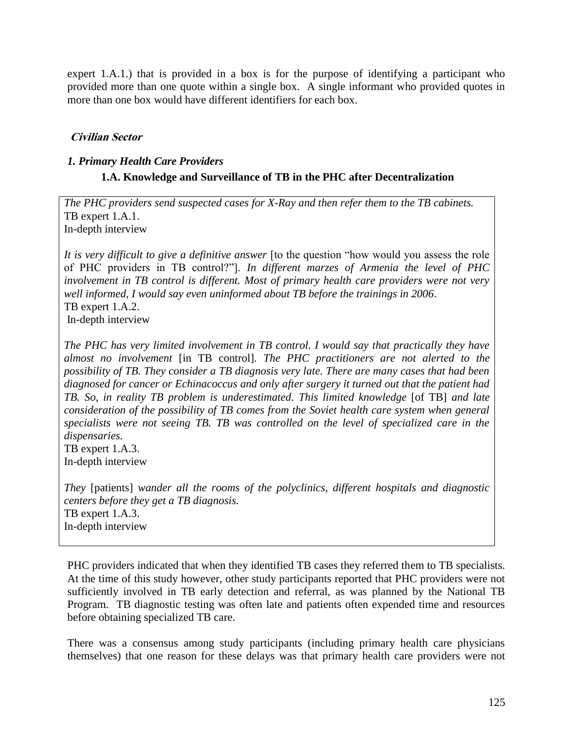expert 1.A.1.) that is provided in a box is for the purpose of identifying a participant who provided more than one quote within a single box. A single informant who provided quotes in more than one box would have different identifiers for each box.

***Civilian Sector***

***1. Primary Health Care Providers***

**1.A. Knowledge and Surveillance of TB in the PHC after Decentralization**

> *The PHC providers send suspected cases for X-Ray and then refer them to the TB cabinets.*
> TB expert 1.A.1.
> In-depth interview
>
> *It is very difficult to give a definitive answer* [to the question "how would you assess the role of PHC providers in TB control?"]. *In different marzes of Armenia the level of PHC involvement in TB control is different. Most of primary health care providers were not very well informed, I would say even uninformed about TB before the trainings in 2006*.
> TB expert 1.A.2.
> In-depth interview
>
> *The PHC has very limited involvement in TB control. I would say that practically they have almost no involvement* [in TB control]. *The PHC practitioners are not alerted to the possibility of TB. They consider a TB diagnosis very late. There are many cases that had been diagnosed for cancer or Echinacoccus and only after surgery it turned out that the patient had TB. So, in reality TB problem is underestimated. This limited knowledge* [of TB] *and late consideration of the possibility of TB comes from the Soviet health care system when general specialists were not seeing TB. TB was controlled on the level of specialized care in the dispensaries.*
> TB expert 1.A.3.
> In-depth interview
>
> *They* [patients] *wander all the rooms of the polyclinics, different hospitals and diagnostic centers before they get a TB diagnosis.*
> TB expert 1.A.3.
> In-depth interview

PHC providers indicated that when they identified TB cases they referred them to TB specialists. At the time of this study however, other study participants reported that PHC providers were not sufficiently involved in TB early detection and referral, as was planned by the National TB Program. TB diagnostic testing was often late and patients often expended time and resources before obtaining specialized TB care.

There was a consensus among study participants (including primary health care physicians themselves) that one reason for these delays was that primary health care providers were not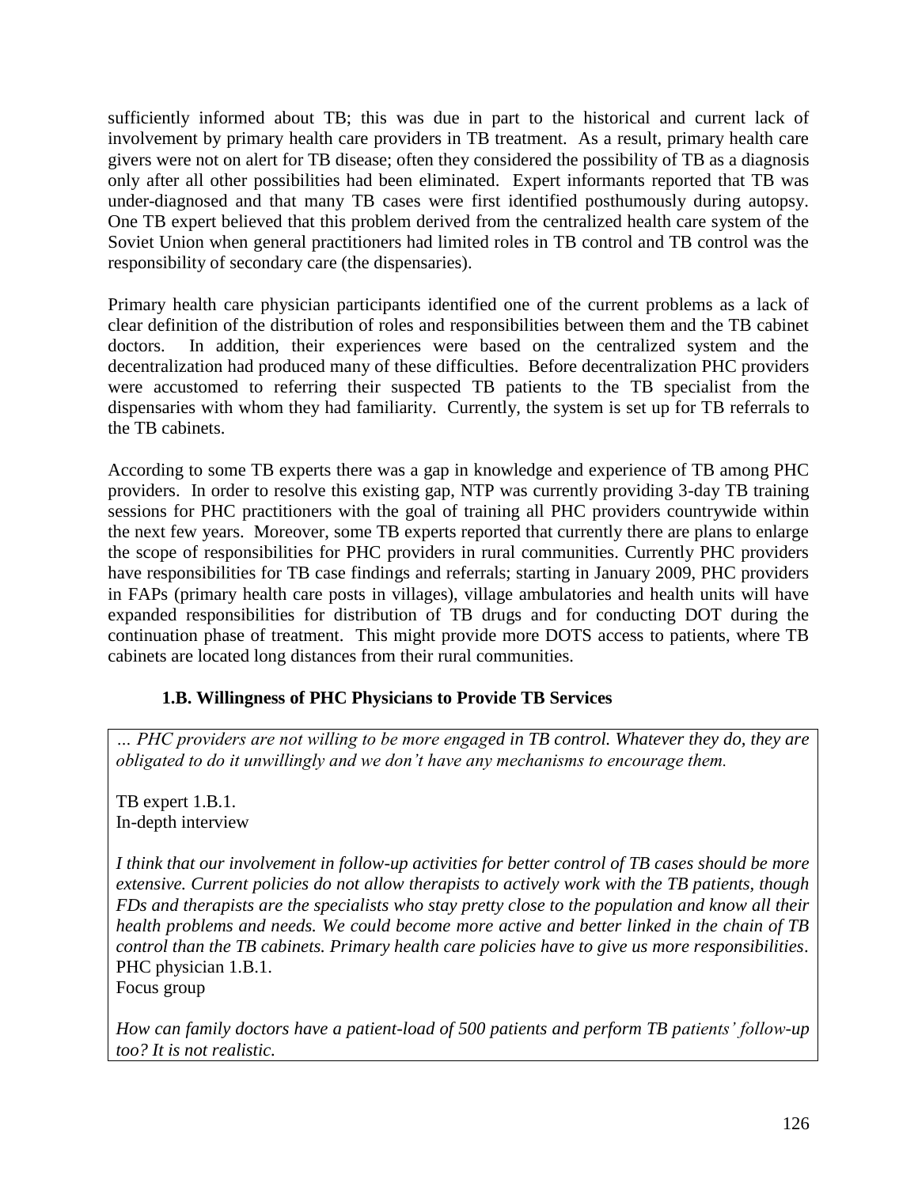sufficiently informed about TB; this was due in part to the historical and current lack of involvement by primary health care providers in TB treatment. As a result, primary health care givers were not on alert for TB disease; often they considered the possibility of TB as a diagnosis only after all other possibilities had been eliminated. Expert informants reported that TB was under-diagnosed and that many TB cases were first identified posthumously during autopsy. One TB expert believed that this problem derived from the centralized health care system of the Soviet Union when general practitioners had limited roles in TB control and TB control was the responsibility of secondary care (the dispensaries).

Primary health care physician participants identified one of the current problems as a lack of clear definition of the distribution of roles and responsibilities between them and the TB cabinet doctors. In addition, their experiences were based on the centralized system and the decentralization had produced many of these difficulties. Before decentralization PHC providers were accustomed to referring their suspected TB patients to the TB specialist from the dispensaries with whom they had familiarity. Currently, the system is set up for TB referrals to the TB cabinets.

According to some TB experts there was a gap in knowledge and experience of TB among PHC providers. In order to resolve this existing gap, NTP was currently providing 3-day TB training sessions for PHC practitioners with the goal of training all PHC providers countrywide within the next few years. Moreover, some TB experts reported that currently there are plans to enlarge the scope of responsibilities for PHC providers in rural communities. Currently PHC providers have responsibilities for TB case findings and referrals; starting in January 2009, PHC providers in FAPs (primary health care posts in villages), village ambulatories and health units will have expanded responsibilities for distribution of TB drugs and for conducting DOT during the continuation phase of treatment. This might provide more DOTS access to patients, where TB cabinets are located long distances from their rural communities.

### 1.B. Willingness of PHC Physicians to Provide TB Services

*… PHC providers are not willing to be more engaged in TB control. Whatever they do, they are obligated to do it unwillingly and we don't have any mechanisms to encourage them.*

TB expert 1.B.1.
In-depth interview

*I think that our involvement in follow-up activities for better control of TB cases should be more extensive. Current policies do not allow therapists to actively work with the TB patients, though FDs and therapists are the specialists who stay pretty close to the population and know all their health problems and needs. We could become more active and better linked in the chain of TB control than the TB cabinets. Primary health care policies have to give us more responsibilities.*
PHC physician 1.B.1.
Focus group

*How can family doctors have a patient-load of 500 patients and perform TB patients' follow-up too? It is not realistic.*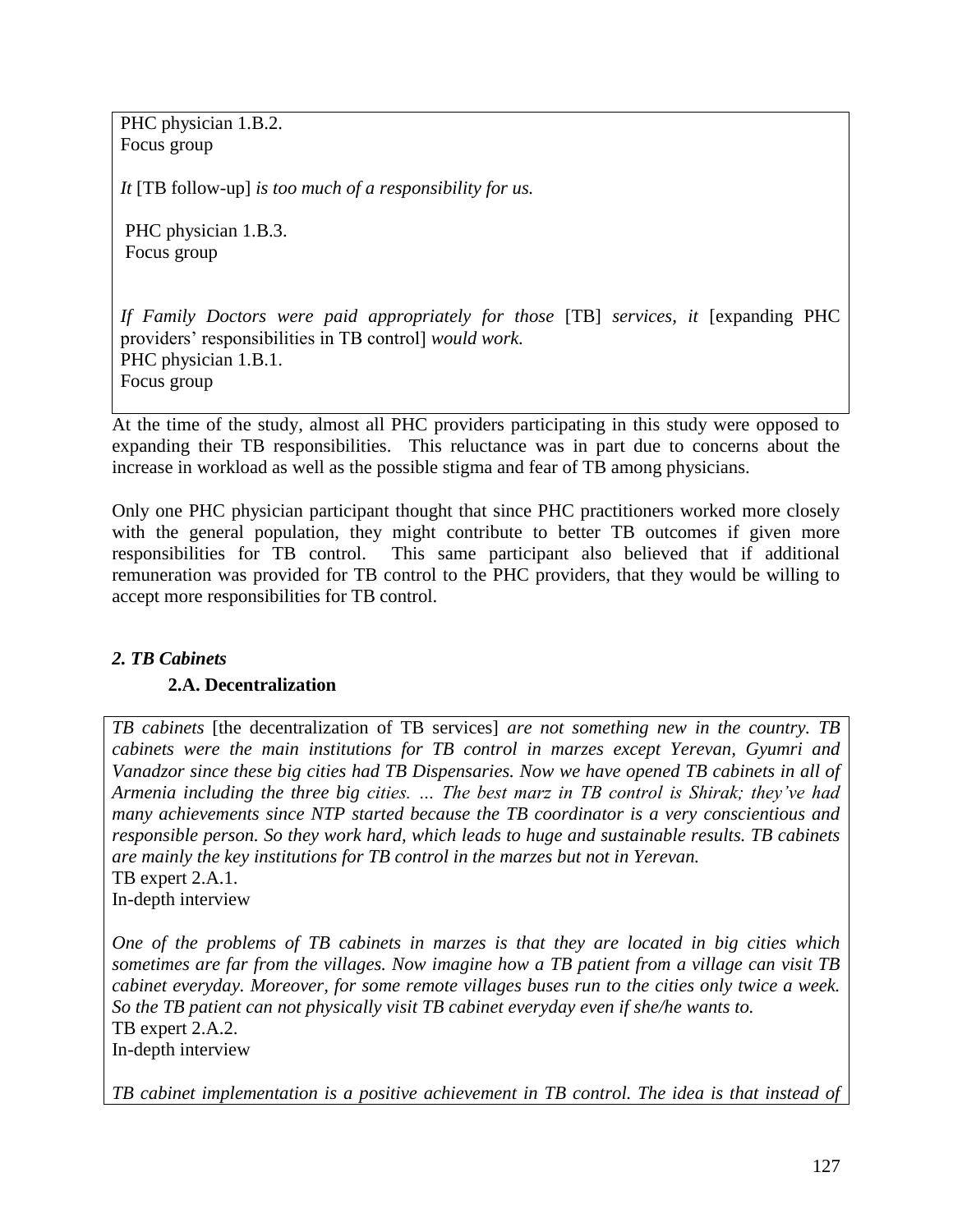PHC physician 1.B.2.
Focus group

*It* [TB follow-up] *is too much of a responsibility for us.*

PHC physician 1.B.3.
Focus group

*If Family Doctors were paid appropriately for those* [TB] *services, it* [expanding PHC providers' responsibilities in TB control] *would work.*
PHC physician 1.B.1.
Focus group

At the time of the study, almost all PHC providers participating in this study were opposed to expanding their TB responsibilities. This reluctance was in part due to concerns about the increase in workload as well as the possible stigma and fear of TB among physicians.

Only one PHC physician participant thought that since PHC practitioners worked more closely with the general population, they might contribute to better TB outcomes if given more responsibilities for TB control. This same participant also believed that if additional remuneration was provided for TB control to the PHC providers, that they would be willing to accept more responsibilities for TB control.

### *2. TB Cabinets*

#### 2.A. Decentralization

*TB cabinets* [the decentralization of TB services] *are not something new in the country. TB cabinets were the main institutions for TB control in marzes except Yerevan, Gyumri and Vanadzor since these big cities had TB Dispensaries. Now we have opened TB cabinets in all of Armenia including the three big cities. … The best marz in TB control is Shirak; they've had many achievements since NTP started because the TB coordinator is a very conscientious and responsible person. So they work hard, which leads to huge and sustainable results. TB cabinets are mainly the key institutions for TB control in the marzes but not in Yerevan.*
TB expert 2.A.1.
In-depth interview

*One of the problems of TB cabinets in marzes is that they are located in big cities which sometimes are far from the villages. Now imagine how a TB patient from a village can visit TB cabinet everyday. Moreover, for some remote villages buses run to the cities only twice a week. So the TB patient can not physically visit TB cabinet everyday even if she/he wants to.*
TB expert 2.A.2.
In-depth interview

*TB cabinet implementation is a positive achievement in TB control. The idea is that instead of*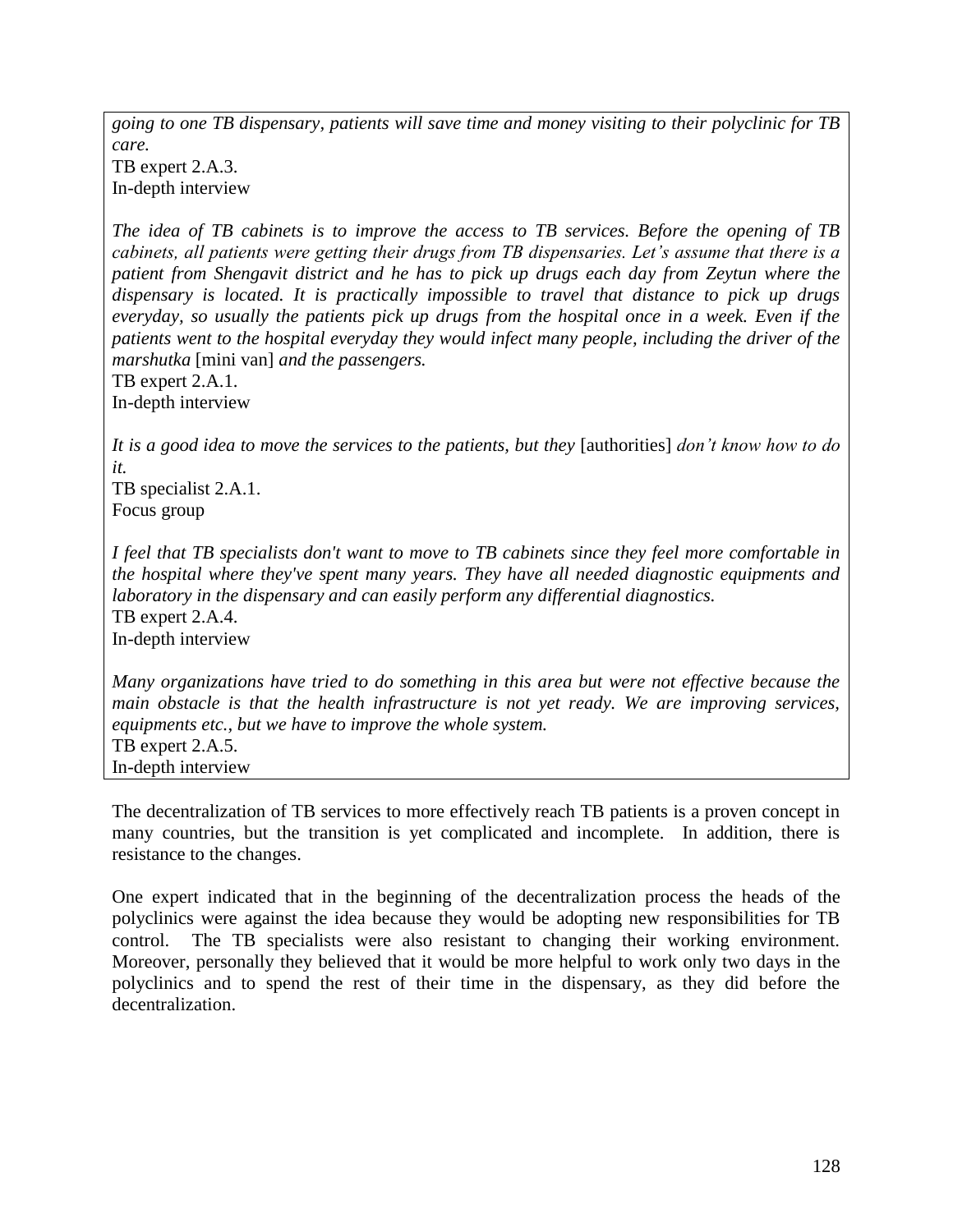*going to one TB dispensary, patients will save time and money visiting to their polyclinic for TB care.*
TB expert 2.A.3.
In-depth interview

*The idea of TB cabinets is to improve the access to TB services. Before the opening of TB cabinets, all patients were getting their drugs from TB dispensaries. Let's assume that there is a patient from Shengavit district and he has to pick up drugs each day from Zeytun where the dispensary is located. It is practically impossible to travel that distance to pick up drugs everyday, so usually the patients pick up drugs from the hospital once in a week. Even if the patients went to the hospital everyday they would infect many people, including the driver of the marshutka* [mini van] *and the passengers.*
TB expert 2.A.1.
In-depth interview

*It is a good idea to move the services to the patients, but they* [authorities] *don't know how to do it.*
TB specialist 2.A.1.
Focus group

*I feel that TB specialists don't want to move to TB cabinets since they feel more comfortable in the hospital where they've spent many years. They have all needed diagnostic equipments and laboratory in the dispensary and can easily perform any differential diagnostics.*
TB expert 2.A.4.
In-depth interview

*Many organizations have tried to do something in this area but were not effective because the main obstacle is that the health infrastructure is not yet ready. We are improving services, equipments etc., but we have to improve the whole system.*
TB expert 2.A.5.
In-depth interview

The decentralization of TB services to more effectively reach TB patients is a proven concept in many countries, but the transition is yet complicated and incomplete. In addition, there is resistance to the changes.

One expert indicated that in the beginning of the decentralization process the heads of the polyclinics were against the idea because they would be adopting new responsibilities for TB control. The TB specialists were also resistant to changing their working environment. Moreover, personally they believed that it would be more helpful to work only two days in the polyclinics and to spend the rest of their time in the dispensary, as they did before the decentralization.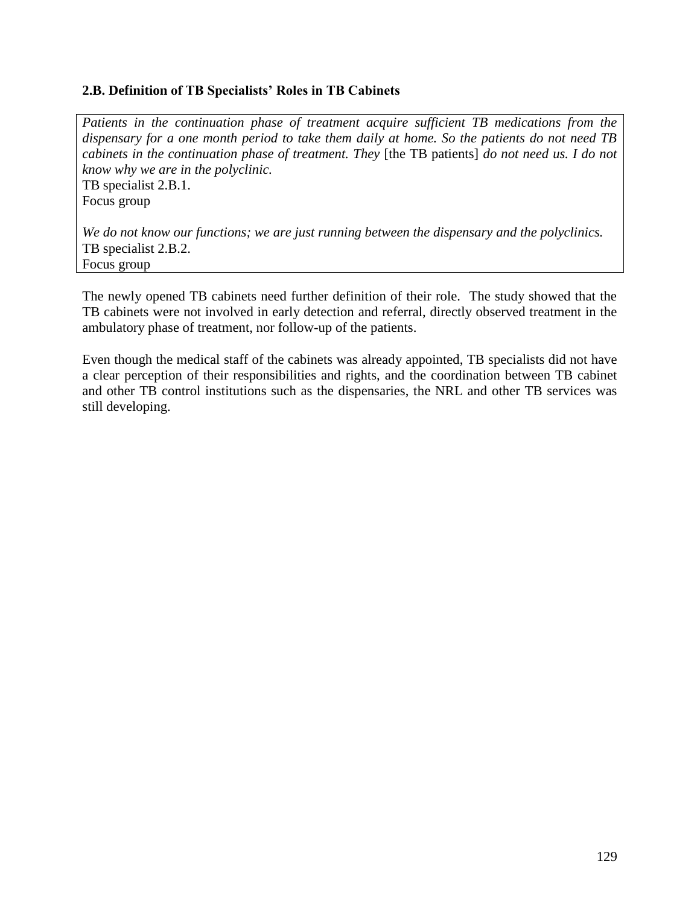### 2.B. Definition of TB Specialists' Roles in TB Cabinets

*Patients in the continuation phase of treatment acquire sufficient TB medications from the dispensary for a one month period to take them daily at home. So the patients do not need TB cabinets in the continuation phase of treatment. They* [the TB patients] *do not need us. I do not know why we are in the polyclinic.*
TB specialist 2.B.1.
Focus group

*We do not know our functions; we are just running between the dispensary and the polyclinics.*
TB specialist 2.B.2.
Focus group

The newly opened TB cabinets need further definition of their role. The study showed that the TB cabinets were not involved in early detection and referral, directly observed treatment in the ambulatory phase of treatment, nor follow-up of the patients.

Even though the medical staff of the cabinets was already appointed, TB specialists did not have a clear perception of their responsibilities and rights, and the coordination between TB cabinet and other TB control institutions such as the dispensaries, the NRL and other TB services was still developing.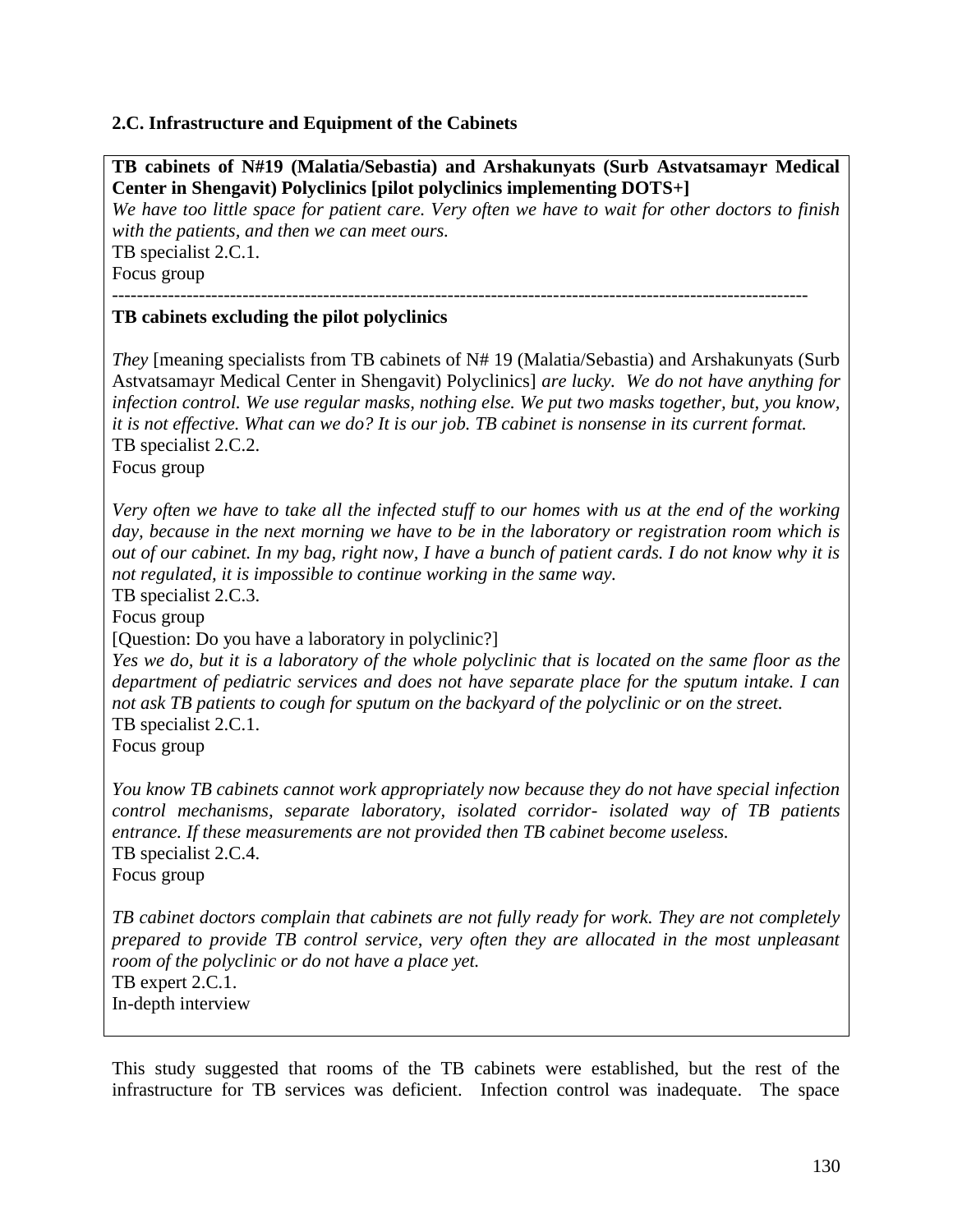**2.C. Infrastructure and Equipment of the Cabinets**

**TB cabinets of N#19 (Malatia/Sebastia) and Arshakunyats (Surb Astvatsamayr Medical Center in Shengavit) Polyclinics [pilot polyclinics implementing DOTS+]**

*We have too little space for patient care. Very often we have to wait for other doctors to finish with the patients, and then we can meet ours.*
TB specialist 2.C.1.
Focus group

---

**TB cabinets excluding the pilot polyclinics**

*They* [meaning specialists from TB cabinets of N# 19 (Malatia/Sebastia) and Arshakunyats (Surb Astvatsamayr Medical Center in Shengavit) Polyclinics] *are lucky. We do not have anything for infection control. We use regular masks, nothing else. We put two masks together, but, you know, it is not effective. What can we do? It is our job. TB cabinet is nonsense in its current format.*
TB specialist 2.C.2.
Focus group

*Very often we have to take all the infected stuff to our homes with us at the end of the working day, because in the next morning we have to be in the laboratory or registration room which is out of our cabinet. In my bag, right now, I have a bunch of patient cards. I do not know why it is not regulated, it is impossible to continue working in the same way.*
TB specialist 2.C.3.
Focus group
[Question: Do you have a laboratory in polyclinic?]
*Yes we do, but it is a laboratory of the whole polyclinic that is located on the same floor as the department of pediatric services and does not have separate place for the sputum intake. I can not ask TB patients to cough for sputum on the backyard of the polyclinic or on the street.*
TB specialist 2.C.1.
Focus group

*You know TB cabinets cannot work appropriately now because they do not have special infection control mechanisms, separate laboratory, isolated corridor- isolated way of TB patients entrance. If these measurements are not provided then TB cabinet become useless.*
TB specialist 2.C.4.
Focus group

*TB cabinet doctors complain that cabinets are not fully ready for work. They are not completely prepared to provide TB control service, very often they are allocated in the most unpleasant room of the polyclinic or do not have a place yet.*
TB expert 2.C.1.
In-depth interview

This study suggested that rooms of the TB cabinets were established, but the rest of the infrastructure for TB services was deficient. Infection control was inadequate. The space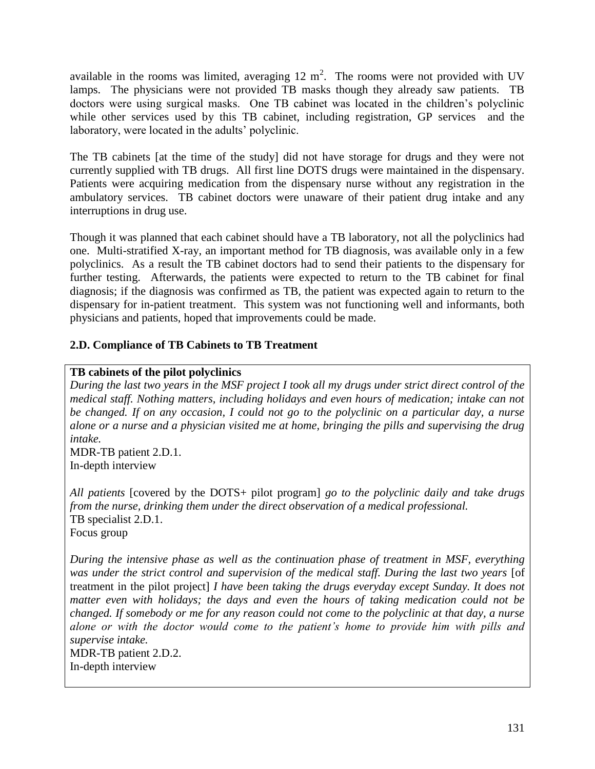available in the rooms was limited, averaging 12 $m^2$. The rooms were not provided with UV lamps. The physicians were not provided TB masks though they already saw patients. TB doctors were using surgical masks. One TB cabinet was located in the children's polyclinic while other services used by this TB cabinet, including registration, GP services and the laboratory, were located in the adults' polyclinic.

The TB cabinets [at the time of the study] did not have storage for drugs and they were not currently supplied with TB drugs. All first line DOTS drugs were maintained in the dispensary. Patients were acquiring medication from the dispensary nurse without any registration in the ambulatory services. TB cabinet doctors were unaware of their patient drug intake and any interruptions in drug use.

Though it was planned that each cabinet should have a TB laboratory, not all the polyclinics had one. Multi-stratified X-ray, an important method for TB diagnosis, was available only in a few polyclinics. As a result the TB cabinet doctors had to send their patients to the dispensary for further testing. Afterwards, the patients were expected to return to the TB cabinet for final diagnosis; if the diagnosis was confirmed as TB, the patient was expected again to return to the dispensary for in-patient treatment. This system was not functioning well and informants, both physicians and patients, hoped that improvements could be made.

### 2.D. Compliance of TB Cabinets to TB Treatment

**TB cabinets of the pilot polyclinics**

*During the last two years in the MSF project I took all my drugs under strict direct control of the medical staff. Nothing matters, including holidays and even hours of medication; intake can not be changed. If on any occasion, I could not go to the polyclinic on a particular day, a nurse alone or a nurse and a physician visited me at home, bringing the pills and supervising the drug intake.*

MDR-TB patient 2.D.1.
In-depth interview

*All patients* [covered by the DOTS+ pilot program] *go to the polyclinic daily and take drugs from the nurse, drinking them under the direct observation of a medical professional.*

TB specialist 2.D.1.
Focus group

*During the intensive phase as well as the continuation phase of treatment in MSF, everything was under the strict control and supervision of the medical staff. During the last two years* [of treatment in the pilot project] *I have been taking the drugs everyday except Sunday. It does not matter even with holidays; the days and even the hours of taking medication could not be changed. If somebody or me for any reason could not come to the polyclinic at that day, a nurse alone or with the doctor would come to the patient's home to provide him with pills and supervise intake.*

MDR-TB patient 2.D.2.
In-depth interview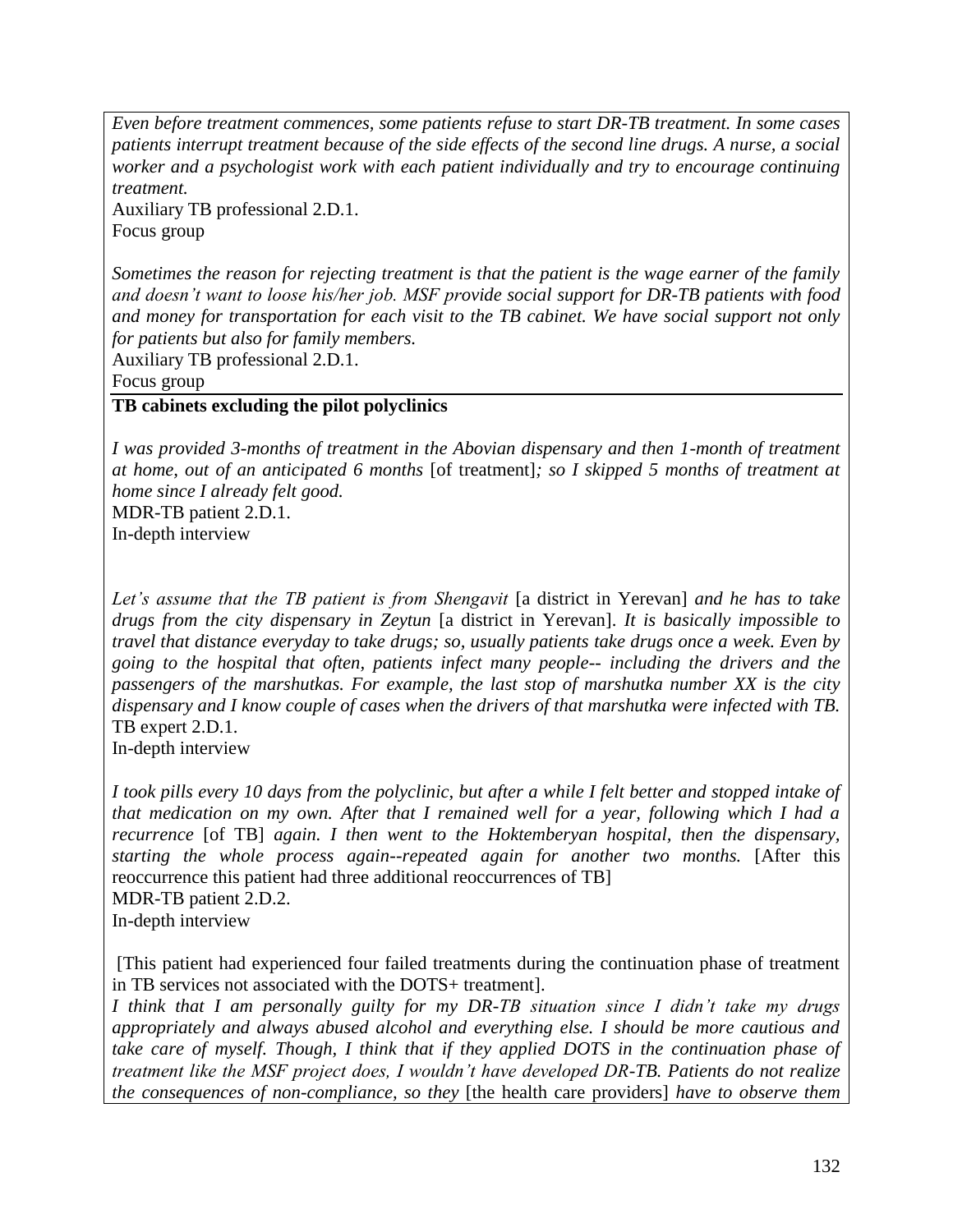*Even before treatment commences, some patients refuse to start DR-TB treatment. In some cases patients interrupt treatment because of the side effects of the second line drugs. A nurse, a social worker and a psychologist work with each patient individually and try to encourage continuing treatment.*
Auxiliary TB professional 2.D.1.
Focus group

*Sometimes the reason for rejecting treatment is that the patient is the wage earner of the family and doesn't want to loose his/her job. MSF provide social support for DR-TB patients with food and money for transportation for each visit to the TB cabinet. We have social support not only for patients but also for family members.*
Auxiliary TB professional 2.D.1.
Focus group

**TB cabinets excluding the pilot polyclinics**

*I was provided 3-months of treatment in the Abovian dispensary and then 1-month of treatment at home, out of an anticipated 6 months* [of treatment]*; so I skipped 5 months of treatment at home since I already felt good.*
MDR-TB patient 2.D.1.
In-depth interview

*Let's assume that the TB patient is from Shengavit* [a district in Yerevan] *and he has to take drugs from the city dispensary in Zeytun* [a district in Yerevan]. *It is basically impossible to travel that distance everyday to take drugs; so, usually patients take drugs once a week. Even by going to the hospital that often, patients infect many people-- including the drivers and the passengers of the marshutkas. For example, the last stop of marshutka number XX is the city dispensary and I know couple of cases when the drivers of that marshutka were infected with TB.*
TB expert 2.D.1.
In-depth interview

*I took pills every 10 days from the polyclinic, but after a while I felt better and stopped intake of that medication on my own. After that I remained well for a year, following which I had a recurrence* [of TB] *again. I then went to the Hoktemberyan hospital, then the dispensary, starting the whole process again--repeated again for another two months.* [After this reoccurrence this patient had three additional reoccurrences of TB]
MDR-TB patient 2.D.2.
In-depth interview

[This patient had experienced four failed treatments during the continuation phase of treatment in TB services not associated with the DOTS+ treatment].
*I think that I am personally guilty for my DR-TB situation since I didn't take my drugs appropriately and always abused alcohol and everything else. I should be more cautious and take care of myself. Though, I think that if they applied DOTS in the continuation phase of treatment like the MSF project does, I wouldn't have developed DR-TB. Patients do not realize the consequences of non-compliance, so they* [the health care providers] *have to observe them*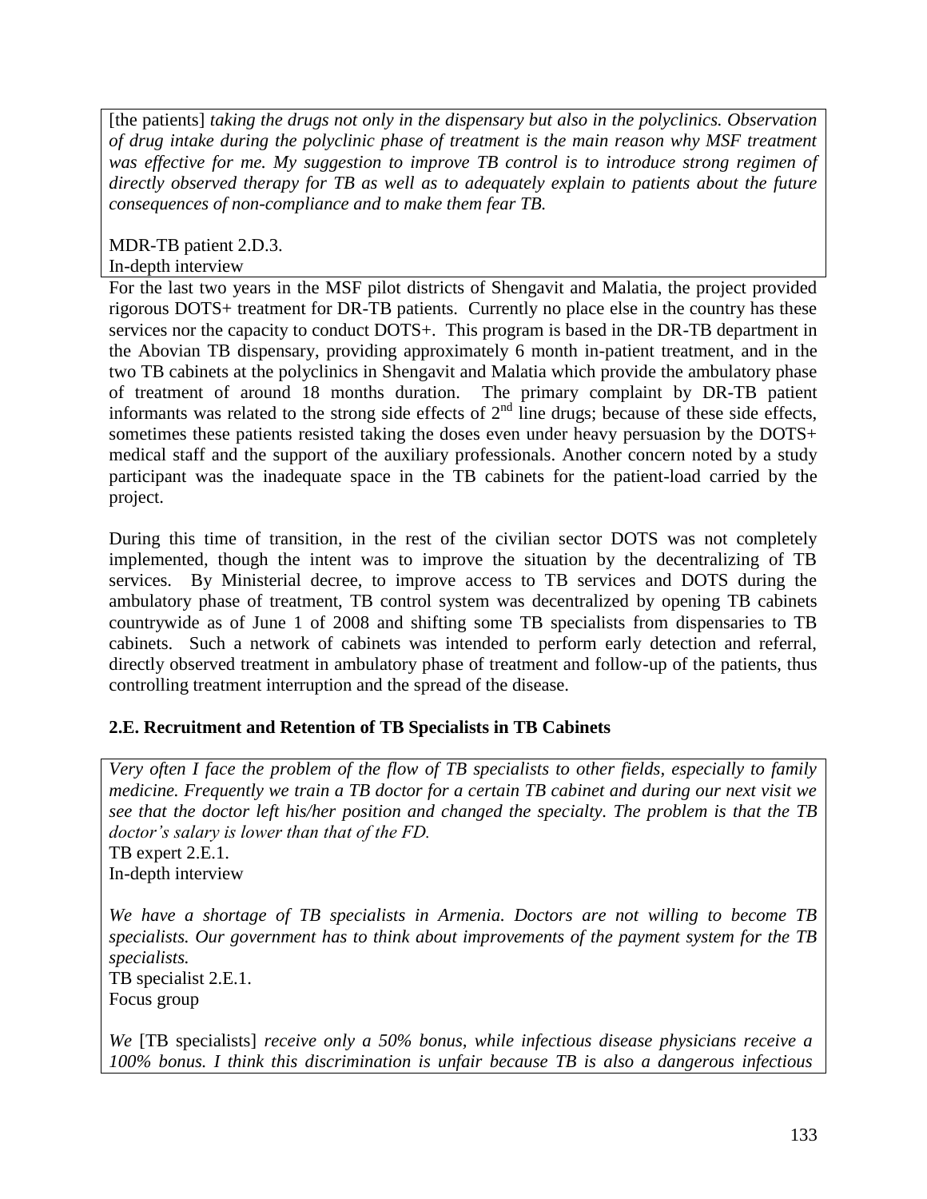[the patients] *taking the drugs not only in the dispensary but also in the polyclinics. Observation of drug intake during the polyclinic phase of treatment is the main reason why MSF treatment was effective for me. My suggestion to improve TB control is to introduce strong regimen of directly observed therapy for TB as well as to adequately explain to patients about the future consequences of non-compliance and to make them fear TB.*

MDR-TB patient 2.D.3.
In-depth interview

For the last two years in the MSF pilot districts of Shengavit and Malatia, the project provided rigorous DOTS+ treatment for DR-TB patients. Currently no place else in the country has these services nor the capacity to conduct DOTS+. This program is based in the DR-TB department in the Abovian TB dispensary, providing approximately 6 month in-patient treatment, and in the two TB cabinets at the polyclinics in Shengavit and Malatia which provide the ambulatory phase of treatment of around 18 months duration. The primary complaint by DR-TB patient informants was related to the strong side effects of 2nd line drugs; because of these side effects, sometimes these patients resisted taking the doses even under heavy persuasion by the DOTS+ medical staff and the support of the auxiliary professionals. Another concern noted by a study participant was the inadequate space in the TB cabinets for the patient-load carried by the project.

During this time of transition, in the rest of the civilian sector DOTS was not completely implemented, though the intent was to improve the situation by the decentralizing of TB services. By Ministerial decree, to improve access to TB services and DOTS during the ambulatory phase of treatment, TB control system was decentralized by opening TB cabinets countrywide as of June 1 of 2008 and shifting some TB specialists from dispensaries to TB cabinets. Such a network of cabinets was intended to perform early detection and referral, directly observed treatment in ambulatory phase of treatment and follow-up of the patients, thus controlling treatment interruption and the spread of the disease.

### 2.E. Recruitment and Retention of TB Specialists in TB Cabinets

*Very often I face the problem of the flow of TB specialists to other fields, especially to family medicine. Frequently we train a TB doctor for a certain TB cabinet and during our next visit we see that the doctor left his/her position and changed the specialty. The problem is that the TB doctor's salary is lower than that of the FD.*

TB expert 2.E.1.
In-depth interview

*We have a shortage of TB specialists in Armenia. Doctors are not willing to become TB specialists. Our government has to think about improvements of the payment system for the TB specialists.*

TB specialist 2.E.1.
Focus group

*We* [TB specialists] *receive only a 50% bonus, while infectious disease physicians receive a 100% bonus. I think this discrimination is unfair because TB is also a dangerous infectious*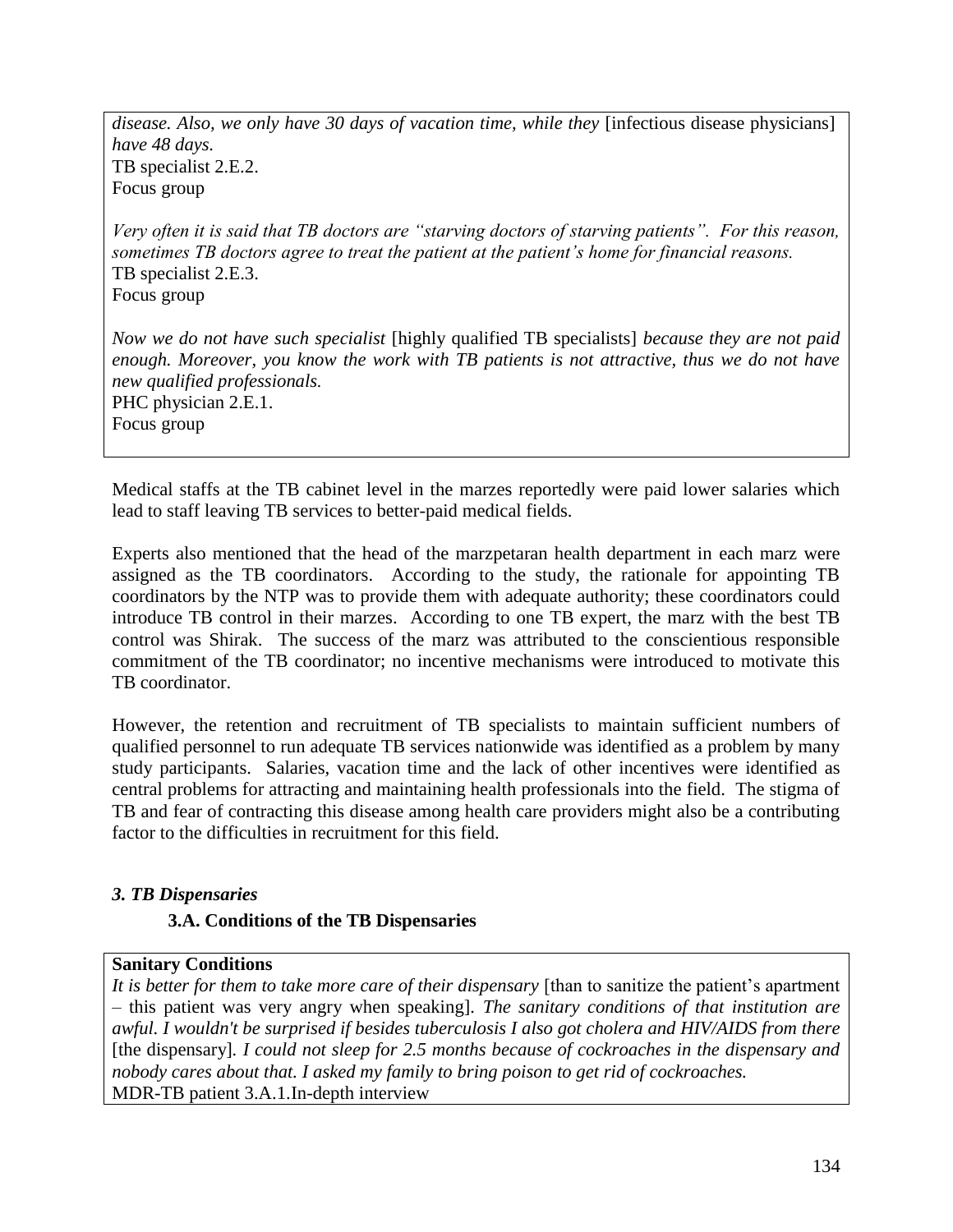*disease. Also, we only have 30 days of vacation time, while they* [infectious disease physicians] *have 48 days.*
TB specialist 2.E.2.
Focus group

*Very often it is said that TB doctors are "starving doctors of starving patients". For this reason, sometimes TB doctors agree to treat the patient at the patient's home for financial reasons.*
TB specialist 2.E.3.
Focus group

*Now we do not have such specialist* [highly qualified TB specialists] *because they are not paid enough. Moreover, you know the work with TB patients is not attractive, thus we do not have new qualified professionals.*
PHC physician 2.E.1.
Focus group

Medical staffs at the TB cabinet level in the marzes reportedly were paid lower salaries which lead to staff leaving TB services to better-paid medical fields.

Experts also mentioned that the head of the marzpetaran health department in each marz were assigned as the TB coordinators. According to the study, the rationale for appointing TB coordinators by the NTP was to provide them with adequate authority; these coordinators could introduce TB control in their marzes. According to one TB expert, the marz with the best TB control was Shirak. The success of the marz was attributed to the conscientious responsible commitment of the TB coordinator; no incentive mechanisms were introduced to motivate this TB coordinator.

However, the retention and recruitment of TB specialists to maintain sufficient numbers of qualified personnel to run adequate TB services nationwide was identified as a problem by many study participants. Salaries, vacation time and the lack of other incentives were identified as central problems for attracting and maintaining health professionals into the field. The stigma of TB and fear of contracting this disease among health care providers might also be a contributing factor to the difficulties in recruitment for this field.

### *3. TB Dispensaries*

#### 3.A. Conditions of the TB Dispensaries

**Sanitary Conditions**
*It is better for them to take more care of their dispensary* [than to sanitize the patient's apartment – this patient was very angry when speaking]. *The sanitary conditions of that institution are awful. I wouldn't be surprised if besides tuberculosis I also got cholera and HIV/AIDS from there* [the dispensary]. *I could not sleep for 2.5 months because of cockroaches in the dispensary and nobody cares about that. I asked my family to bring poison to get rid of cockroaches.*
MDR-TB patient 3.A.1.In-depth interview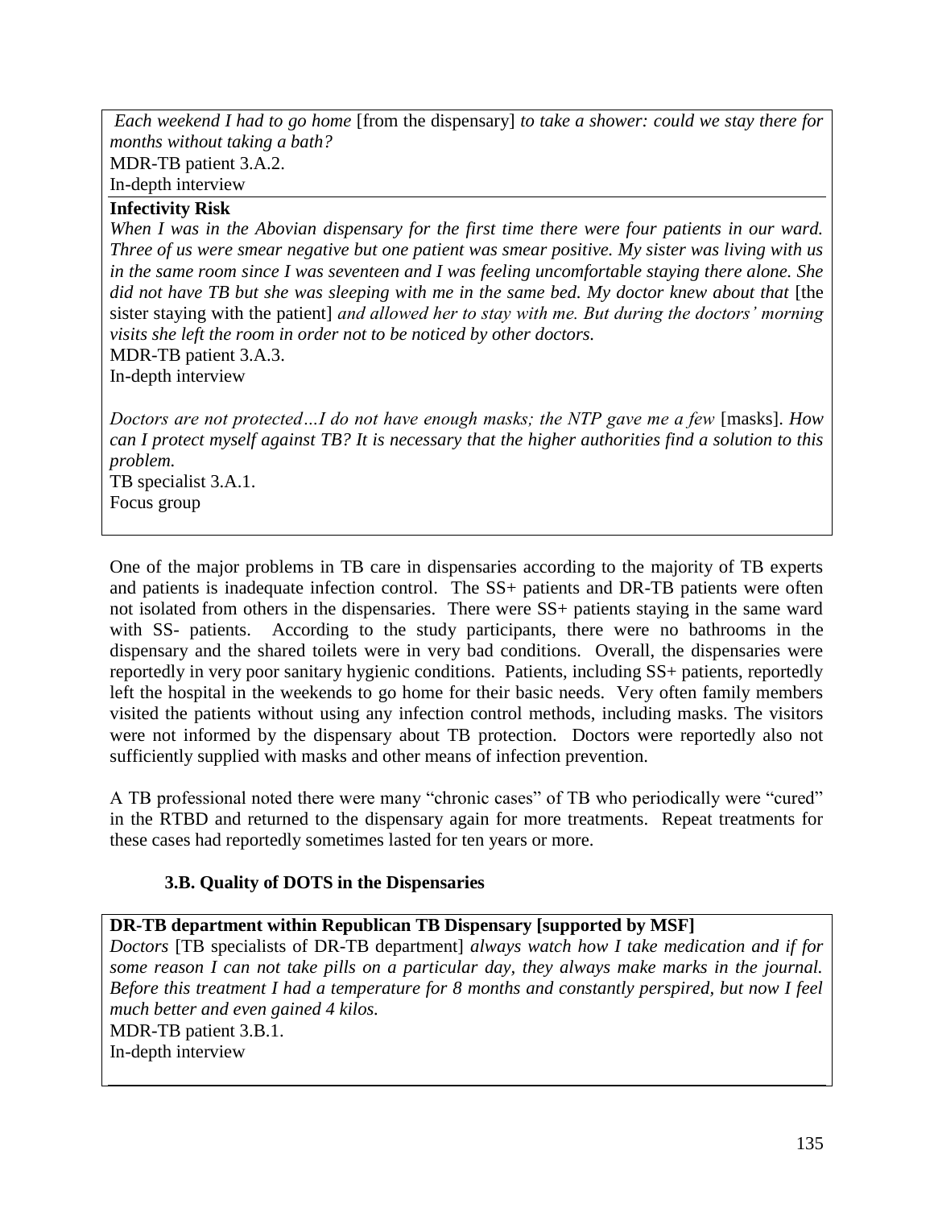*Each weekend I had to go home* [from the dispensary] *to take a shower: could we stay there for months without taking a bath?*
MDR-TB patient 3.A.2.
In-depth interview

**Infectivity Risk**

*When I was in the Abovian dispensary for the first time there were four patients in our ward. Three of us were smear negative but one patient was smear positive. My sister was living with us in the same room since I was seventeen and I was feeling uncomfortable staying there alone. She did not have TB but she was sleeping with me in the same bed. My doctor knew about that* [the sister staying with the patient] *and allowed her to stay with me. But during the doctors' morning visits she left the room in order not to be noticed by other doctors.*
MDR-TB patient 3.A.3.
In-depth interview

*Doctors are not protected…I do not have enough masks; the NTP gave me a few* [masks]. *How can I protect myself against TB? It is necessary that the higher authorities find a solution to this problem.*
TB specialist 3.A.1.
Focus group

One of the major problems in TB care in dispensaries according to the majority of TB experts and patients is inadequate infection control. The SS+ patients and DR-TB patients were often not isolated from others in the dispensaries. There were SS+ patients staying in the same ward with SS- patients. According to the study participants, there were no bathrooms in the dispensary and the shared toilets were in very bad conditions. Overall, the dispensaries were reportedly in very poor sanitary hygienic conditions. Patients, including SS+ patients, reportedly left the hospital in the weekends to go home for their basic needs. Very often family members visited the patients without using any infection control methods, including masks. The visitors were not informed by the dispensary about TB protection. Doctors were reportedly also not sufficiently supplied with masks and other means of infection prevention.

A TB professional noted there were many "chronic cases" of TB who periodically were "cured" in the RTBD and returned to the dispensary again for more treatments. Repeat treatments for these cases had reportedly sometimes lasted for ten years or more.

### 3.B. Quality of DOTS in the Dispensaries

**DR-TB department within Republican TB Dispensary [supported by MSF]**

*Doctors* [TB specialists of DR-TB department] *always watch how I take medication and if for some reason I can not take pills on a particular day, they always make marks in the journal. Before this treatment I had a temperature for 8 months and constantly perspired, but now I feel much better and even gained 4 kilos.*
MDR-TB patient 3.B.1.
In-depth interview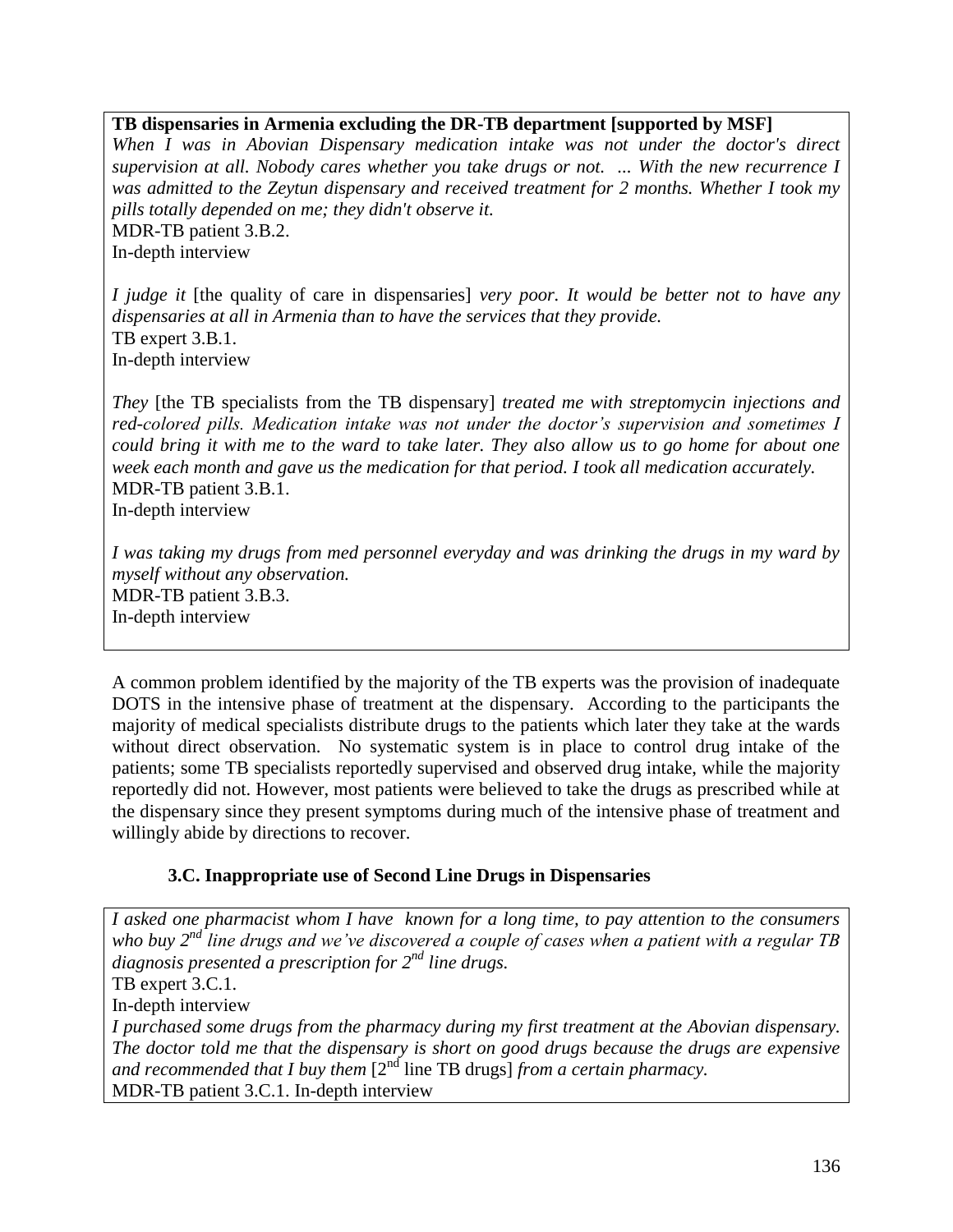**TB dispensaries in Armenia excluding the DR-TB department [supported by MSF]**

*When I was in Abovian Dispensary medication intake was not under the doctor's direct supervision at all. Nobody cares whether you take drugs or not. ... With the new recurrence I was admitted to the Zeytun dispensary and received treatment for 2 months. Whether I took my pills totally depended on me; they didn't observe it.*
MDR-TB patient 3.B.2.
In-depth interview

*I judge it* [the quality of care in dispensaries] *very poor. It would be better not to have any dispensaries at all in Armenia than to have the services that they provide.*
TB expert 3.B.1.
In-depth interview

*They* [the TB specialists from the TB dispensary] *treated me with streptomycin injections and red-colored pills. Medication intake was not under the doctor's supervision and sometimes I could bring it with me to the ward to take later. They also allow us to go home for about one week each month and gave us the medication for that period. I took all medication accurately.*
MDR-TB patient 3.B.1.
In-depth interview

*I was taking my drugs from med personnel everyday and was drinking the drugs in my ward by myself without any observation.*
MDR-TB patient 3.B.3.
In-depth interview

A common problem identified by the majority of the TB experts was the provision of inadequate DOTS in the intensive phase of treatment at the dispensary. According to the participants the majority of medical specialists distribute drugs to the patients which later they take at the wards without direct observation. No systematic system is in place to control drug intake of the patients; some TB specialists reportedly supervised and observed drug intake, while the majority reportedly did not. However, most patients were believed to take the drugs as prescribed while at the dispensary since they present symptoms during much of the intensive phase of treatment and willingly abide by directions to recover.

### 3.C. Inappropriate use of Second Line Drugs in Dispensaries

*I asked one pharmacist whom I have known for a long time, to pay attention to the consumers who buy 2nd line drugs and we've discovered a couple of cases when a patient with a regular TB diagnosis presented a prescription for 2nd line drugs.*
TB expert 3.C.1.
In-depth interview

*I purchased some drugs from the pharmacy during my first treatment at the Abovian dispensary. The doctor told me that the dispensary is short on good drugs because the drugs are expensive and recommended that I buy them* [2nd line TB drugs] *from a certain pharmacy.*
MDR-TB patient 3.C.1. In-depth interview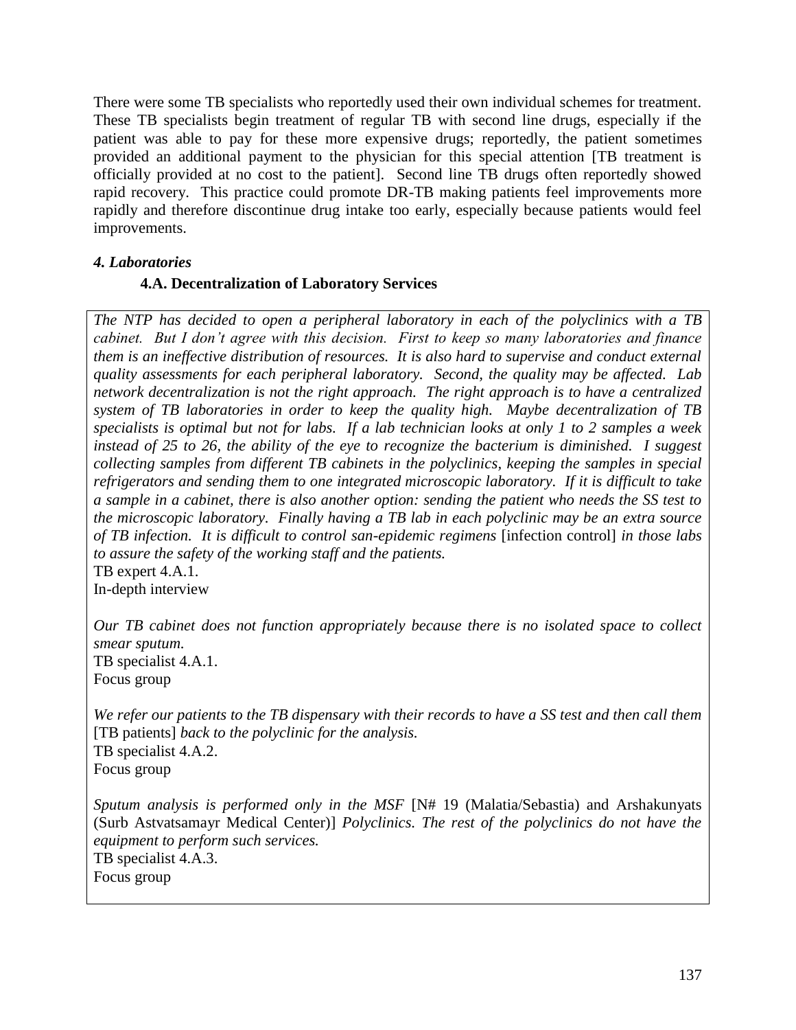There were some TB specialists who reportedly used their own individual schemes for treatment. These TB specialists begin treatment of regular TB with second line drugs, especially if the patient was able to pay for these more expensive drugs; reportedly, the patient sometimes provided an additional payment to the physician for this special attention [TB treatment is officially provided at no cost to the patient]. Second line TB drugs often reportedly showed rapid recovery. This practice could promote DR-TB making patients feel improvements more rapidly and therefore discontinue drug intake too early, especially because patients would feel improvements.

### *4. Laboratories*

#### 4.A. Decentralization of Laboratory Services

*The NTP has decided to open a peripheral laboratory in each of the polyclinics with a TB cabinet. But I don't agree with this decision. First to keep so many laboratories and finance them is an ineffective distribution of resources. It is also hard to supervise and conduct external quality assessments for each peripheral laboratory. Second, the quality may be affected. Lab network decentralization is not the right approach. The right approach is to have a centralized system of TB laboratories in order to keep the quality high. Maybe decentralization of TB specialists is optimal but not for labs. If a lab technician looks at only 1 to 2 samples a week instead of 25 to 26, the ability of the eye to recognize the bacterium is diminished. I suggest collecting samples from different TB cabinets in the polyclinics, keeping the samples in special refrigerators and sending them to one integrated microscopic laboratory. If it is difficult to take a sample in a cabinet, there is also another option: sending the patient who needs the SS test to the microscopic laboratory. Finally having a TB lab in each polyclinic may be an extra source of TB infection. It is difficult to control san-epidemic regimens* [infection control] *in those labs to assure the safety of the working staff and the patients.*
TB expert 4.A.1.
In-depth interview

*Our TB cabinet does not function appropriately because there is no isolated space to collect smear sputum.*
TB specialist 4.A.1.
Focus group

*We refer our patients to the TB dispensary with their records to have a SS test and then call them* [TB patients] *back to the polyclinic for the analysis.*
TB specialist 4.A.2.
Focus group

*Sputum analysis is performed only in the MSF* [N# 19 (Malatia/Sebastia) and Arshakunyats (Surb Astvatsamayr Medical Center)] *Polyclinics. The rest of the polyclinics do not have the equipment to perform such services.*
TB specialist 4.A.3.
Focus group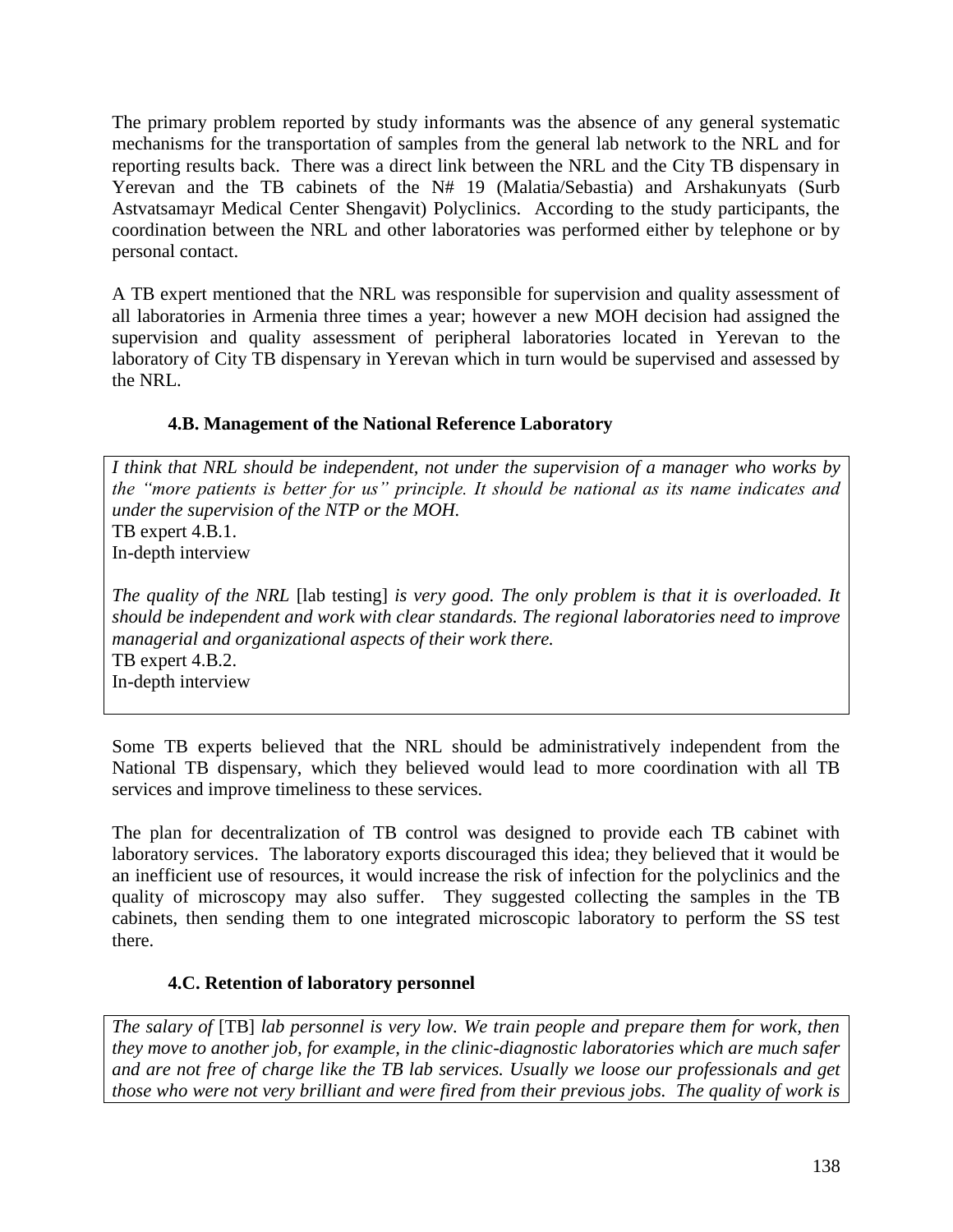The primary problem reported by study informants was the absence of any general systematic mechanisms for the transportation of samples from the general lab network to the NRL and for reporting results back. There was a direct link between the NRL and the City TB dispensary in Yerevan and the TB cabinets of the N# 19 (Malatia/Sebastia) and Arshakunyats (Surb Astvatsamayr Medical Center Shengavit) Polyclinics. According to the study participants, the coordination between the NRL and other laboratories was performed either by telephone or by personal contact.

A TB expert mentioned that the NRL was responsible for supervision and quality assessment of all laboratories in Armenia three times a year; however a new MOH decision had assigned the supervision and quality assessment of peripheral laboratories located in Yerevan to the laboratory of City TB dispensary in Yerevan which in turn would be supervised and assessed by the NRL.

### 4.B. Management of the National Reference Laboratory

> *I think that NRL should be independent, not under the supervision of a manager who works by the "more patients is better for us" principle. It should be national as its name indicates and under the supervision of the NTP or the MOH.*
> TB expert 4.B.1.
> In-depth interview
>
> *The quality of the NRL* [lab testing] *is very good. The only problem is that it is overloaded. It should be independent and work with clear standards. The regional laboratories need to improve managerial and organizational aspects of their work there.*
> TB expert 4.B.2.
> In-depth interview

Some TB experts believed that the NRL should be administratively independent from the National TB dispensary, which they believed would lead to more coordination with all TB services and improve timeliness to these services.

The plan for decentralization of TB control was designed to provide each TB cabinet with laboratory services. The laboratory exports discouraged this idea; they believed that it would be an inefficient use of resources, it would increase the risk of infection for the polyclinics and the quality of microscopy may also suffer. They suggested collecting the samples in the TB cabinets, then sending them to one integrated microscopic laboratory to perform the SS test there.

### 4.C. Retention of laboratory personnel

> *The salary of* [TB] *lab personnel is very low. We train people and prepare them for work, then they move to another job, for example, in the clinic-diagnostic laboratories which are much safer and are not free of charge like the TB lab services. Usually we loose our professionals and get those who were not very brilliant and were fired from their previous jobs. The quality of work is*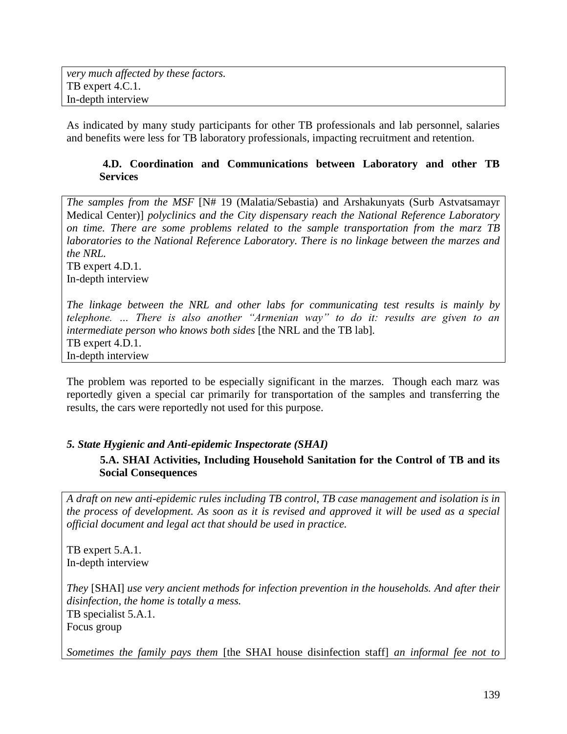*very much affected by these factors.*
TB expert 4.C.1.
In-depth interview

As indicated by many study participants for other TB professionals and lab personnel, salaries and benefits were less for TB laboratory professionals, impacting recruitment and retention.

#### 4.D. Coordination and Communications between Laboratory and other TB Services

*The samples from the MSF* [N# 19 (Malatia/Sebastia) and Arshakunyats (Surb Astvatsamayr Medical Center)] *polyclinics and the City dispensary reach the National Reference Laboratory on time. There are some problems related to the sample transportation from the marz TB laboratories to the National Reference Laboratory. There is no linkage between the marzes and the NRL.*
TB expert 4.D.1.
In-depth interview

*The linkage between the NRL and other labs for communicating test results is mainly by telephone. … There is also another "Armenian way" to do it: results are given to an intermediate person who knows both sides* [the NRL and the TB lab].
TB expert 4.D.1.
In-depth interview

The problem was reported to be especially significant in the marzes. Though each marz was reportedly given a special car primarily for transportation of the samples and transferring the results, the cars were reportedly not used for this purpose.

### *5. State Hygienic and Anti-epidemic Inspectorate (SHAI)*

#### 5.A. SHAI Activities, Including Household Sanitation for the Control of TB and its Social Consequences

*A draft on new anti-epidemic rules including TB control, TB case management and isolation is in the process of development. As soon as it is revised and approved it will be used as a special official document and legal act that should be used in practice.*

TB expert 5.A.1.
In-depth interview

*They* [SHAI] *use very ancient methods for infection prevention in the households. And after their disinfection, the home is totally a mess.*
TB specialist 5.A.1.
Focus group

*Sometimes the family pays them* [the SHAI house disinfection staff] *an informal fee not to*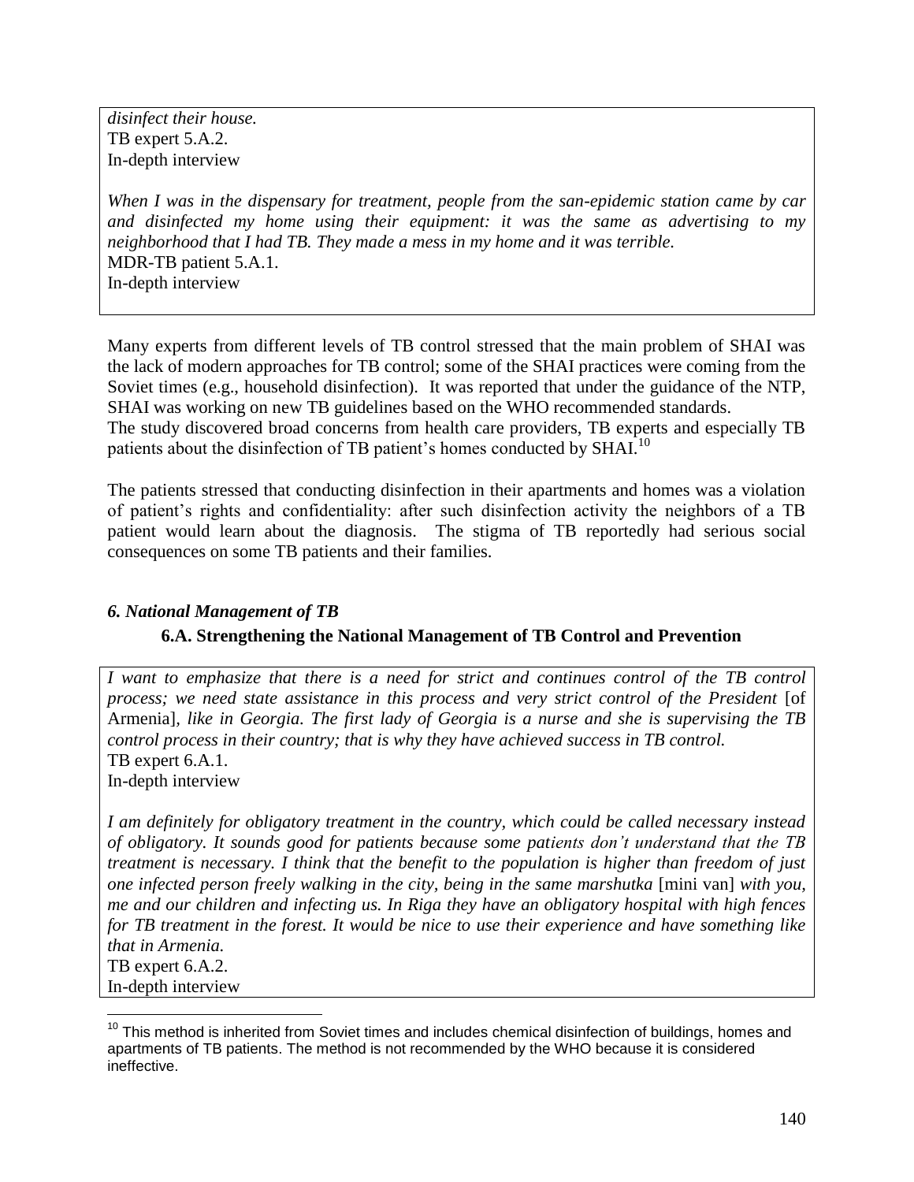*disinfect their house.*
TB expert 5.A.2.
In-depth interview

*When I was in the dispensary for treatment, people from the san-epidemic station came by car and disinfected my home using their equipment: it was the same as advertising to my neighborhood that I had TB. They made a mess in my home and it was terrible.*
MDR-TB patient 5.A.1.
In-depth interview

Many experts from different levels of TB control stressed that the main problem of SHAI was the lack of modern approaches for TB control; some of the SHAI practices were coming from the Soviet times (e.g., household disinfection). It was reported that under the guidance of the NTP, SHAI was working on new TB guidelines based on the WHO recommended standards.
The study discovered broad concerns from health care providers, TB experts and especially TB patients about the disinfection of TB patient's homes conducted by SHAI.[10]

The patients stressed that conducting disinfection in their apartments and homes was a violation of patient's rights and confidentiality: after such disinfection activity the neighbors of a TB patient would learn about the diagnosis. The stigma of TB reportedly had serious social consequences on some TB patients and their families.

## *6. National Management of TB*

### 6.A. Strengthening the National Management of TB Control and Prevention

*I want to emphasize that there is a need for strict and continues control of the TB control process; we need state assistance in this process and very strict control of the President* [of Armenia], *like in Georgia. The first lady of Georgia is a nurse and she is supervising the TB control process in their country; that is why they have achieved success in TB control.*
TB expert 6.A.1.
In-depth interview

*I am definitely for obligatory treatment in the country, which could be called necessary instead of obligatory. It sounds good for patients because some patients don't understand that the TB treatment is necessary. I think that the benefit to the population is higher than freedom of just one infected person freely walking in the city, being in the same marshutka* [mini van] *with you, me and our children and infecting us. In Riga they have an obligatory hospital with high fences for TB treatment in the forest. It would be nice to use their experience and have something like that in Armenia.*
TB expert 6.A.2.
In-depth interview

[10] This method is inherited from Soviet times and includes chemical disinfection of buildings, homes and apartments of TB patients. The method is not recommended by the WHO because it is considered ineffective.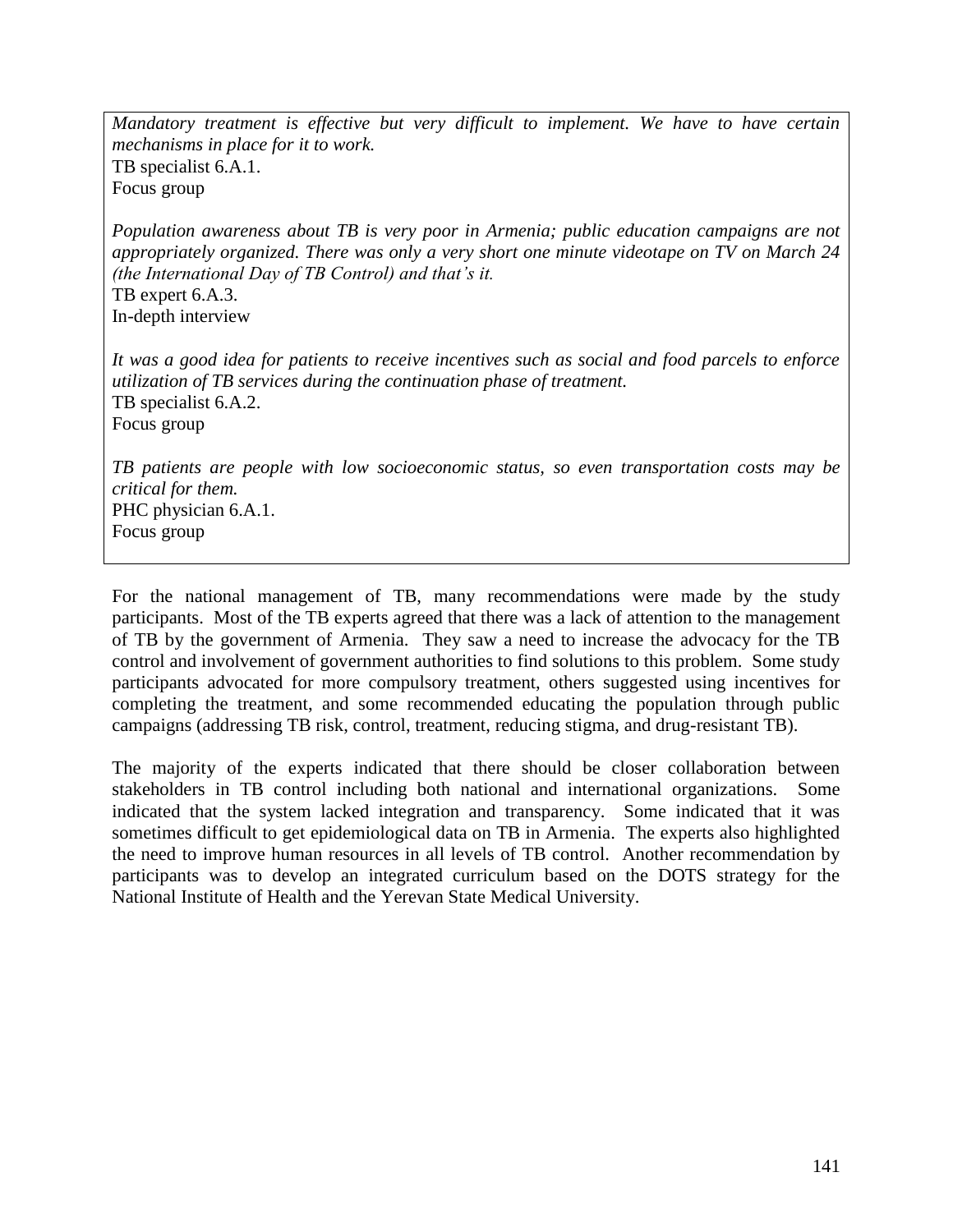*Mandatory treatment is effective but very difficult to implement. We have to have certain mechanisms in place for it to work.*
TB specialist 6.A.1.
Focus group

*Population awareness about TB is very poor in Armenia; public education campaigns are not appropriately organized. There was only a very short one minute videotape on TV on March 24 (the International Day of TB Control) and that's it.*
TB expert 6.A.3.
In-depth interview

*It was a good idea for patients to receive incentives such as social and food parcels to enforce utilization of TB services during the continuation phase of treatment.*
TB specialist 6.A.2.
Focus group

*TB patients are people with low socioeconomic status, so even transportation costs may be critical for them.*
PHC physician 6.A.1.
Focus group

For the national management of TB, many recommendations were made by the study participants. Most of the TB experts agreed that there was a lack of attention to the management of TB by the government of Armenia. They saw a need to increase the advocacy for the TB control and involvement of government authorities to find solutions to this problem. Some study participants advocated for more compulsory treatment, others suggested using incentives for completing the treatment, and some recommended educating the population through public campaigns (addressing TB risk, control, treatment, reducing stigma, and drug-resistant TB).

The majority of the experts indicated that there should be closer collaboration between stakeholders in TB control including both national and international organizations. Some indicated that the system lacked integration and transparency. Some indicated that it was sometimes difficult to get epidemiological data on TB in Armenia. The experts also highlighted the need to improve human resources in all levels of TB control. Another recommendation by participants was to develop an integrated curriculum based on the DOTS strategy for the National Institute of Health and the Yerevan State Medical University.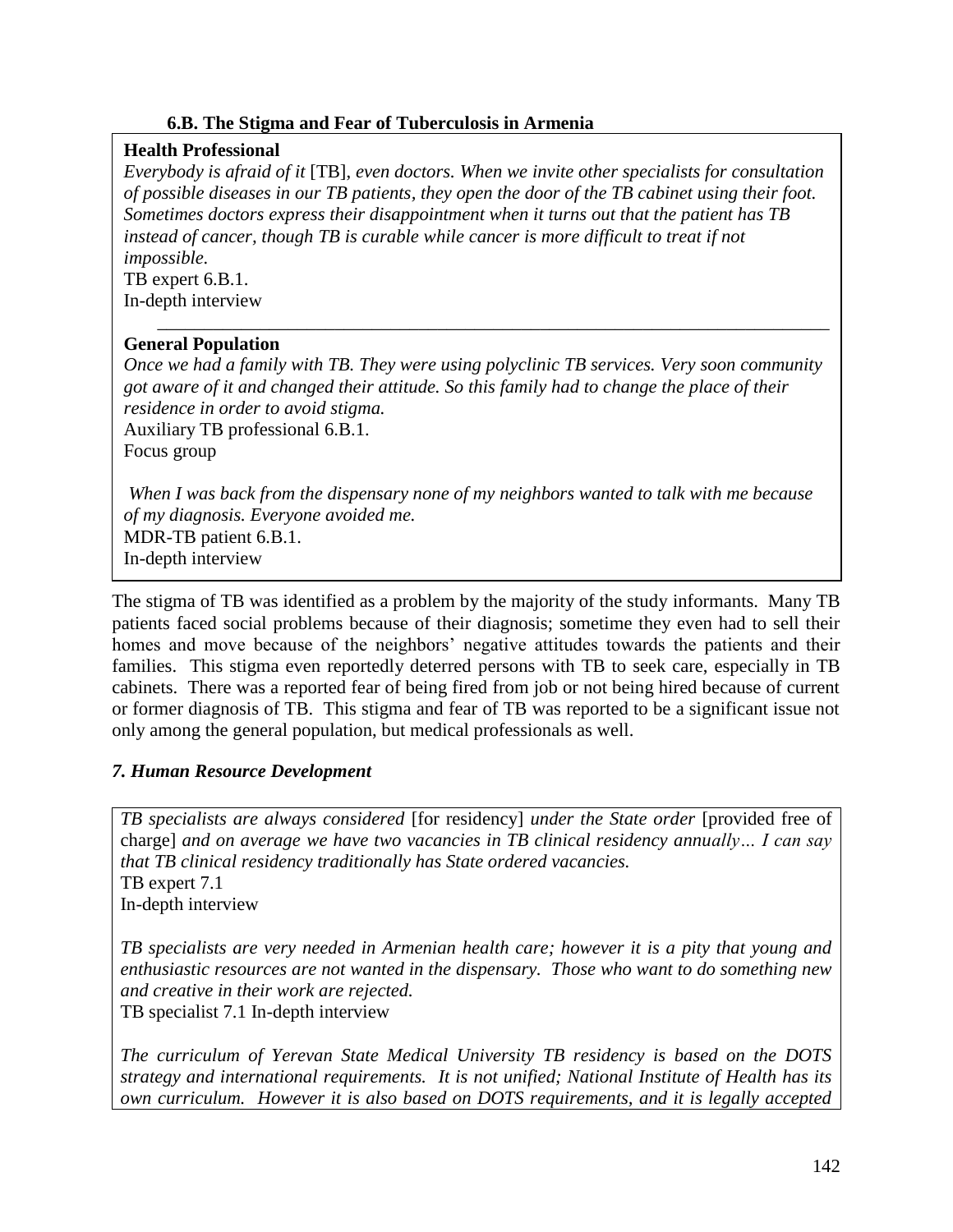**6.B. The Stigma and Fear of Tuberculosis in Armenia**

**Health Professional**

*Everybody is afraid of it* [TB], *even doctors. When we invite other specialists for consultation of possible diseases in our TB patients, they open the door of the TB cabinet using their foot. Sometimes doctors express their disappointment when it turns out that the patient has TB instead of cancer, though TB is curable while cancer is more difficult to treat if not impossible.*
TB expert 6.B.1.
In-depth interview

---

**General Population**

*Once we had a family with TB. They were using polyclinic TB services. Very soon community got aware of it and changed their attitude. So this family had to change the place of their residence in order to avoid stigma.*
Auxiliary TB professional 6.B.1.
Focus group

*When I was back from the dispensary none of my neighbors wanted to talk with me because of my diagnosis. Everyone avoided me.*
MDR-TB patient 6.B.1.
In-depth interview

The stigma of TB was identified as a problem by the majority of the study informants. Many TB patients faced social problems because of their diagnosis; sometime they even had to sell their homes and move because of the neighbors' negative attitudes towards the patients and their families. This stigma even reportedly deterred persons with TB to seek care, especially in TB cabinets. There was a reported fear of being fired from job or not being hired because of current or former diagnosis of TB. This stigma and fear of TB was reported to be a significant issue not only among the general population, but medical professionals as well.

### *7. Human Resource Development*

*TB specialists are always considered* [for residency] *under the State order* [provided free of charge] *and on average we have two vacancies in TB clinical residency annually… I can say that TB clinical residency traditionally has State ordered vacancies.*
TB expert 7.1
In-depth interview

*TB specialists are very needed in Armenian health care; however it is a pity that young and enthusiastic resources are not wanted in the dispensary. Those who want to do something new and creative in their work are rejected.*
TB specialist 7.1 In-depth interview

*The curriculum of Yerevan State Medical University TB residency is based on the DOTS strategy and international requirements. It is not unified; National Institute of Health has its own curriculum. However it is also based on DOTS requirements, and it is legally accepted*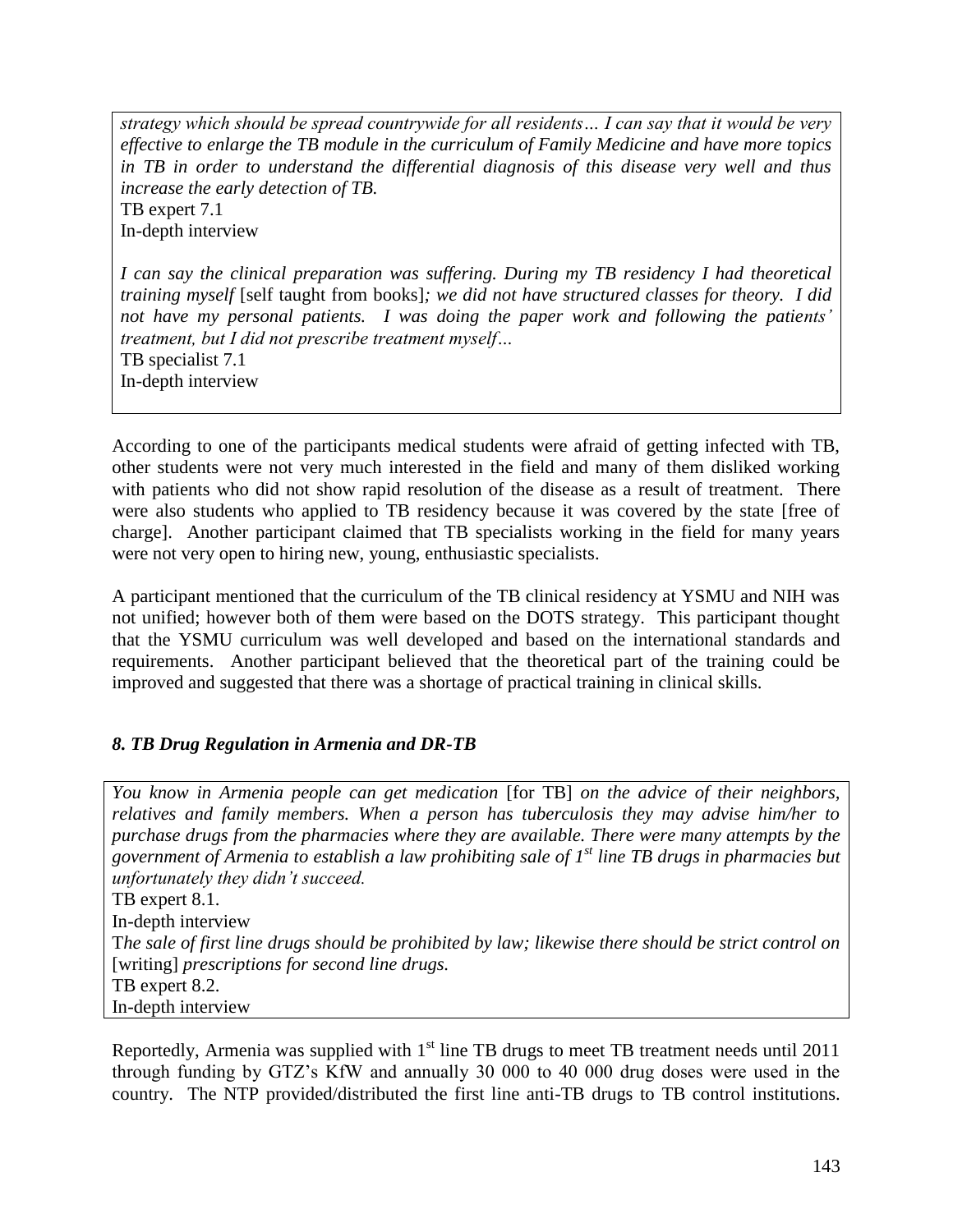*strategy which should be spread countrywide for all residents… I can say that it would be very effective to enlarge the TB module in the curriculum of Family Medicine and have more topics in TB in order to understand the differential diagnosis of this disease very well and thus increase the early detection of TB.*
TB expert 7.1
In-depth interview

*I can say the clinical preparation was suffering. During my TB residency I had theoretical training myself* [self taught from books]*; we did not have structured classes for theory. I did not have my personal patients. I was doing the paper work and following the patients' treatment, but I did not prescribe treatment myself…*
TB specialist 7.1
In-depth interview

According to one of the participants medical students were afraid of getting infected with TB, other students were not very much interested in the field and many of them disliked working with patients who did not show rapid resolution of the disease as a result of treatment. There were also students who applied to TB residency because it was covered by the state [free of charge]. Another participant claimed that TB specialists working in the field for many years were not very open to hiring new, young, enthusiastic specialists.

A participant mentioned that the curriculum of the TB clinical residency at YSMU and NIH was not unified; however both of them were based on the DOTS strategy. This participant thought that the YSMU curriculum was well developed and based on the international standards and requirements. Another participant believed that the theoretical part of the training could be improved and suggested that there was a shortage of practical training in clinical skills.

### *8. TB Drug Regulation in Armenia and DR-TB*

*You know in Armenia people can get medication* [for TB] *on the advice of their neighbors, relatives and family members. When a person has tuberculosis they may advise him/her to purchase drugs from the pharmacies where they are available. There were many attempts by the government of Armenia to establish a law prohibiting sale of 1st line TB drugs in pharmacies but unfortunately they didn't succeed.*
TB expert 8.1.
In-depth interview
T*he sale of first line drugs should be prohibited by law; likewise there should be strict control on* [writing] *prescriptions for second line drugs.*
TB expert 8.2.
In-depth interview

Reportedly, Armenia was supplied with 1st line TB drugs to meet TB treatment needs until 2011 through funding by GTZ's KfW and annually 30 000 to 40 000 drug doses were used in the country. The NTP provided/distributed the first line anti-TB drugs to TB control institutions.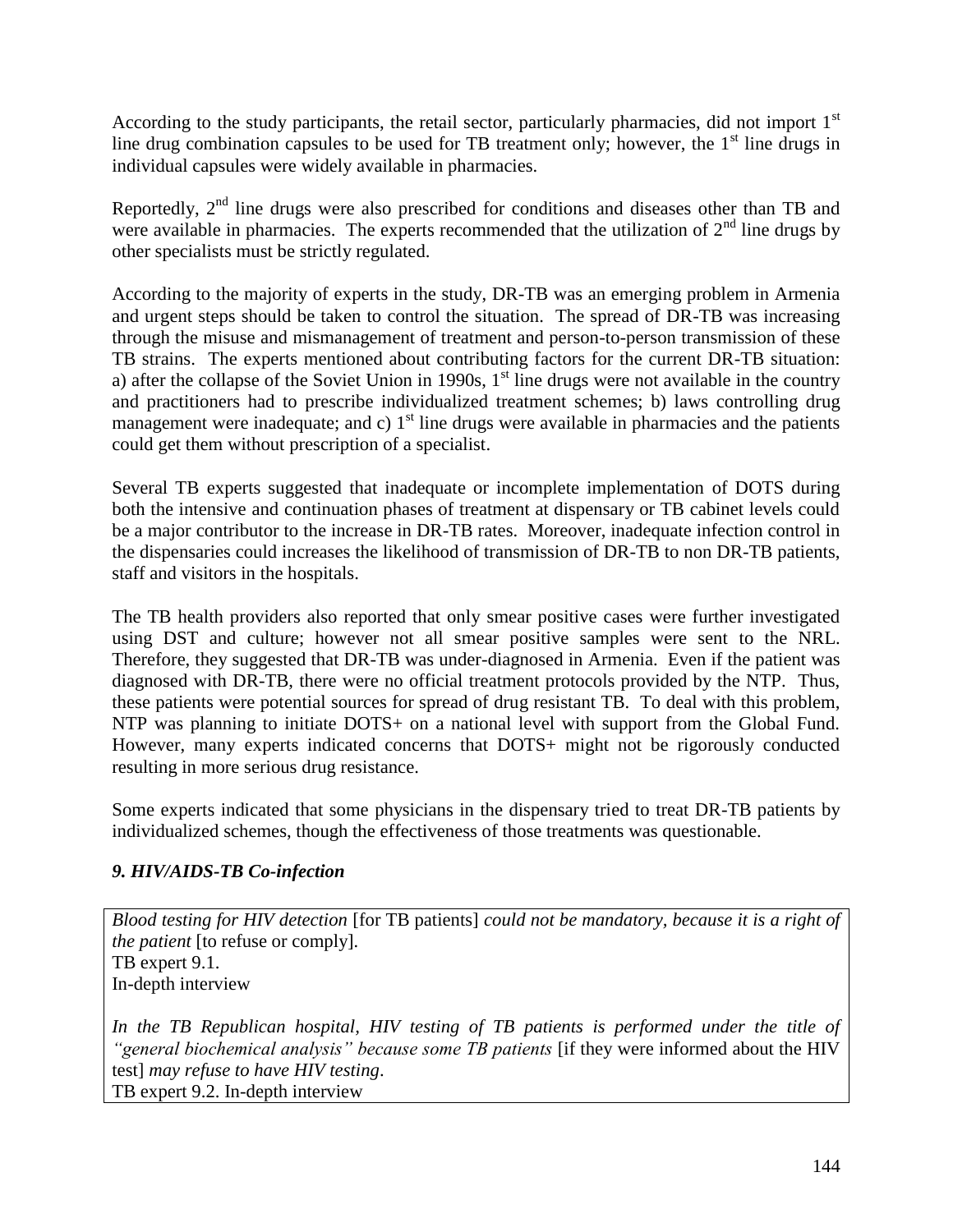According to the study participants, the retail sector, particularly pharmacies, did not import 1st line drug combination capsules to be used for TB treatment only; however, the 1st line drugs in individual capsules were widely available in pharmacies.

Reportedly, 2nd line drugs were also prescribed for conditions and diseases other than TB and were available in pharmacies. The experts recommended that the utilization of 2nd line drugs by other specialists must be strictly regulated.

According to the majority of experts in the study, DR-TB was an emerging problem in Armenia and urgent steps should be taken to control the situation. The spread of DR-TB was increasing through the misuse and mismanagement of treatment and person-to-person transmission of these TB strains. The experts mentioned about contributing factors for the current DR-TB situation: a) after the collapse of the Soviet Union in 1990s, 1st line drugs were not available in the country and practitioners had to prescribe individualized treatment schemes; b) laws controlling drug management were inadequate; and c) 1st line drugs were available in pharmacies and the patients could get them without prescription of a specialist.

Several TB experts suggested that inadequate or incomplete implementation of DOTS during both the intensive and continuation phases of treatment at dispensary or TB cabinet levels could be a major contributor to the increase in DR-TB rates. Moreover, inadequate infection control in the dispensaries could increases the likelihood of transmission of DR-TB to non DR-TB patients, staff and visitors in the hospitals.

The TB health providers also reported that only smear positive cases were further investigated using DST and culture; however not all smear positive samples were sent to the NRL. Therefore, they suggested that DR-TB was under-diagnosed in Armenia. Even if the patient was diagnosed with DR-TB, there were no official treatment protocols provided by the NTP. Thus, these patients were potential sources for spread of drug resistant TB. To deal with this problem, NTP was planning to initiate DOTS+ on a national level with support from the Global Fund. However, many experts indicated concerns that DOTS+ might not be rigorously conducted resulting in more serious drug resistance.

Some experts indicated that some physicians in the dispensary tried to treat DR-TB patients by individualized schemes, though the effectiveness of those treatments was questionable.

### *9. HIV/AIDS-TB Co-infection*

*Blood testing for HIV detection* [for TB patients] *could not be mandatory, because it is a right of the patient* [to refuse or comply].
TB expert 9.1.
In-depth interview

*In the TB Republican hospital, HIV testing of TB patients is performed under the title of "general biochemical analysis" because some TB patients* [if they were informed about the HIV test] *may refuse to have HIV testing*.
TB expert 9.2. In-depth interview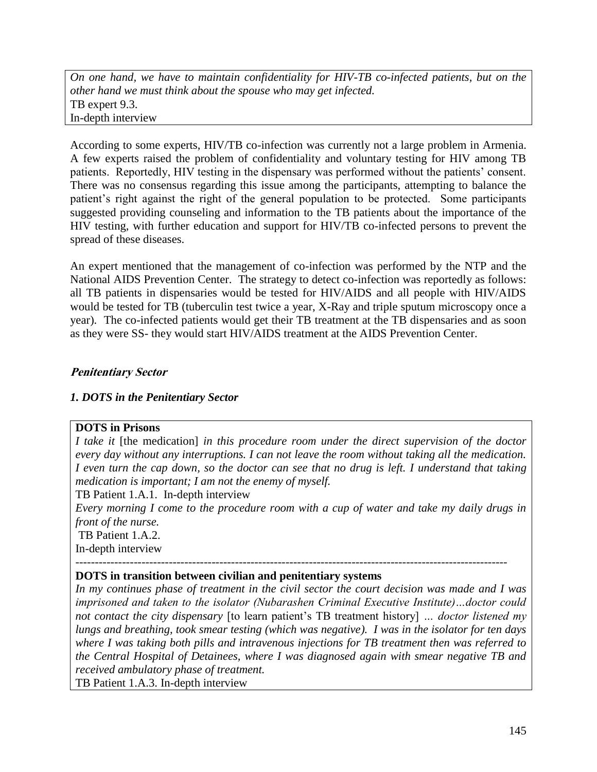*On one hand, we have to maintain confidentiality for HIV-TB co-infected patients, but on the other hand we must think about the spouse who may get infected.*
TB expert 9.3.
In-depth interview

According to some experts, HIV/TB co-infection was currently not a large problem in Armenia. A few experts raised the problem of confidentiality and voluntary testing for HIV among TB patients. Reportedly, HIV testing in the dispensary was performed without the patients' consent. There was no consensus regarding this issue among the participants, attempting to balance the patient's right against the right of the general population to be protected. Some participants suggested providing counseling and information to the TB patients about the importance of the HIV testing, with further education and support for HIV/TB co-infected persons to prevent the spread of these diseases.

An expert mentioned that the management of co-infection was performed by the NTP and the National AIDS Prevention Center. The strategy to detect co-infection was reportedly as follows: all TB patients in dispensaries would be tested for HIV/AIDS and all people with HIV/AIDS would be tested for TB (tuberculin test twice a year, X-Ray and triple sputum microscopy once a year). The co-infected patients would get their TB treatment at the TB dispensaries and as soon as they were SS- they would start HIV/AIDS treatment at the AIDS Prevention Center.

### ***Penitentiary Sector***

#### ***1. DOTS in the Penitentiary Sector***

**DOTS in Prisons**

*I take it* [the medication] *in this procedure room under the direct supervision of the doctor every day without any interruptions. I can not leave the room without taking all the medication. I even turn the cap down, so the doctor can see that no drug is left. I understand that taking medication is important; I am not the enemy of myself.*
TB Patient 1.A.1. In-depth interview

*Every morning I come to the procedure room with a cup of water and take my daily drugs in front of the nurse.*
TB Patient 1.A.2.
In-depth interview

---

**DOTS in transition between civilian and penitentiary systems**

*In my continues phase of treatment in the civil sector the court decision was made and I was imprisoned and taken to the isolator (Nubarashen Criminal Executive Institute)…doctor could not contact the city dispensary* [to learn patient's TB treatment history] *… doctor listened my lungs and breathing, took smear testing (which was negative). I was in the isolator for ten days where I was taking both pills and intravenous injections for TB treatment then was referred to the Central Hospital of Detainees, where I was diagnosed again with smear negative TB and received ambulatory phase of treatment.*
TB Patient 1.A.3. In-depth interview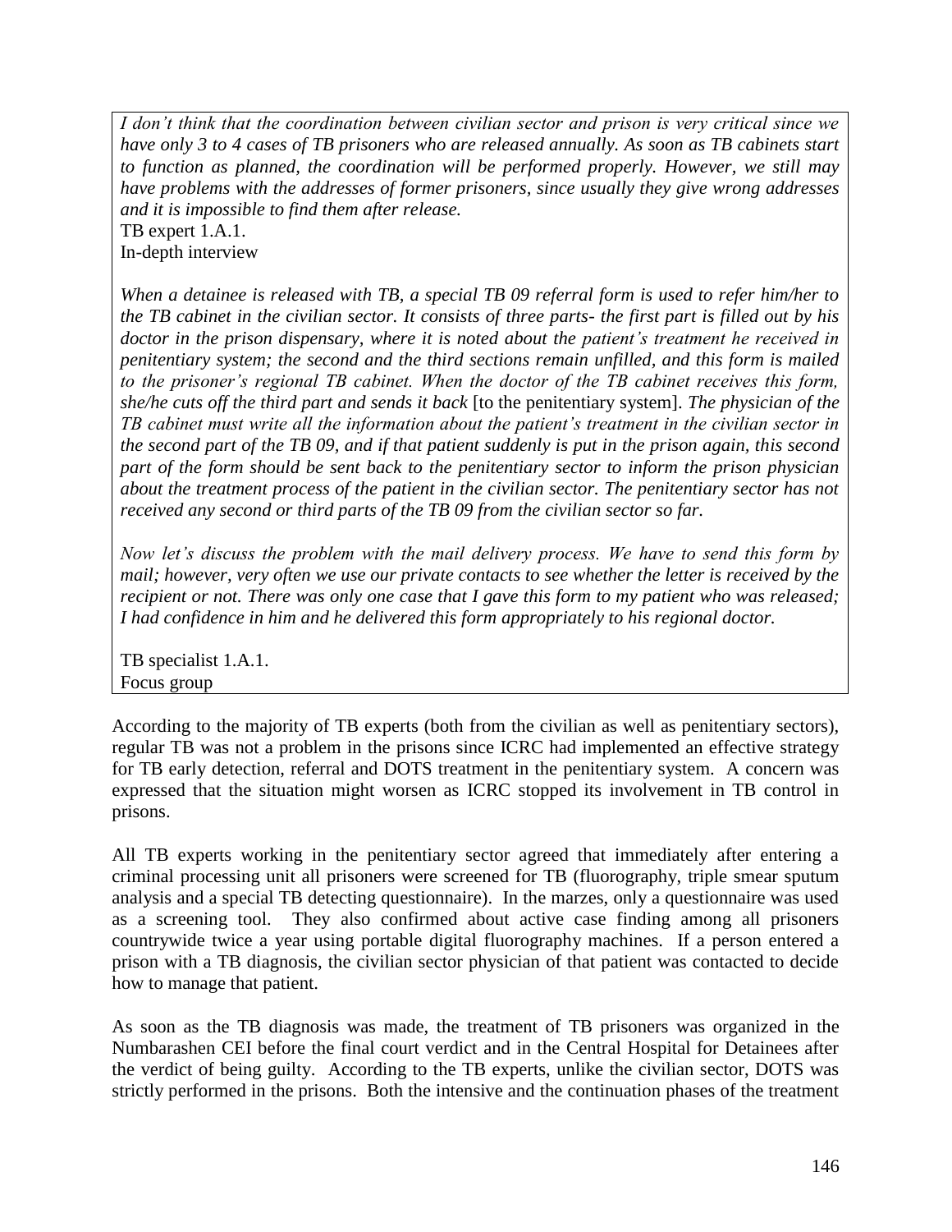*I don't think that the coordination between civilian sector and prison is very critical since we have only 3 to 4 cases of TB prisoners who are released annually. As soon as TB cabinets start to function as planned, the coordination will be performed properly. However, we still may have problems with the addresses of former prisoners, since usually they give wrong addresses and it is impossible to find them after release.*
TB expert 1.A.1.
In-depth interview

*When a detainee is released with TB, a special TB 09 referral form is used to refer him/her to the TB cabinet in the civilian sector. It consists of three parts- the first part is filled out by his doctor in the prison dispensary, where it is noted about the patient's treatment he received in penitentiary system; the second and the third sections remain unfilled, and this form is mailed to the prisoner's regional TB cabinet. When the doctor of the TB cabinet receives this form, she/he cuts off the third part and sends it back* [to the penitentiary system]. *The physician of the TB cabinet must write all the information about the patient's treatment in the civilian sector in the second part of the TB 09, and if that patient suddenly is put in the prison again, this second part of the form should be sent back to the penitentiary sector to inform the prison physician about the treatment process of the patient in the civilian sector. The penitentiary sector has not received any second or third parts of the TB 09 from the civilian sector so far.*

*Now let's discuss the problem with the mail delivery process. We have to send this form by mail; however, very often we use our private contacts to see whether the letter is received by the recipient or not. There was only one case that I gave this form to my patient who was released; I had confidence in him and he delivered this form appropriately to his regional doctor.*

TB specialist 1.A.1.
Focus group

According to the majority of TB experts (both from the civilian as well as penitentiary sectors), regular TB was not a problem in the prisons since ICRC had implemented an effective strategy for TB early detection, referral and DOTS treatment in the penitentiary system. A concern was expressed that the situation might worsen as ICRC stopped its involvement in TB control in prisons.

All TB experts working in the penitentiary sector agreed that immediately after entering a criminal processing unit all prisoners were screened for TB (fluorography, triple smear sputum analysis and a special TB detecting questionnaire). In the marzes, only a questionnaire was used as a screening tool. They also confirmed about active case finding among all prisoners countrywide twice a year using portable digital fluorography machines. If a person entered a prison with a TB diagnosis, the civilian sector physician of that patient was contacted to decide how to manage that patient.

As soon as the TB diagnosis was made, the treatment of TB prisoners was organized in the Numbarashen CEI before the final court verdict and in the Central Hospital for Detainees after the verdict of being guilty. According to the TB experts, unlike the civilian sector, DOTS was strictly performed in the prisons. Both the intensive and the continuation phases of the treatment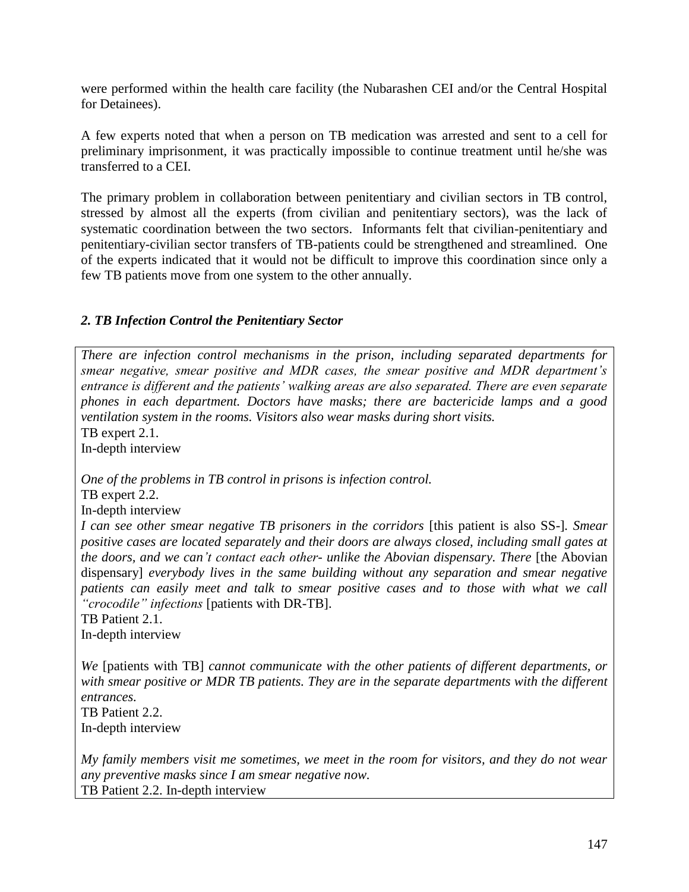were performed within the health care facility (the Nubarashen CEI and/or the Central Hospital for Detainees).

A few experts noted that when a person on TB medication was arrested and sent to a cell for preliminary imprisonment, it was practically impossible to continue treatment until he/she was transferred to a CEI.

The primary problem in collaboration between penitentiary and civilian sectors in TB control, stressed by almost all the experts (from civilian and penitentiary sectors), was the lack of systematic coordination between the two sectors. Informants felt that civilian-penitentiary and penitentiary-civilian sector transfers of TB-patients could be strengthened and streamlined. One of the experts indicated that it would not be difficult to improve this coordination since only a few TB patients move from one system to the other annually.

### *2. TB Infection Control the Penitentiary Sector*

*There are infection control mechanisms in the prison, including separated departments for smear negative, smear positive and MDR cases, the smear positive and MDR department's entrance is different and the patients' walking areas are also separated. There are even separate phones in each department. Doctors have masks; there are bactericide lamps and a good ventilation system in the rooms. Visitors also wear masks during short visits.*
TB expert 2.1.
In-depth interview

*One of the problems in TB control in prisons is infection control.*
TB expert 2.2.
In-depth interview

*I can see other smear negative TB prisoners in the corridors* [this patient is also SS-]. *Smear positive cases are located separately and their doors are always closed, including small gates at the doors, and we can't contact each other- unlike the Abovian dispensary. There* [the Abovian dispensary] *everybody lives in the same building without any separation and smear negative patients can easily meet and talk to smear positive cases and to those with what we call "crocodile" infections* [patients with DR-TB].
TB Patient 2.1.
In-depth interview

*We* [patients with TB] *cannot communicate with the other patients of different departments, or with smear positive or MDR TB patients. They are in the separate departments with the different entrances.*
TB Patient 2.2.
In-depth interview

*My family members visit me sometimes, we meet in the room for visitors, and they do not wear any preventive masks since I am smear negative now.*
TB Patient 2.2. In-depth interview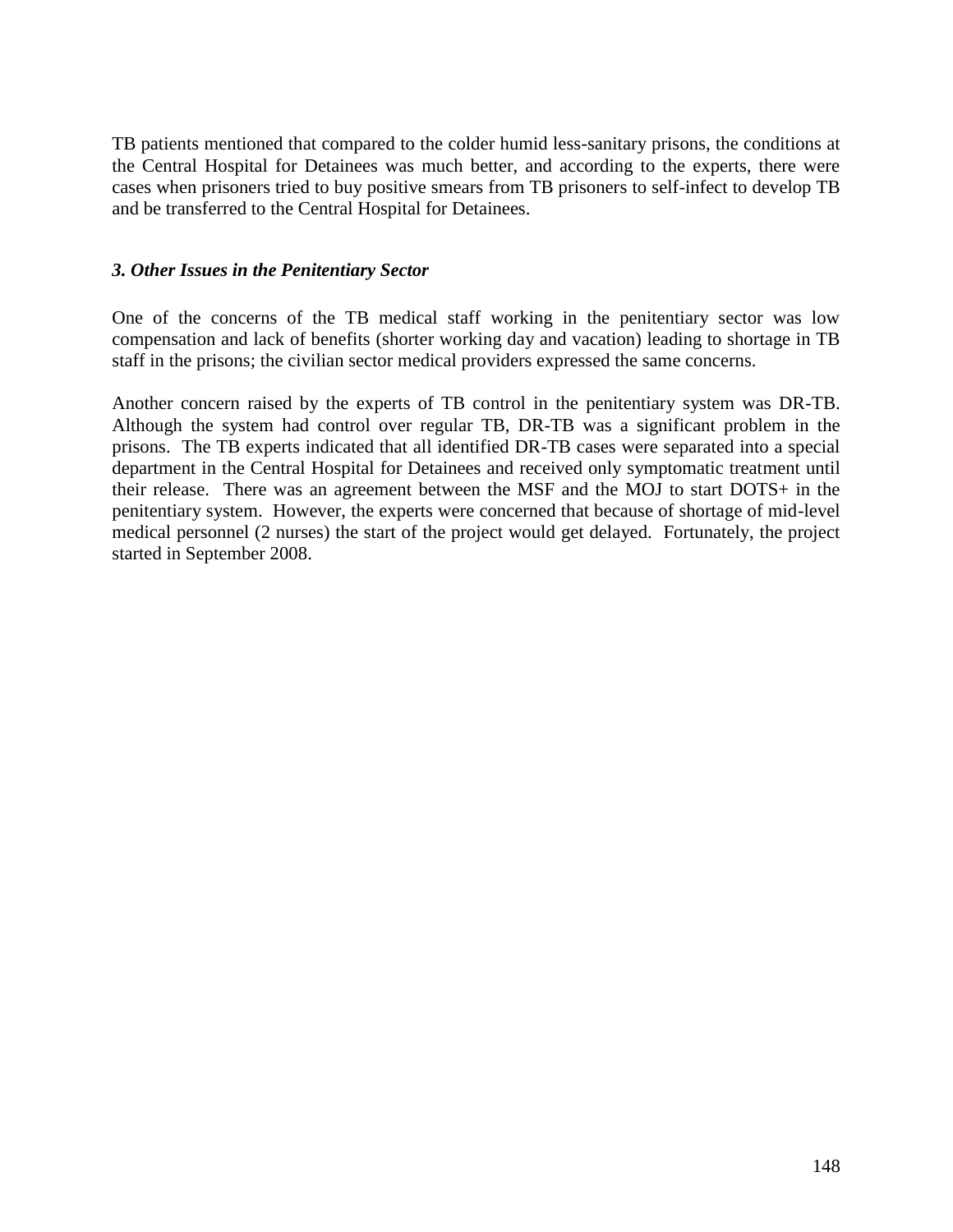TB patients mentioned that compared to the colder humid less-sanitary prisons, the conditions at the Central Hospital for Detainees was much better, and according to the experts, there were cases when prisoners tried to buy positive smears from TB prisoners to self-infect to develop TB and be transferred to the Central Hospital for Detainees.

### *3. Other Issues in the Penitentiary Sector*

One of the concerns of the TB medical staff working in the penitentiary sector was low compensation and lack of benefits (shorter working day and vacation) leading to shortage in TB staff in the prisons; the civilian sector medical providers expressed the same concerns.

Another concern raised by the experts of TB control in the penitentiary system was DR-TB. Although the system had control over regular TB, DR-TB was a significant problem in the prisons. The TB experts indicated that all identified DR-TB cases were separated into a special department in the Central Hospital for Detainees and received only symptomatic treatment until their release. There was an agreement between the MSF and the MOJ to start DOTS+ in the penitentiary system. However, the experts were concerned that because of shortage of mid-level medical personnel (2 nurses) the start of the project would get delayed. Fortunately, the project started in September 2008.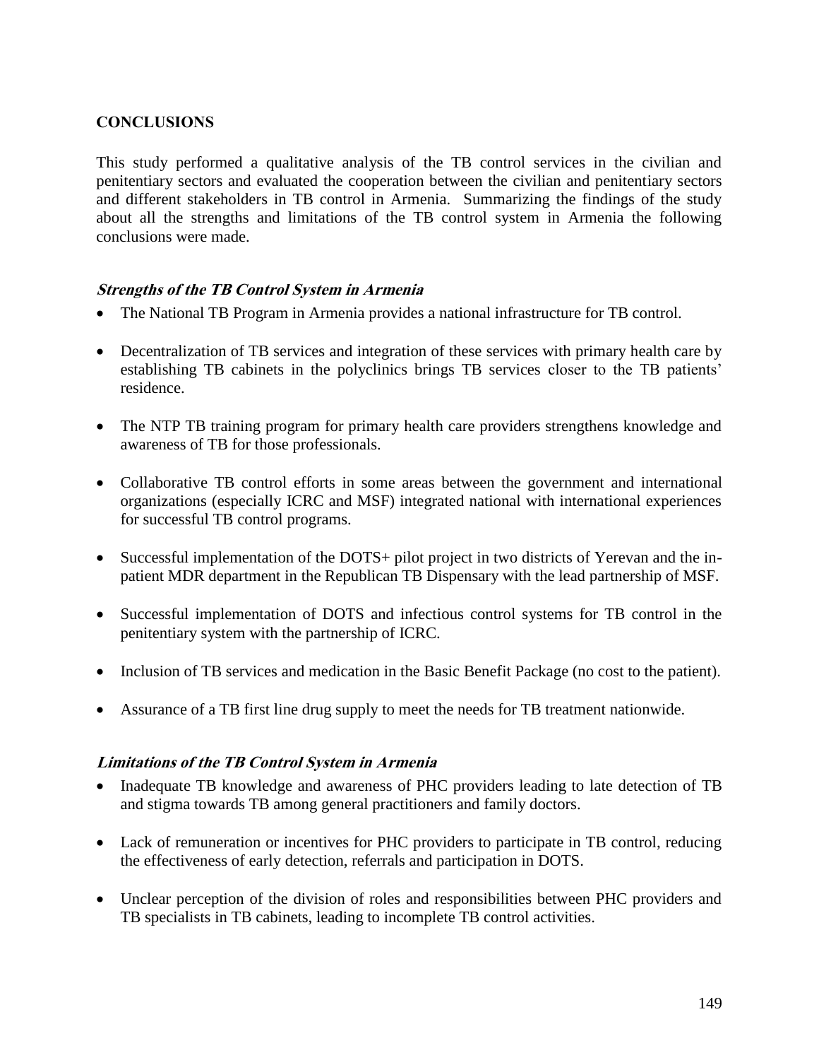## CONCLUSIONS

This study performed a qualitative analysis of the TB control services in the civilian and penitentiary sectors and evaluated the cooperation between the civilian and penitentiary sectors and different stakeholders in TB control in Armenia. Summarizing the findings of the study about all the strengths and limitations of the TB control system in Armenia the following conclusions were made.

### *Strengths of the TB Control System in Armenia*

- The National TB Program in Armenia provides a national infrastructure for TB control.
- Decentralization of TB services and integration of these services with primary health care by establishing TB cabinets in the polyclinics brings TB services closer to the TB patients' residence.
- The NTP TB training program for primary health care providers strengthens knowledge and awareness of TB for those professionals.
- Collaborative TB control efforts in some areas between the government and international organizations (especially ICRC and MSF) integrated national with international experiences for successful TB control programs.
- Successful implementation of the DOTS+ pilot project in two districts of Yerevan and the in-patient MDR department in the Republican TB Dispensary with the lead partnership of MSF.
- Successful implementation of DOTS and infectious control systems for TB control in the penitentiary system with the partnership of ICRC.
- Inclusion of TB services and medication in the Basic Benefit Package (no cost to the patient).
- Assurance of a TB first line drug supply to meet the needs for TB treatment nationwide.

### *Limitations of the TB Control System in Armenia*

- Inadequate TB knowledge and awareness of PHC providers leading to late detection of TB and stigma towards TB among general practitioners and family doctors.
- Lack of remuneration or incentives for PHC providers to participate in TB control, reducing the effectiveness of early detection, referrals and participation in DOTS.
- Unclear perception of the division of roles and responsibilities between PHC providers and TB specialists in TB cabinets, leading to incomplete TB control activities.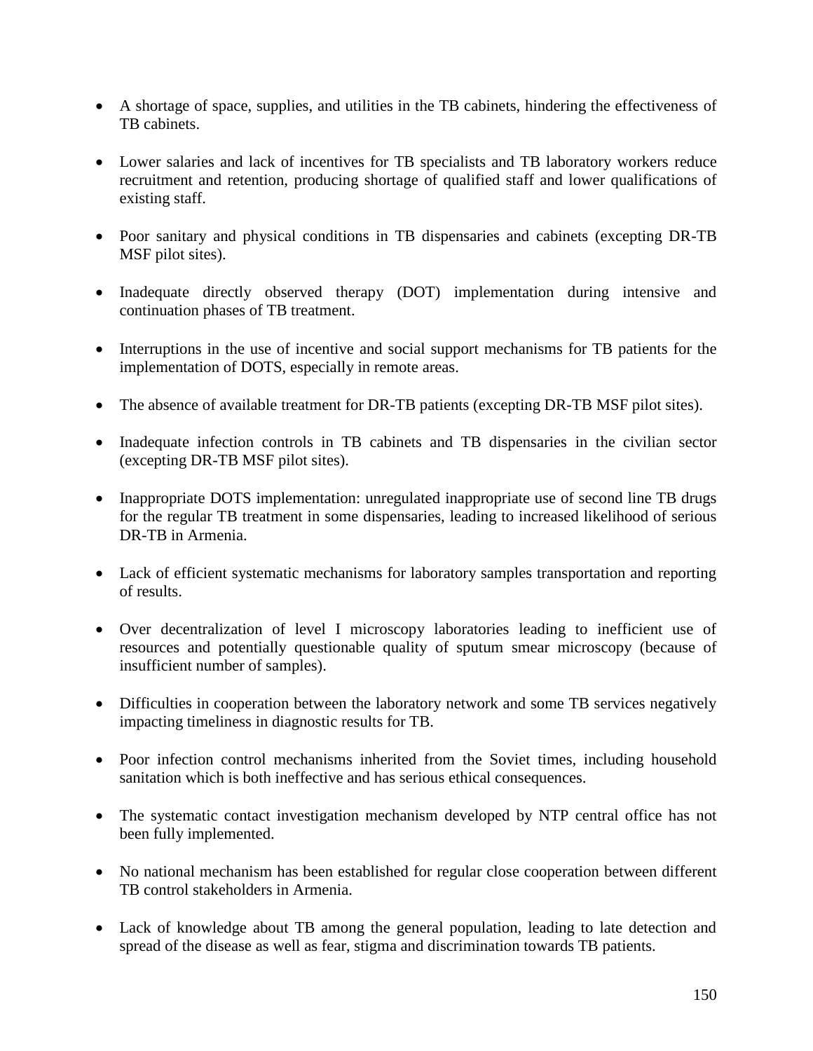- A shortage of space, supplies, and utilities in the TB cabinets, hindering the effectiveness of TB cabinets.

- Lower salaries and lack of incentives for TB specialists and TB laboratory workers reduce recruitment and retention, producing shortage of qualified staff and lower qualifications of existing staff.

- Poor sanitary and physical conditions in TB dispensaries and cabinets (excepting DR-TB MSF pilot sites).

- Inadequate directly observed therapy (DOT) implementation during intensive and continuation phases of TB treatment.

- Interruptions in the use of incentive and social support mechanisms for TB patients for the implementation of DOTS, especially in remote areas.

- The absence of available treatment for DR-TB patients (excepting DR-TB MSF pilot sites).

- Inadequate infection controls in TB cabinets and TB dispensaries in the civilian sector (excepting DR-TB MSF pilot sites).

- Inappropriate DOTS implementation: unregulated inappropriate use of second line TB drugs for the regular TB treatment in some dispensaries, leading to increased likelihood of serious DR-TB in Armenia.

- Lack of efficient systematic mechanisms for laboratory samples transportation and reporting of results.

- Over decentralization of level I microscopy laboratories leading to inefficient use of resources and potentially questionable quality of sputum smear microscopy (because of insufficient number of samples).

- Difficulties in cooperation between the laboratory network and some TB services negatively impacting timeliness in diagnostic results for TB.

- Poor infection control mechanisms inherited from the Soviet times, including household sanitation which is both ineffective and has serious ethical consequences.

- The systematic contact investigation mechanism developed by NTP central office has not been fully implemented.

- No national mechanism has been established for regular close cooperation between different TB control stakeholders in Armenia.

- Lack of knowledge about TB among the general population, leading to late detection and spread of the disease as well as fear, stigma and discrimination towards TB patients.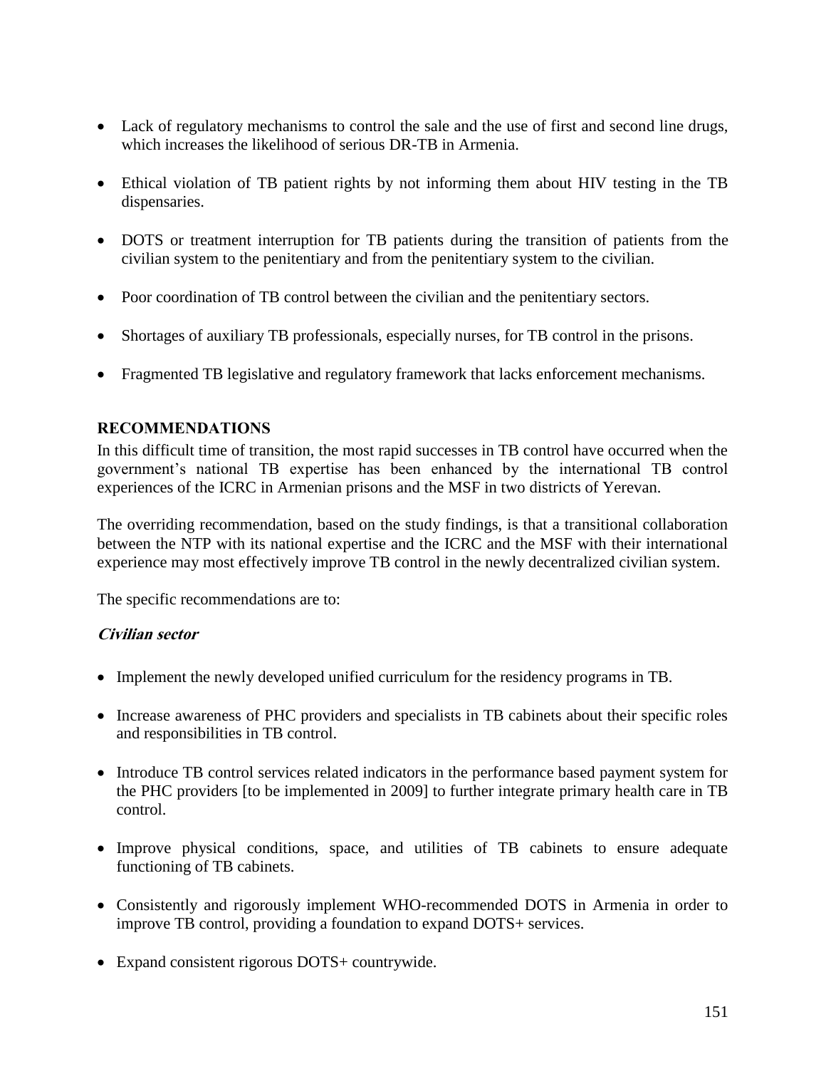- Lack of regulatory mechanisms to control the sale and the use of first and second line drugs, which increases the likelihood of serious DR-TB in Armenia.

- Ethical violation of TB patient rights by not informing them about HIV testing in the TB dispensaries.

- DOTS or treatment interruption for TB patients during the transition of patients from the civilian system to the penitentiary and from the penitentiary system to the civilian.

- Poor coordination of TB control between the civilian and the penitentiary sectors.

- Shortages of auxiliary TB professionals, especially nurses, for TB control in the prisons.

- Fragmented TB legislative and regulatory framework that lacks enforcement mechanisms.

## RECOMMENDATIONS

In this difficult time of transition, the most rapid successes in TB control have occurred when the government's national TB expertise has been enhanced by the international TB control experiences of the ICRC in Armenian prisons and the MSF in two districts of Yerevan.

The overriding recommendation, based on the study findings, is that a transitional collaboration between the NTP with its national expertise and the ICRC and the MSF with their international experience may most effectively improve TB control in the newly decentralized civilian system.

The specific recommendations are to:

### *Civilian sector*

- Implement the newly developed unified curriculum for the residency programs in TB.

- Increase awareness of PHC providers and specialists in TB cabinets about their specific roles and responsibilities in TB control.

- Introduce TB control services related indicators in the performance based payment system for the PHC providers [to be implemented in 2009] to further integrate primary health care in TB control.

- Improve physical conditions, space, and utilities of TB cabinets to ensure adequate functioning of TB cabinets.

- Consistently and rigorously implement WHO-recommended DOTS in Armenia in order to improve TB control, providing a foundation to expand DOTS+ services.

- Expand consistent rigorous DOTS+ countrywide.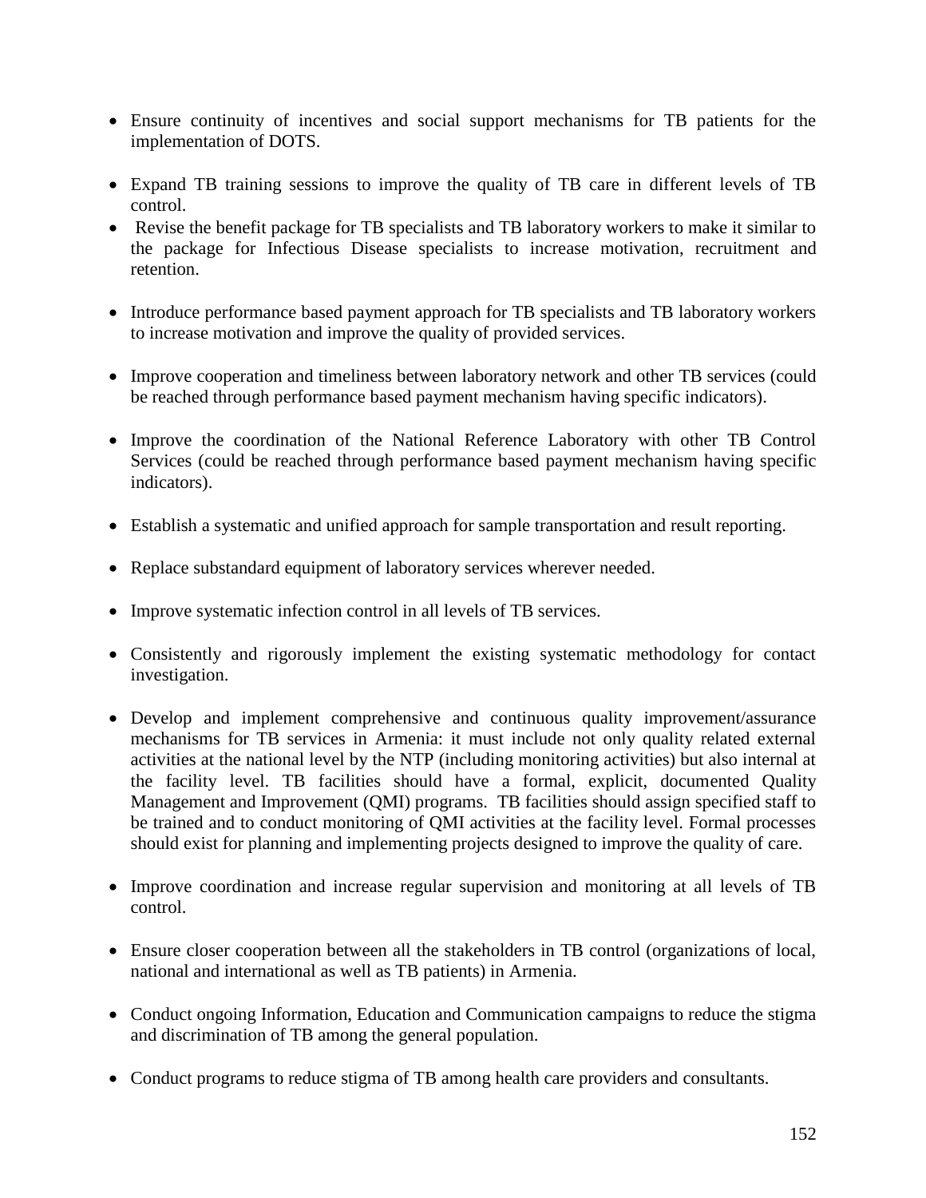- Ensure continuity of incentives and social support mechanisms for TB patients for the implementation of DOTS.

- Expand TB training sessions to improve the quality of TB care in different levels of TB control.
- Revise the benefit package for TB specialists and TB laboratory workers to make it similar to the package for Infectious Disease specialists to increase motivation, recruitment and retention.

- Introduce performance based payment approach for TB specialists and TB laboratory workers to increase motivation and improve the quality of provided services.

- Improve cooperation and timeliness between laboratory network and other TB services (could be reached through performance based payment mechanism having specific indicators).

- Improve the coordination of the National Reference Laboratory with other TB Control Services (could be reached through performance based payment mechanism having specific indicators).

- Establish a systematic and unified approach for sample transportation and result reporting.

- Replace substandard equipment of laboratory services wherever needed.

- Improve systematic infection control in all levels of TB services.

- Consistently and rigorously implement the existing systematic methodology for contact investigation.

- Develop and implement comprehensive and continuous quality improvement/assurance mechanisms for TB services in Armenia: it must include not only quality related external activities at the national level by the NTP (including monitoring activities) but also internal at the facility level. TB facilities should have a formal, explicit, documented Quality Management and Improvement (QMI) programs. TB facilities should assign specified staff to be trained and to conduct monitoring of QMI activities at the facility level. Formal processes should exist for planning and implementing projects designed to improve the quality of care.

- Improve coordination and increase regular supervision and monitoring at all levels of TB control.

- Ensure closer cooperation between all the stakeholders in TB control (organizations of local, national and international as well as TB patients) in Armenia.

- Conduct ongoing Information, Education and Communication campaigns to reduce the stigma and discrimination of TB among the general population.

- Conduct programs to reduce stigma of TB among health care providers and consultants.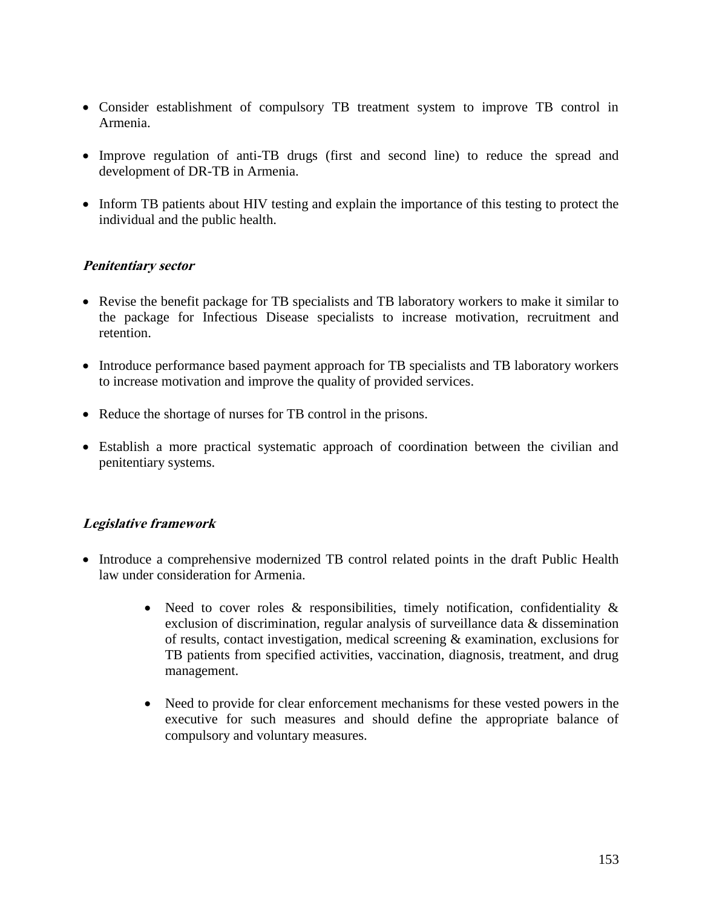- Consider establishment of compulsory TB treatment system to improve TB control in Armenia.

- Improve regulation of anti-TB drugs (first and second line) to reduce the spread and development of DR-TB in Armenia.

- Inform TB patients about HIV testing and explain the importance of this testing to protect the individual and the public health.

***Penitentiary sector***

- Revise the benefit package for TB specialists and TB laboratory workers to make it similar to the package for Infectious Disease specialists to increase motivation, recruitment and retention.

- Introduce performance based payment approach for TB specialists and TB laboratory workers to increase motivation and improve the quality of provided services.

- Reduce the shortage of nurses for TB control in the prisons.

- Establish a more practical systematic approach of coordination between the civilian and penitentiary systems.

***Legislative framework***

- Introduce a comprehensive modernized TB control related points in the draft Public Health law under consideration for Armenia.

    - Need to cover roles & responsibilities, timely notification, confidentiality & exclusion of discrimination, regular analysis of surveillance data & dissemination of results, contact investigation, medical screening & examination, exclusions for TB patients from specified activities, vaccination, diagnosis, treatment, and drug management.

    - Need to provide for clear enforcement mechanisms for these vested powers in the executive for such measures and should define the appropriate balance of compulsory and voluntary measures.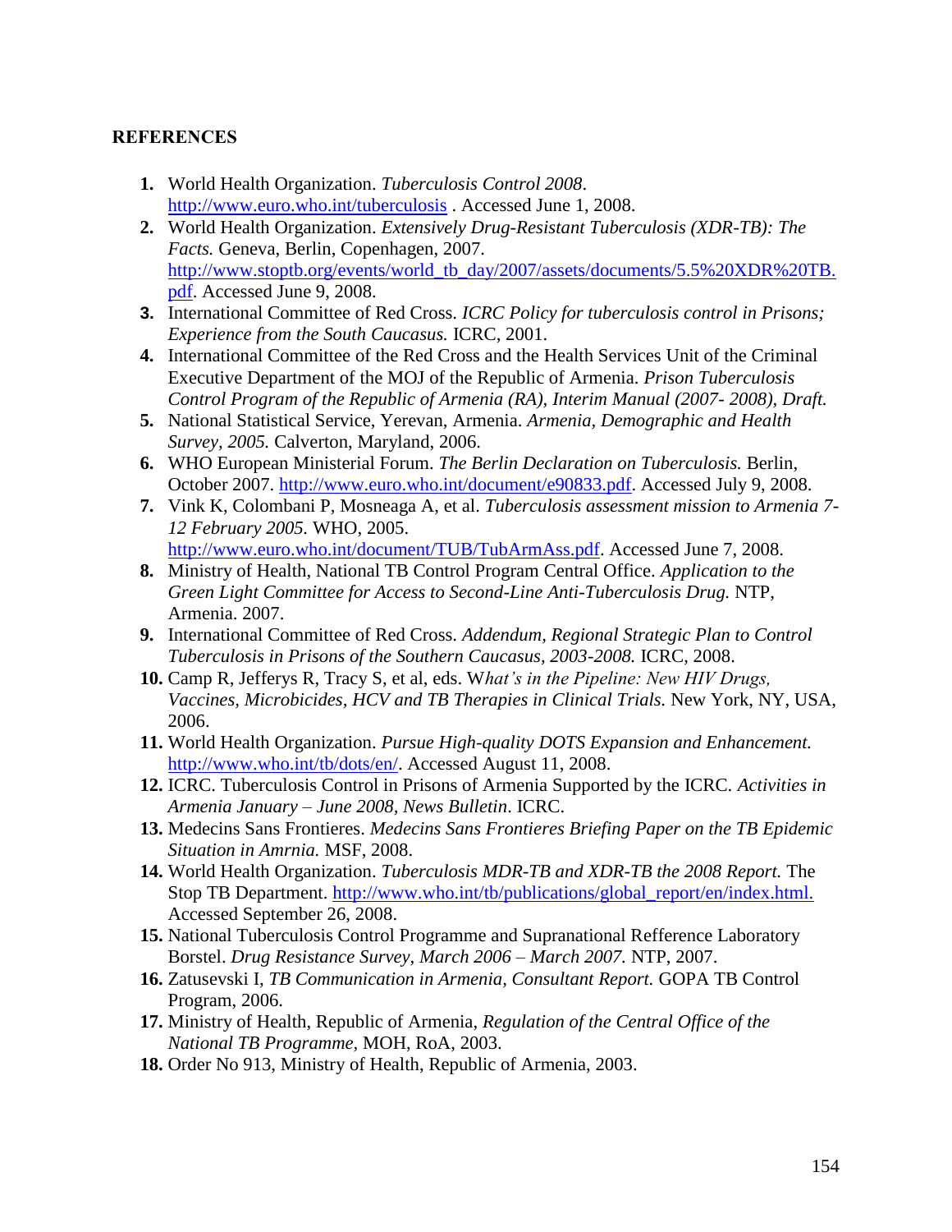**REFERENCES**

1. World Health Organization. *Tuberculosis Control 2008*. http://www.euro.who.int/tuberculosis . Accessed June 1, 2008.
2. World Health Organization. *Extensively Drug-Resistant Tuberculosis (XDR-TB): The Facts.* Geneva, Berlin, Copenhagen, 2007. http://www.stoptb.org/events/world_tb_day/2007/assets/documents/5.5%20XDR%20TB.pdf. Accessed June 9, 2008.
3. International Committee of Red Cross. *ICRC Policy for tuberculosis control in Prisons; Experience from the South Caucasus.* ICRC, 2001.
4. International Committee of the Red Cross and the Health Services Unit of the Criminal Executive Department of the MOJ of the Republic of Armenia. *Prison Tuberculosis Control Program of the Republic of Armenia (RA), Interim Manual (2007- 2008), Draft.*
5. National Statistical Service, Yerevan, Armenia. *Armenia, Demographic and Health Survey, 2005.* Calverton, Maryland, 2006.
6. WHO European Ministerial Forum. *The Berlin Declaration on Tuberculosis.* Berlin, October 2007. http://www.euro.who.int/document/e90833.pdf. Accessed July 9, 2008.
7. Vink K, Colombani P, Mosneaga A, et al. *Tuberculosis assessment mission to Armenia 7-12 February 2005.* WHO, 2005. http://www.euro.who.int/document/TUB/TubArmAss.pdf. Accessed June 7, 2008.
8. Ministry of Health, National TB Control Program Central Office. *Application to the Green Light Committee for Access to Second-Line Anti-Tuberculosis Drug.* NTP, Armenia. 2007.
9. International Committee of Red Cross. *Addendum, Regional Strategic Plan to Control Tuberculosis in Prisons of the Southern Caucasus, 2003-2008.* ICRC, 2008.
10. Camp R, Jefferys R, Tracy S, et al, eds. W*hat's in the Pipeline: New HIV Drugs, Vaccines, Microbicides, HCV and TB Therapies in Clinical Trials.* New York, NY, USA, 2006.
11. World Health Organization. *Pursue High-quality DOTS Expansion and Enhancement.* http://www.who.int/tb/dots/en/. Accessed August 11, 2008.
12. ICRC. Tuberculosis Control in Prisons of Armenia Supported by the ICRC. *Activities in Armenia January – June 2008, News Bulletin*. ICRC.
13. Medecins Sans Frontieres. *Medecins Sans Frontieres Briefing Paper on the TB Epidemic Situation in Amrnia.* MSF, 2008.
14. World Health Organization. *Tuberculosis MDR-TB and XDR-TB the 2008 Report.* The Stop TB Department. http://www.who.int/tb/publications/global_report/en/index.html. Accessed September 26, 2008.
15. National Tuberculosis Control Programme and Supranational Refference Laboratory Borstel. *Drug Resistance Survey, March 2006 – March 2007.* NTP, 2007.
16. Zatusevski I, *TB Communication in Armenia, Consultant Report.* GOPA TB Control Program, 2006.
17. Ministry of Health, Republic of Armenia, *Regulation of the Central Office of the National TB Programme,* MOH, RoA, 2003.
18. Order No 913, Ministry of Health, Republic of Armenia, 2003.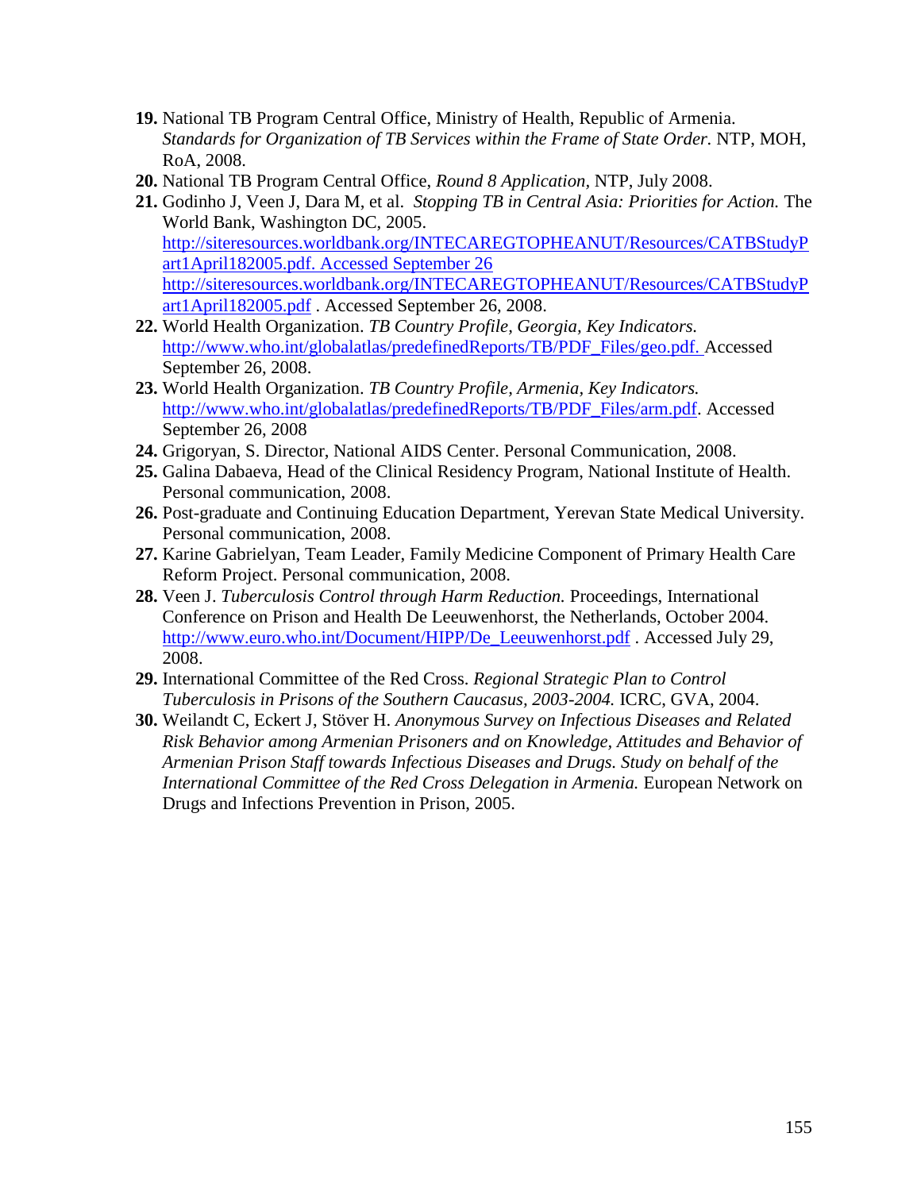19. **19.** National TB Program Central Office, Ministry of Health, Republic of Armenia. *Standards for Organization of TB Services within the Frame of State Order.* NTP, MOH, RoA, 2008.
20. **20.** National TB Program Central Office, *Round 8 Application*, NTP, July 2008.
21. **21.** Godinho J, Veen J, Dara M, et al. *Stopping TB in Central Asia: Priorities for Action.* The World Bank, Washington DC, 2005. http://siteresources.worldbank.org/INTECAREGTOPHEANUT/Resources/CATBStudyPart1April182005.pdf. Accessed September 26 http://siteresources.worldbank.org/INTECAREGTOPHEANUT/Resources/CATBStudyPart1April182005.pdf . Accessed September 26, 2008.
22. **22.** World Health Organization. *TB Country Profile, Georgia, Key Indicators.* http://www.who.int/globalatlas/predefinedReports/TB/PDF_Files/geo.pdf. Accessed September 26, 2008.
23. **23.** World Health Organization. *TB Country Profile, Armenia, Key Indicators.* http://www.who.int/globalatlas/predefinedReports/TB/PDF_Files/arm.pdf. Accessed September 26, 2008
24. **24.** Grigoryan, S. Director, National AIDS Center. Personal Communication, 2008.
25. **25.** Galina Dabaeva, Head of the Clinical Residency Program, National Institute of Health. Personal communication, 2008.
26. **26.** Post-graduate and Continuing Education Department, Yerevan State Medical University. Personal communication, 2008.
27. **27.** Karine Gabrielyan, Team Leader, Family Medicine Component of Primary Health Care Reform Project. Personal communication, 2008.
28. **28.** Veen J. *Tuberculosis Control through Harm Reduction.* Proceedings, International Conference on Prison and Health De Leeuwenhorst, the Netherlands, October 2004. http://www.euro.who.int/Document/HIPP/De_Leeuwenhorst.pdf . Accessed July 29, 2008.
29. **29.** International Committee of the Red Cross. *Regional Strategic Plan to Control Tuberculosis in Prisons of the Southern Caucasus, 2003-2004.* ICRC, GVA, 2004.
30. **30.** Weilandt C, Eckert J, Stöver H. *Anonymous Survey on Infectious Diseases and Related Risk Behavior among Armenian Prisoners and on Knowledge, Attitudes and Behavior of Armenian Prison Staff towards Infectious Diseases and Drugs. Study on behalf of the International Committee of the Red Cross Delegation in Armenia.* European Network on Drugs and Infections Prevention in Prison, 2005.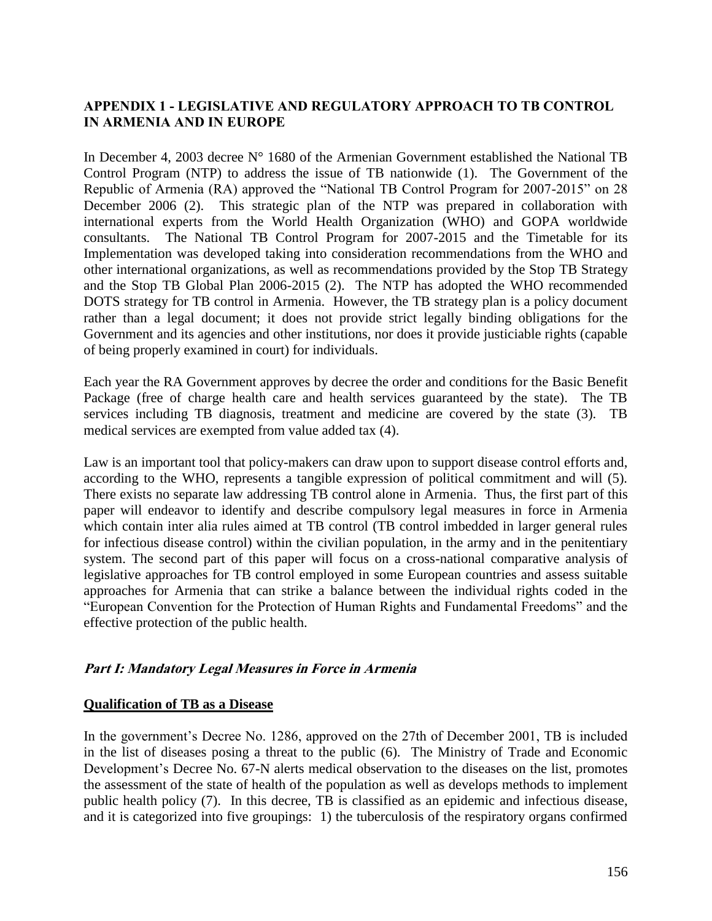## APPENDIX 1 - LEGISLATIVE AND REGULATORY APPROACH TO TB CONTROL IN ARMENIA AND IN EUROPE

In December 4, 2003 decree N° 1680 of the Armenian Government established the National TB Control Program (NTP) to address the issue of TB nationwide (1). The Government of the Republic of Armenia (RA) approved the "National TB Control Program for 2007-2015" on 28 December 2006 (2). This strategic plan of the NTP was prepared in collaboration with international experts from the World Health Organization (WHO) and GOPA worldwide consultants. The National TB Control Program for 2007-2015 and the Timetable for its Implementation was developed taking into consideration recommendations from the WHO and other international organizations, as well as recommendations provided by the Stop TB Strategy and the Stop TB Global Plan 2006-2015 (2). The NTP has adopted the WHO recommended DOTS strategy for TB control in Armenia. However, the TB strategy plan is a policy document rather than a legal document; it does not provide strict legally binding obligations for the Government and its agencies and other institutions, nor does it provide justiciable rights (capable of being properly examined in court) for individuals.

Each year the RA Government approves by decree the order and conditions for the Basic Benefit Package (free of charge health care and health services guaranteed by the state). The TB services including TB diagnosis, treatment and medicine are covered by the state (3). TB medical services are exempted from value added tax (4).

Law is an important tool that policy-makers can draw upon to support disease control efforts and, according to the WHO, represents a tangible expression of political commitment and will (5). There exists no separate law addressing TB control alone in Armenia. Thus, the first part of this paper will endeavor to identify and describe compulsory legal measures in force in Armenia which contain inter alia rules aimed at TB control (TB control imbedded in larger general rules for infectious disease control) within the civilian population, in the army and in the penitentiary system. The second part of this paper will focus on a cross-national comparative analysis of legislative approaches for TB control employed in some European countries and assess suitable approaches for Armenia that can strike a balance between the individual rights coded in the "European Convention for the Protection of Human Rights and Fundamental Freedoms" and the effective protection of the public health.

### *Part I: Mandatory Legal Measures in Force in Armenia*

**Qualification of TB as a Disease**

In the government's Decree No. 1286, approved on the 27th of December 2001, TB is included in the list of diseases posing a threat to the public (6). The Ministry of Trade and Economic Development's Decree No. 67-N alerts medical observation to the diseases on the list, promotes the assessment of the state of health of the population as well as develops methods to implement public health policy (7). In this decree, TB is classified as an epidemic and infectious disease, and it is categorized into five groupings: 1) the tuberculosis of the respiratory organs confirmed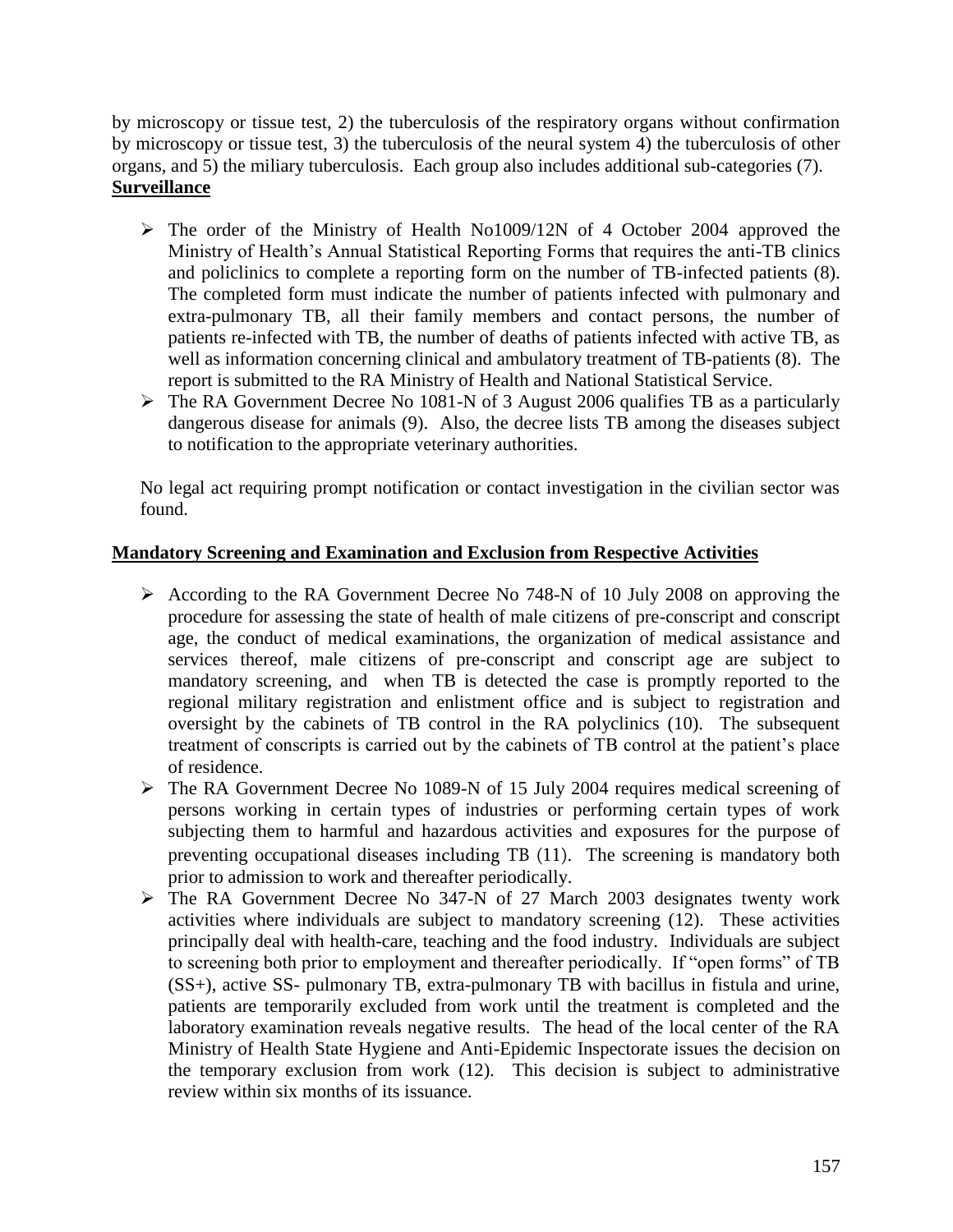by microscopy or tissue test, 2) the tuberculosis of the respiratory organs without confirmation by microscopy or tissue test, 3) the tuberculosis of the neural system 4) the tuberculosis of other organs, and 5) the miliary tuberculosis. Each group also includes additional sub-categories (7).

**Surveillance**

- The order of the Ministry of Health No1009/12N of 4 October 2004 approved the Ministry of Health's Annual Statistical Reporting Forms that requires the anti-TB clinics and policlinics to complete a reporting form on the number of TB-infected patients (8). The completed form must indicate the number of patients infected with pulmonary and extra-pulmonary TB, all their family members and contact persons, the number of patients re-infected with TB, the number of deaths of patients infected with active TB, as well as information concerning clinical and ambulatory treatment of TB-patients (8). The report is submitted to the RA Ministry of Health and National Statistical Service.
- The RA Government Decree No 1081-N of 3 August 2006 qualifies TB as a particularly dangerous disease for animals (9). Also, the decree lists TB among the diseases subject to notification to the appropriate veterinary authorities.

No legal act requiring prompt notification or contact investigation in the civilian sector was found.

**Mandatory Screening and Examination and Exclusion from Respective Activities**

- According to the RA Government Decree No 748-N of 10 July 2008 on approving the procedure for assessing the state of health of male citizens of pre-conscript and conscript age, the conduct of medical examinations, the organization of medical assistance and services thereof, male citizens of pre-conscript and conscript age are subject to mandatory screening, and when TB is detected the case is promptly reported to the regional military registration and enlistment office and is subject to registration and oversight by the cabinets of TB control in the RA polyclinics (10). The subsequent treatment of conscripts is carried out by the cabinets of TB control at the patient's place of residence.
- The RA Government Decree No 1089-N of 15 July 2004 requires medical screening of persons working in certain types of industries or performing certain types of work subjecting them to harmful and hazardous activities and exposures for the purpose of preventing occupational diseases including TB (11). The screening is mandatory both prior to admission to work and thereafter periodically.
- The RA Government Decree No 347-N of 27 March 2003 designates twenty work activities where individuals are subject to mandatory screening (12). These activities principally deal with health-care, teaching and the food industry. Individuals are subject to screening both prior to employment and thereafter periodically. If "open forms" of TB (SS+), active SS- pulmonary TB, extra-pulmonary TB with bacillus in fistula and urine, patients are temporarily excluded from work until the treatment is completed and the laboratory examination reveals negative results. The head of the local center of the RA Ministry of Health State Hygiene and Anti-Epidemic Inspectorate issues the decision on the temporary exclusion from work (12). This decision is subject to administrative review within six months of its issuance.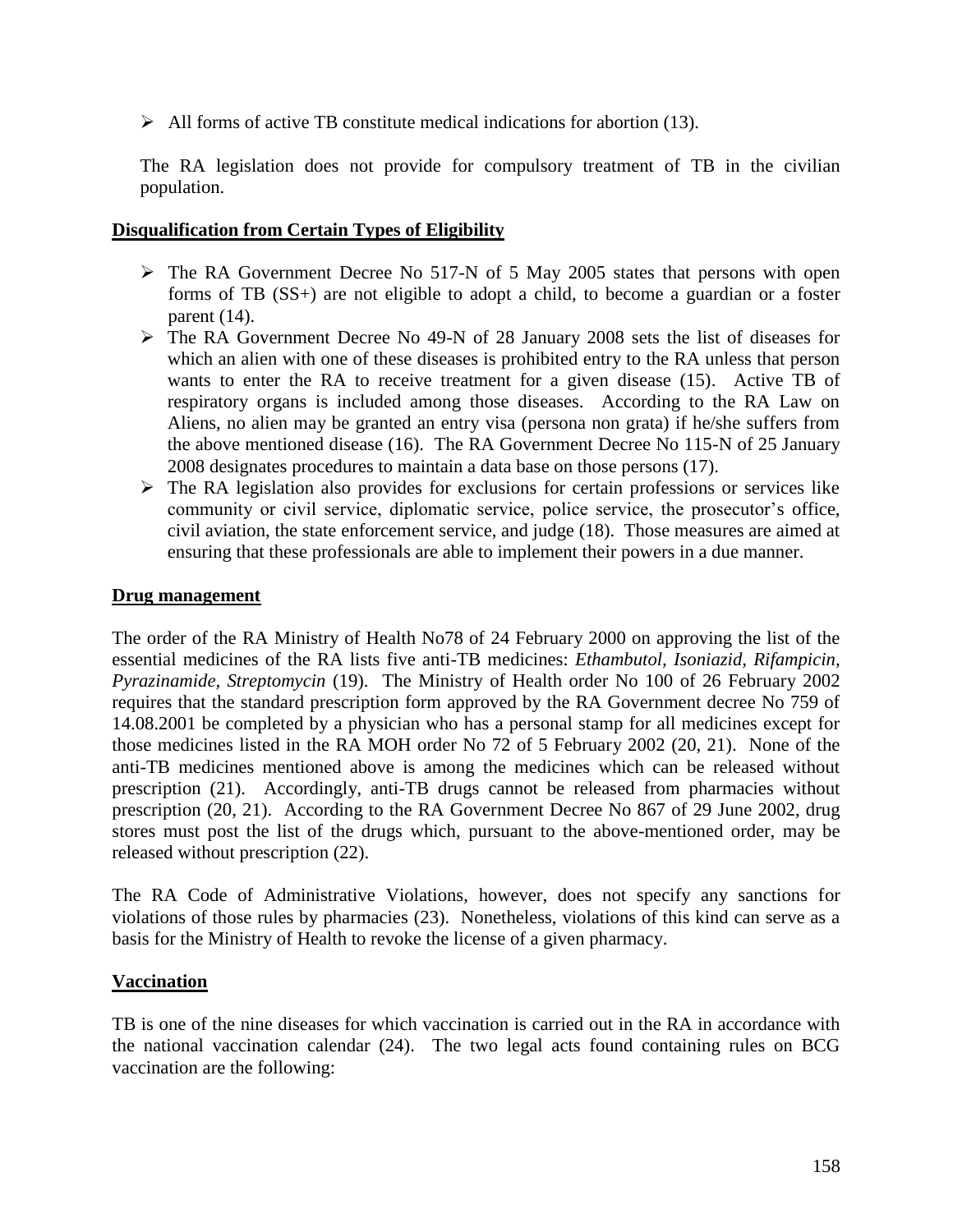- All forms of active TB constitute medical indications for abortion (13).

The RA legislation does not provide for compulsory treatment of TB in the civilian population.

**Disqualification from Certain Types of Eligibility**

- The RA Government Decree No 517-N of 5 May 2005 states that persons with open forms of TB (SS+) are not eligible to adopt a child, to become a guardian or a foster parent (14).
- The RA Government Decree No 49-N of 28 January 2008 sets the list of diseases for which an alien with one of these diseases is prohibited entry to the RA unless that person wants to enter the RA to receive treatment for a given disease (15). Active TB of respiratory organs is included among those diseases. According to the RA Law on Aliens, no alien may be granted an entry visa (persona non grata) if he/she suffers from the above mentioned disease (16). The RA Government Decree No 115-N of 25 January 2008 designates procedures to maintain a data base on those persons (17).
- The RA legislation also provides for exclusions for certain professions or services like community or civil service, diplomatic service, police service, the prosecutor's office, civil aviation, the state enforcement service, and judge (18). Those measures are aimed at ensuring that these professionals are able to implement their powers in a due manner.

**Drug management**

The order of the RA Ministry of Health No78 of 24 February 2000 on approving the list of the essential medicines of the RA lists five anti-TB medicines: *Ethambutol, Isoniazid, Rifampicin, Pyrazinamide, Streptomycin* (19). The Ministry of Health order No 100 of 26 February 2002 requires that the standard prescription form approved by the RA Government decree No 759 of 14.08.2001 be completed by a physician who has a personal stamp for all medicines except for those medicines listed in the RA MOH order No 72 of 5 February 2002 (20, 21). None of the anti-TB medicines mentioned above is among the medicines which can be released without prescription (21). Accordingly, anti-TB drugs cannot be released from pharmacies without prescription (20, 21). According to the RA Government Decree No 867 of 29 June 2002, drug stores must post the list of the drugs which, pursuant to the above-mentioned order, may be released without prescription (22).

The RA Code of Administrative Violations, however, does not specify any sanctions for violations of those rules by pharmacies (23). Nonetheless, violations of this kind can serve as a basis for the Ministry of Health to revoke the license of a given pharmacy.

**Vaccination**

TB is one of the nine diseases for which vaccination is carried out in the RA in accordance with the national vaccination calendar (24). The two legal acts found containing rules on BCG vaccination are the following: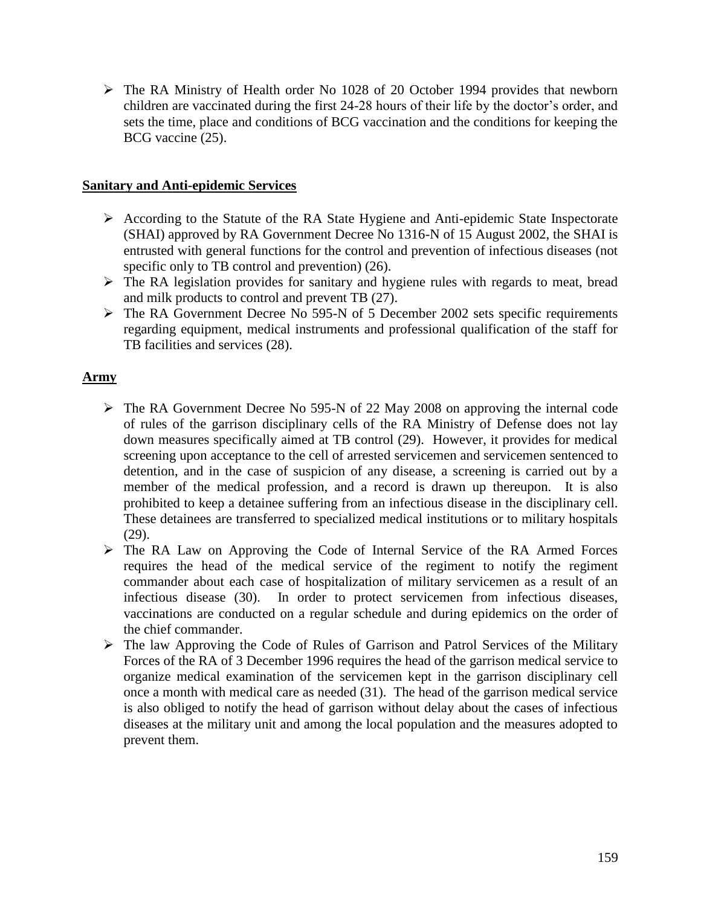- The RA Ministry of Health order No 1028 of 20 October 1994 provides that newborn children are vaccinated during the first 24-28 hours of their life by the doctor's order, and sets the time, place and conditions of BCG vaccination and the conditions for keeping the BCG vaccine (25).

**Sanitary and Anti-epidemic Services**

- According to the Statute of the RA State Hygiene and Anti-epidemic State Inspectorate (SHAI) approved by RA Government Decree No 1316-N of 15 August 2002, the SHAI is entrusted with general functions for the control and prevention of infectious diseases (not specific only to TB control and prevention) (26).
- The RA legislation provides for sanitary and hygiene rules with regards to meat, bread and milk products to control and prevent TB (27).
- The RA Government Decree No 595-N of 5 December 2002 sets specific requirements regarding equipment, medical instruments and professional qualification of the staff for TB facilities and services (28).

**Army**

- The RA Government Decree No 595-N of 22 May 2008 on approving the internal code of rules of the garrison disciplinary cells of the RA Ministry of Defense does not lay down measures specifically aimed at TB control (29). However, it provides for medical screening upon acceptance to the cell of arrested servicemen and servicemen sentenced to detention, and in the case of suspicion of any disease, a screening is carried out by a member of the medical profession, and a record is drawn up thereupon. It is also prohibited to keep a detainee suffering from an infectious disease in the disciplinary cell. These detainees are transferred to specialized medical institutions or to military hospitals (29).
- The RA Law on Approving the Code of Internal Service of the RA Armed Forces requires the head of the medical service of the regiment to notify the regiment commander about each case of hospitalization of military servicemen as a result of an infectious disease (30). In order to protect servicemen from infectious diseases, vaccinations are conducted on a regular schedule and during epidemics on the order of the chief commander.
- The law Approving the Code of Rules of Garrison and Patrol Services of the Military Forces of the RA of 3 December 1996 requires the head of the garrison medical service to organize medical examination of the servicemen kept in the garrison disciplinary cell once a month with medical care as needed (31). The head of the garrison medical service is also obliged to notify the head of garrison without delay about the cases of infectious diseases at the military unit and among the local population and the measures adopted to prevent them.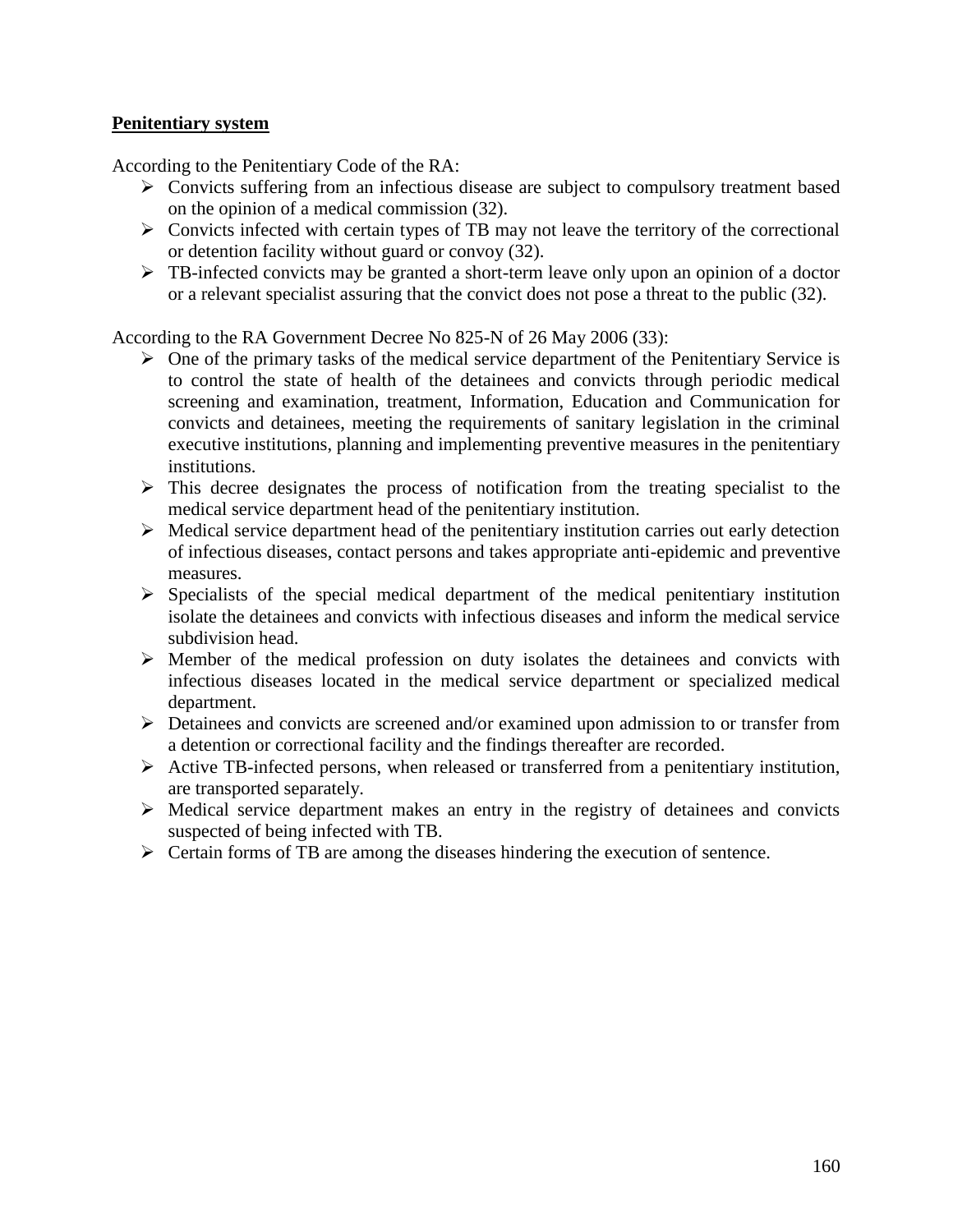**Penitentiary system**

According to the Penitentiary Code of the RA:

- Convicts suffering from an infectious disease are subject to compulsory treatment based on the opinion of a medical commission (32).
- Convicts infected with certain types of TB may not leave the territory of the correctional or detention facility without guard or convoy (32).
- TB-infected convicts may be granted a short-term leave only upon an opinion of a doctor or a relevant specialist assuring that the convict does not pose a threat to the public (32).

According to the RA Government Decree No 825-N of 26 May 2006 (33):

- One of the primary tasks of the medical service department of the Penitentiary Service is to control the state of health of the detainees and convicts through periodic medical screening and examination, treatment, Information, Education and Communication for convicts and detainees, meeting the requirements of sanitary legislation in the criminal executive institutions, planning and implementing preventive measures in the penitentiary institutions.
- This decree designates the process of notification from the treating specialist to the medical service department head of the penitentiary institution.
- Medical service department head of the penitentiary institution carries out early detection of infectious diseases, contact persons and takes appropriate anti-epidemic and preventive measures.
- Specialists of the special medical department of the medical penitentiary institution isolate the detainees and convicts with infectious diseases and inform the medical service subdivision head.
- Member of the medical profession on duty isolates the detainees and convicts with infectious diseases located in the medical service department or specialized medical department.
- Detainees and convicts are screened and/or examined upon admission to or transfer from a detention or correctional facility and the findings thereafter are recorded.
- Active TB-infected persons, when released or transferred from a penitentiary institution, are transported separately.
- Medical service department makes an entry in the registry of detainees and convicts suspected of being infected with TB.
- Certain forms of TB are among the diseases hindering the execution of sentence.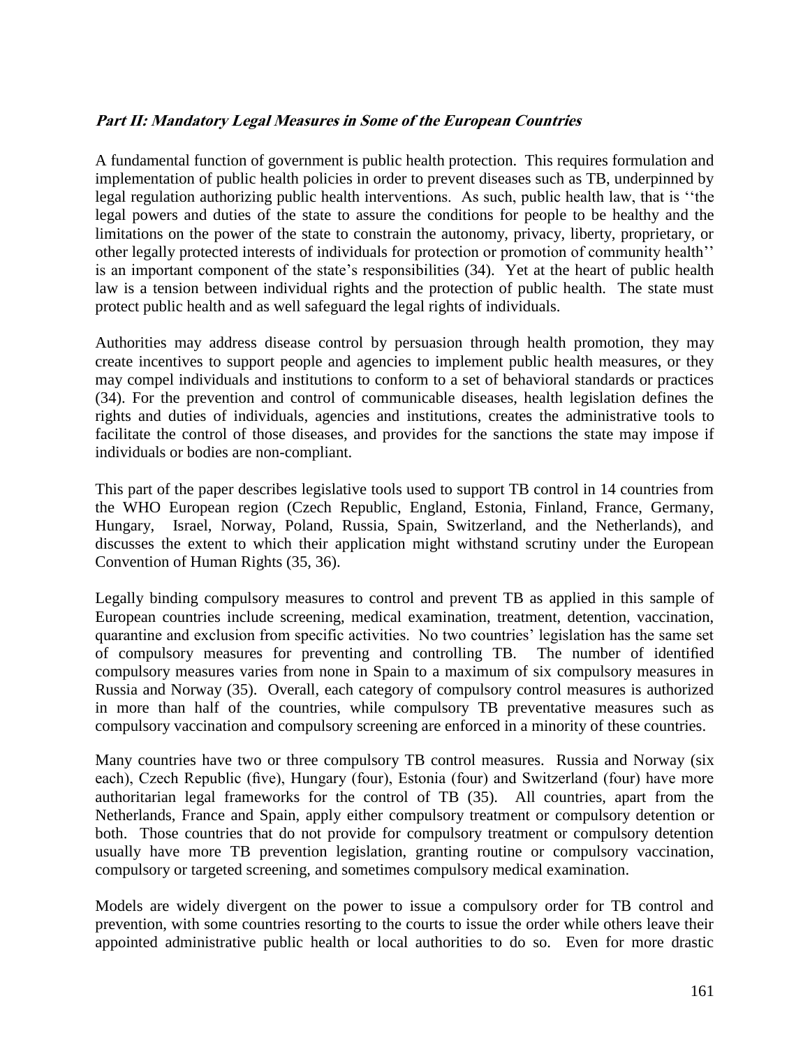***Part II: Mandatory Legal Measures in Some of the European Countries***

A fundamental function of government is public health protection. This requires formulation and implementation of public health policies in order to prevent diseases such as TB, underpinned by legal regulation authorizing public health interventions. As such, public health law, that is ''the legal powers and duties of the state to assure the conditions for people to be healthy and the limitations on the power of the state to constrain the autonomy, privacy, liberty, proprietary, or other legally protected interests of individuals for protection or promotion of community health'' is an important component of the state's responsibilities (34). Yet at the heart of public health law is a tension between individual rights and the protection of public health. The state must protect public health and as well safeguard the legal rights of individuals.

Authorities may address disease control by persuasion through health promotion, they may create incentives to support people and agencies to implement public health measures, or they may compel individuals and institutions to conform to a set of behavioral standards or practices (34). For the prevention and control of communicable diseases, health legislation defines the rights and duties of individuals, agencies and institutions, creates the administrative tools to facilitate the control of those diseases, and provides for the sanctions the state may impose if individuals or bodies are non-compliant.

This part of the paper describes legislative tools used to support TB control in 14 countries from the WHO European region (Czech Republic, England, Estonia, Finland, France, Germany, Hungary, Israel, Norway, Poland, Russia, Spain, Switzerland, and the Netherlands), and discusses the extent to which their application might withstand scrutiny under the European Convention of Human Rights (35, 36).

Legally binding compulsory measures to control and prevent TB as applied in this sample of European countries include screening, medical examination, treatment, detention, vaccination, quarantine and exclusion from specific activities. No two countries' legislation has the same set of compulsory measures for preventing and controlling TB. The number of identified compulsory measures varies from none in Spain to a maximum of six compulsory measures in Russia and Norway (35). Overall, each category of compulsory control measures is authorized in more than half of the countries, while compulsory TB preventative measures such as compulsory vaccination and compulsory screening are enforced in a minority of these countries.

Many countries have two or three compulsory TB control measures. Russia and Norway (six each), Czech Republic (five), Hungary (four), Estonia (four) and Switzerland (four) have more authoritarian legal frameworks for the control of TB (35). All countries, apart from the Netherlands, France and Spain, apply either compulsory treatment or compulsory detention or both. Those countries that do not provide for compulsory treatment or compulsory detention usually have more TB prevention legislation, granting routine or compulsory vaccination, compulsory or targeted screening, and sometimes compulsory medical examination.

Models are widely divergent on the power to issue a compulsory order for TB control and prevention, with some countries resorting to the courts to issue the order while others leave their appointed administrative public health or local authorities to do so. Even for more drastic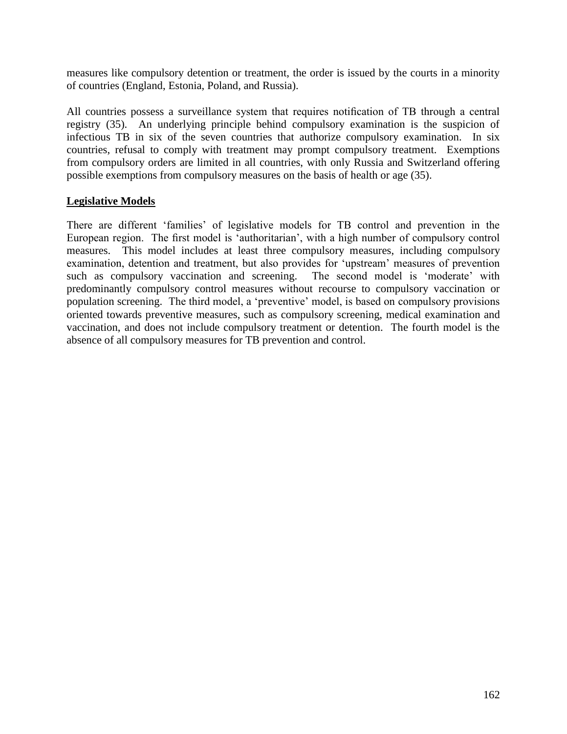measures like compulsory detention or treatment, the order is issued by the courts in a minority of countries (England, Estonia, Poland, and Russia).

All countries possess a surveillance system that requires notification of TB through a central registry (35). An underlying principle behind compulsory examination is the suspicion of infectious TB in six of the seven countries that authorize compulsory examination. In six countries, refusal to comply with treatment may prompt compulsory treatment. Exemptions from compulsory orders are limited in all countries, with only Russia and Switzerland offering possible exemptions from compulsory measures on the basis of health or age (35).

## Legislative Models

There are different 'families' of legislative models for TB control and prevention in the European region. The first model is 'authoritarian', with a high number of compulsory control measures. This model includes at least three compulsory measures, including compulsory examination, detention and treatment, but also provides for 'upstream' measures of prevention such as compulsory vaccination and screening. The second model is 'moderate' with predominantly compulsory control measures without recourse to compulsory vaccination or population screening. The third model, a 'preventive' model, is based on compulsory provisions oriented towards preventive measures, such as compulsory screening, medical examination and vaccination, and does not include compulsory treatment or detention. The fourth model is the absence of all compulsory measures for TB prevention and control.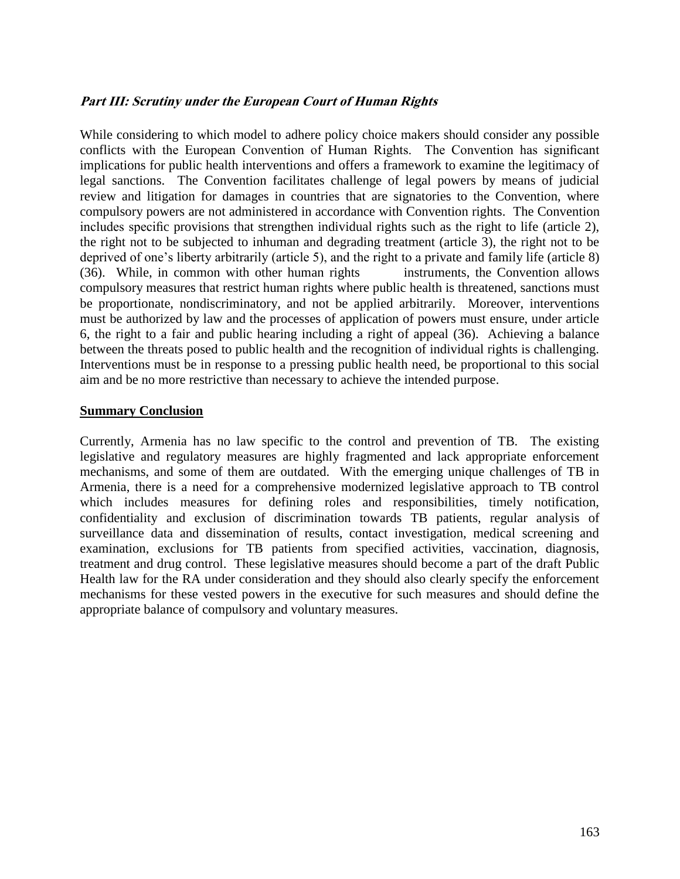### *Part III: Scrutiny under the European Court of Human Rights*

While considering to which model to adhere policy choice makers should consider any possible conflicts with the European Convention of Human Rights. The Convention has significant implications for public health interventions and offers a framework to examine the legitimacy of legal sanctions. The Convention facilitates challenge of legal powers by means of judicial review and litigation for damages in countries that are signatories to the Convention, where compulsory powers are not administered in accordance with Convention rights. The Convention includes specific provisions that strengthen individual rights such as the right to life (article 2), the right not to be subjected to inhuman and degrading treatment (article 3), the right not to be deprived of one's liberty arbitrarily (article 5), and the right to a private and family life (article 8) (36). While, in common with other human rights instruments, the Convention allows compulsory measures that restrict human rights where public health is threatened, sanctions must be proportionate, nondiscriminatory, and not be applied arbitrarily. Moreover, interventions must be authorized by law and the processes of application of powers must ensure, under article 6, the right to a fair and public hearing including a right of appeal (36). Achieving a balance between the threats posed to public health and the recognition of individual rights is challenging. Interventions must be in response to a pressing public health need, be proportional to this social aim and be no more restrictive than necessary to achieve the intended purpose.

## **Summary Conclusion**

Currently, Armenia has no law specific to the control and prevention of TB. The existing legislative and regulatory measures are highly fragmented and lack appropriate enforcement mechanisms, and some of them are outdated. With the emerging unique challenges of TB in Armenia, there is a need for a comprehensive modernized legislative approach to TB control which includes measures for defining roles and responsibilities, timely notification, confidentiality and exclusion of discrimination towards TB patients, regular analysis of surveillance data and dissemination of results, contact investigation, medical screening and examination, exclusions for TB patients from specified activities, vaccination, diagnosis, treatment and drug control. These legislative measures should become a part of the draft Public Health law for the RA under consideration and they should also clearly specify the enforcement mechanisms for these vested powers in the executive for such measures and should define the appropriate balance of compulsory and voluntary measures.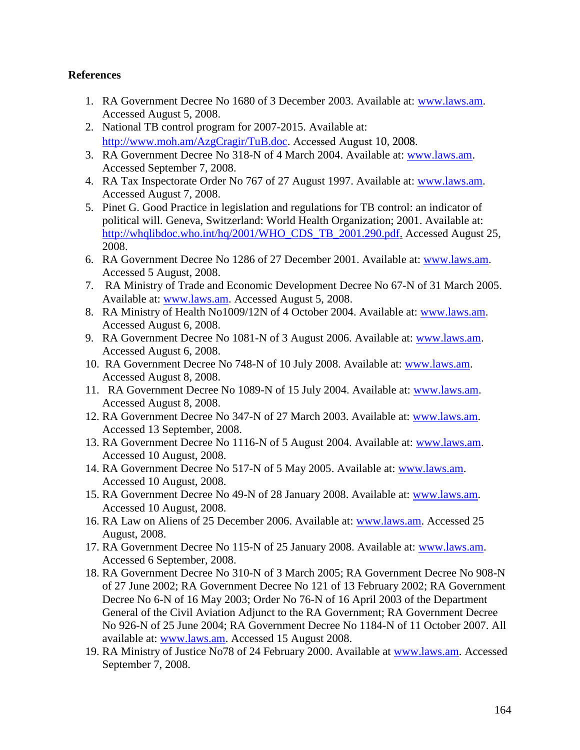**References**

1. RA Government Decree No 1680 of 3 December 2003. Available at: www.laws.am. Accessed August 5, 2008.
2. National TB control program for 2007-2015. Available at: http://www.moh.am/AzgCragir/TuB.doc. Accessed August 10, 2008.
3. RA Government Decree No 318-N of 4 March 2004. Available at: www.laws.am. Accessed September 7, 2008.
4. RA Tax Inspectorate Order No 767 of 27 August 1997. Available at: www.laws.am. Accessed August 7, 2008.
5. Pinet G. Good Practice in legislation and regulations for TB control: an indicator of political will. Geneva, Switzerland: World Health Organization; 2001. Available at: http://whqlibdoc.who.int/hq/2001/WHO_CDS_TB_2001.290.pdf. Accessed August 25, 2008.
6. RA Government Decree No 1286 of 27 December 2001. Available at: www.laws.am. Accessed 5 August, 2008.
7. RA Ministry of Trade and Economic Development Decree No 67-N of 31 March 2005. Available at: www.laws.am. Accessed August 5, 2008.
8. RA Ministry of Health No1009/12N of 4 October 2004. Available at: www.laws.am. Accessed August 6, 2008.
9. RA Government Decree No 1081-N of 3 August 2006. Available at: www.laws.am. Accessed August 6, 2008.
10. RA Government Decree No 748-N of 10 July 2008. Available at: www.laws.am. Accessed August 8, 2008.
11. RA Government Decree No 1089-N of 15 July 2004. Available at: www.laws.am. Accessed August 8, 2008.
12. RA Government Decree No 347-N of 27 March 2003. Available at: www.laws.am. Accessed 13 September, 2008.
13. RA Government Decree No 1116-N of 5 August 2004. Available at: www.laws.am. Accessed 10 August, 2008.
14. RA Government Decree No 517-N of 5 May 2005. Available at: www.laws.am. Accessed 10 August, 2008.
15. RA Government Decree No 49-N of 28 January 2008. Available at: www.laws.am. Accessed 10 August, 2008.
16. RA Law on Aliens of 25 December 2006. Available at: www.laws.am. Accessed 25 August, 2008.
17. RA Government Decree No 115-N of 25 January 2008. Available at: www.laws.am. Accessed 6 September, 2008.
18. RA Government Decree No 310-N of 3 March 2005; RA Government Decree No 908-N of 27 June 2002; RA Government Decree No 121 of 13 February 2002; RA Government Decree No 6-N of 16 May 2003; Order No 76-N of 16 April 2003 of the Department General of the Civil Aviation Adjunct to the RA Government; RA Government Decree No 926-N of 25 June 2004; RA Government Decree No 1184-N of 11 October 2007. All available at: www.laws.am. Accessed 15 August 2008.
19. RA Ministry of Justice No78 of 24 February 2000. Available at www.laws.am. Accessed September 7, 2008.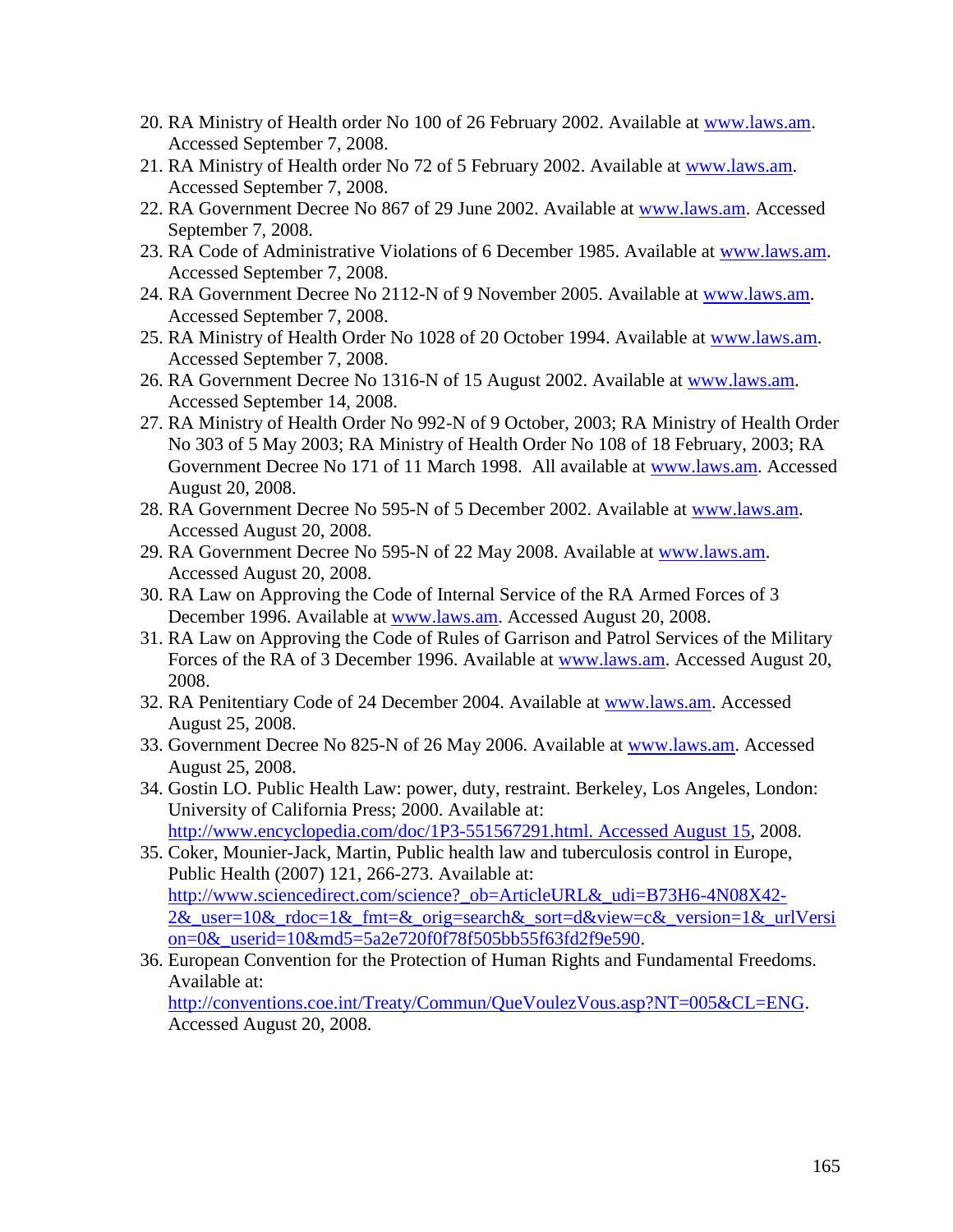20. RA Ministry of Health order No 100 of 26 February 2002. Available at www.laws.am. Accessed September 7, 2008.
21. RA Ministry of Health order No 72 of 5 February 2002. Available at www.laws.am. Accessed September 7, 2008.
22. RA Government Decree No 867 of 29 June 2002. Available at www.laws.am. Accessed September 7, 2008.
23. RA Code of Administrative Violations of 6 December 1985. Available at www.laws.am. Accessed September 7, 2008.
24. RA Government Decree No 2112-N of 9 November 2005. Available at www.laws.am. Accessed September 7, 2008.
25. RA Ministry of Health Order No 1028 of 20 October 1994. Available at www.laws.am. Accessed September 7, 2008.
26. RA Government Decree No 1316-N of 15 August 2002. Available at www.laws.am. Accessed September 14, 2008.
27. RA Ministry of Health Order No 992-N of 9 October, 2003; RA Ministry of Health Order No 303 of 5 May 2003; RA Ministry of Health Order No 108 of 18 February, 2003; RA Government Decree No 171 of 11 March 1998. All available at www.laws.am. Accessed August 20, 2008.
28. RA Government Decree No 595-N of 5 December 2002. Available at www.laws.am. Accessed August 20, 2008.
29. RA Government Decree No 595-N of 22 May 2008. Available at www.laws.am. Accessed August 20, 2008.
30. RA Law on Approving the Code of Internal Service of the RA Armed Forces of 3 December 1996. Available at www.laws.am. Accessed August 20, 2008.
31. RA Law on Approving the Code of Rules of Garrison and Patrol Services of the Military Forces of the RA of 3 December 1996. Available at www.laws.am. Accessed August 20, 2008.
32. RA Penitentiary Code of 24 December 2004. Available at www.laws.am. Accessed August 25, 2008.
33. Government Decree No 825-N of 26 May 2006. Available at www.laws.am. Accessed August 25, 2008.
34. Gostin LO. Public Health Law: power, duty, restraint. Berkeley, Los Angeles, London: University of California Press; 2000. Available at: http://www.encyclopedia.com/doc/1P3-551567291.html. Accessed August 15, 2008.
35. Coker, Mounier-Jack, Martin, Public health law and tuberculosis control in Europe, Public Health (2007) 121, 266-273. Available at: http://www.sciencedirect.com/science?_ob=ArticleURL&_udi=B73H6-4N08X42-2&_user=10&_rdoc=1&_fmt=&_orig=search&_sort=d&view=c&_version=1&_urlVersion=0&_userid=10&md5=5a2e720f0f78f505bb55f63fd2f9e590.
36. European Convention for the Protection of Human Rights and Fundamental Freedoms. Available at: http://conventions.coe.int/Treaty/Commun/QueVoulezVous.asp?NT=005&CL=ENG. Accessed August 20, 2008.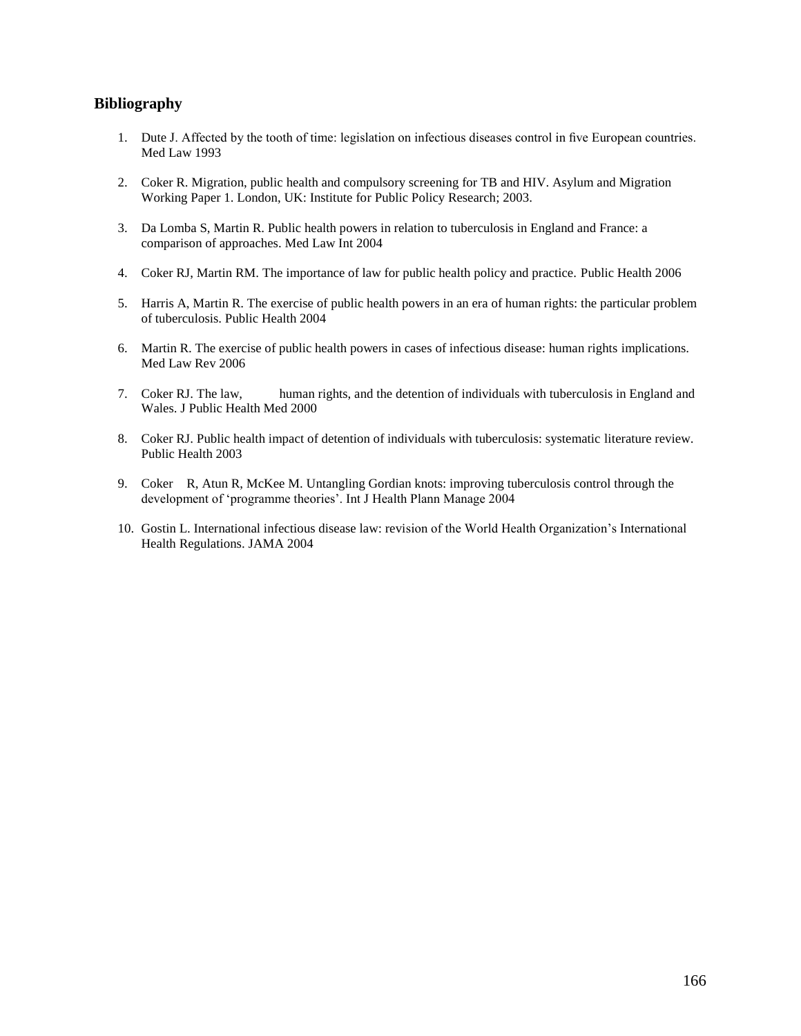## Bibliography

1. Dute J. Affected by the tooth of time: legislation on infectious diseases control in five European countries. Med Law 1993

2. Coker R. Migration, public health and compulsory screening for TB and HIV. Asylum and Migration Working Paper 1. London, UK: Institute for Public Policy Research; 2003.

3. Da Lomba S, Martin R. Public health powers in relation to tuberculosis in England and France: a comparison of approaches. Med Law Int 2004

4. Coker RJ, Martin RM. The importance of law for public health policy and practice. Public Health 2006

5. Harris A, Martin R. The exercise of public health powers in an era of human rights: the particular problem of tuberculosis. Public Health 2004

6. Martin R. The exercise of public health powers in cases of infectious disease: human rights implications. Med Law Rev 2006

7. Coker RJ. The law, human rights, and the detention of individuals with tuberculosis in England and Wales. J Public Health Med 2000

8. Coker RJ. Public health impact of detention of individuals with tuberculosis: systematic literature review. Public Health 2003

9. Coker R, Atun R, McKee M. Untangling Gordian knots: improving tuberculosis control through the development of 'programme theories'. Int J Health Plann Manage 2004

10. Gostin L. International infectious disease law: revision of the World Health Organization's International Health Regulations. JAMA 2004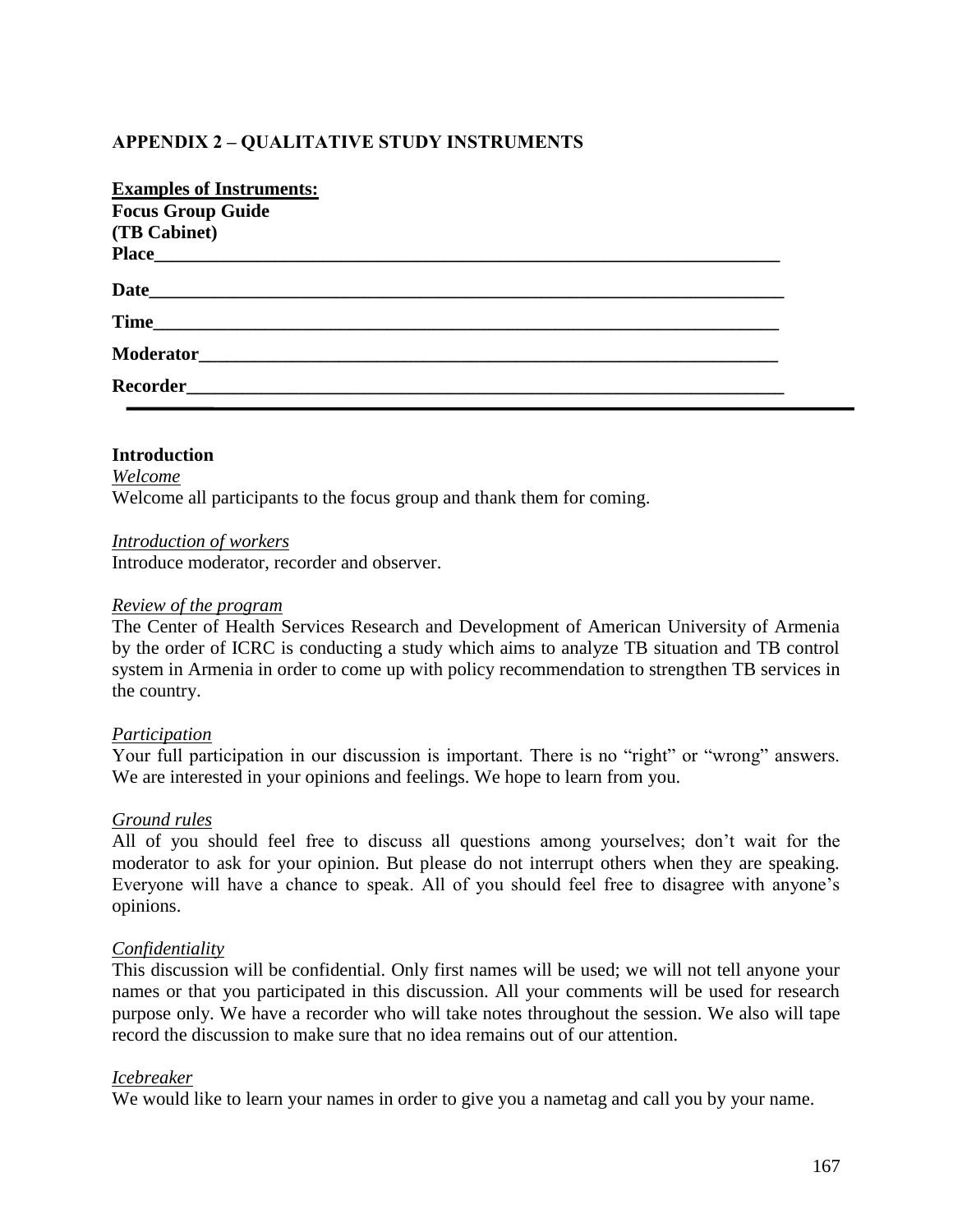## APPENDIX 2 – QUALITATIVE STUDY INSTRUMENTS

**Examples of Instruments:**

**Focus Group Guide**
**(TB Cabinet)**

**Place**______________________________________________________________________

**Date**______________________________________________________________________

**Time**______________________________________________________________________

**Moderator**__________________________________________________________________

**Recorder**___________________________________________________________________

---

### Introduction

*Welcome*

Welcome all participants to the focus group and thank them for coming.

*Introduction of workers*

Introduce moderator, recorder and observer.

*Review of the program*

The Center of Health Services Research and Development of American University of Armenia by the order of ICRC is conducting a study which aims to analyze TB situation and TB control system in Armenia in order to come up with policy recommendation to strengthen TB services in the country.

*Participation*

Your full participation in our discussion is important. There is no "right" or "wrong" answers. We are interested in your opinions and feelings. We hope to learn from you.

*Ground rules*

All of you should feel free to discuss all questions among yourselves; don't wait for the moderator to ask for your opinion. But please do not interrupt others when they are speaking. Everyone will have a chance to speak. All of you should feel free to disagree with anyone's opinions.

*Confidentiality*

This discussion will be confidential. Only first names will be used; we will not tell anyone your names or that you participated in this discussion. All your comments will be used for research purpose only. We have a recorder who will take notes throughout the session. We also will tape record the discussion to make sure that no idea remains out of our attention.

*Icebreaker*

We would like to learn your names in order to give you a nametag and call you by your name.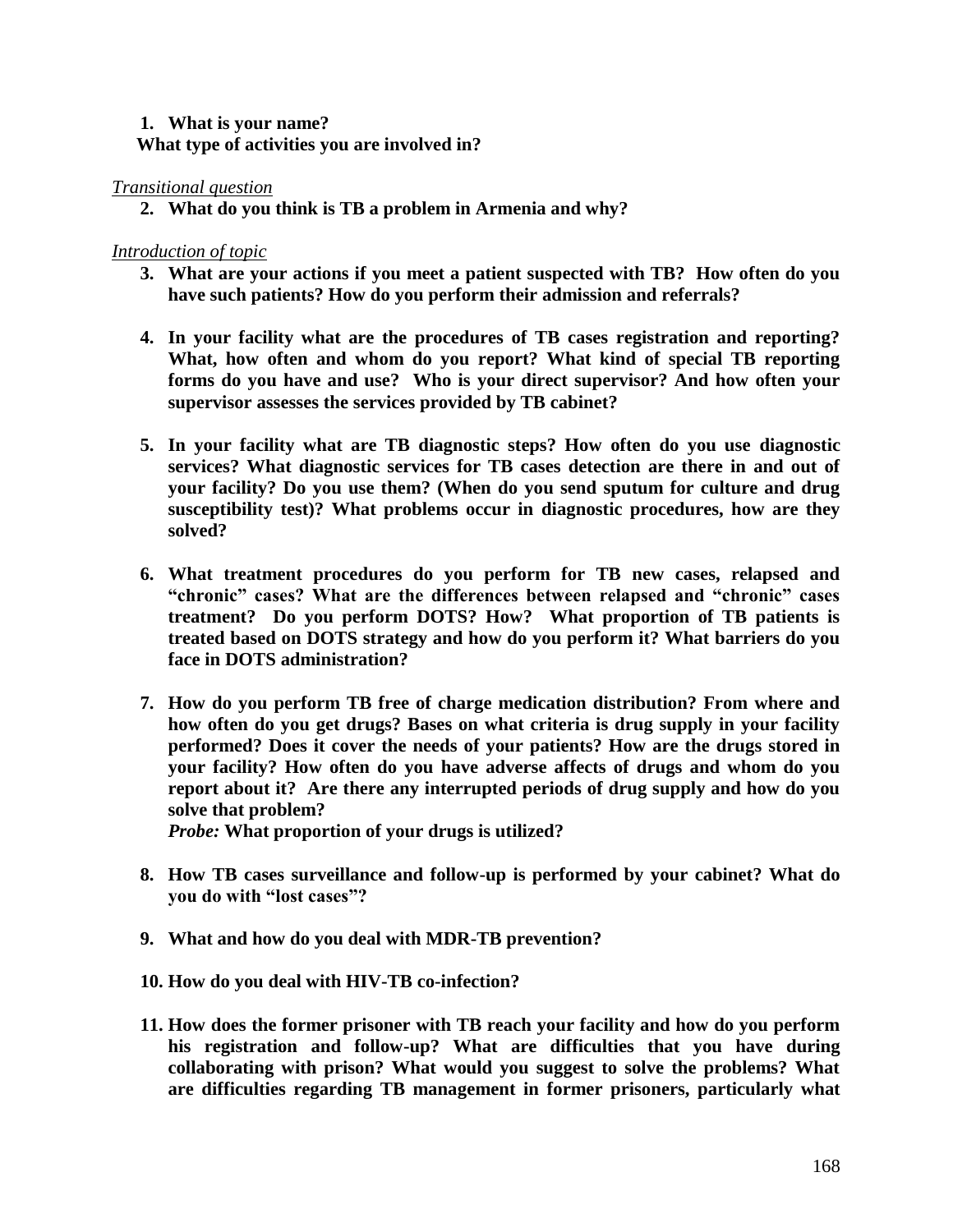1. **What is your name?**
   **What type of activities you are involved in?**

*Transitional question*

2. **What do you think is TB a problem in Armenia and why?**

*Introduction of topic*

3. **What are your actions if you meet a patient suspected with TB? How often do you have such patients? How do you perform their admission and referrals?**

4. **In your facility what are the procedures of TB cases registration and reporting? What, how often and whom do you report? What kind of special TB reporting forms do you have and use? Who is your direct supervisor? And how often your supervisor assesses the services provided by TB cabinet?**

5. **In your facility what are TB diagnostic steps? How often do you use diagnostic services? What diagnostic services for TB cases detection are there in and out of your facility? Do you use them? (When do you send sputum for culture and drug susceptibility test)? What problems occur in diagnostic procedures, how are they solved?**

6. **What treatment procedures do you perform for TB new cases, relapsed and "chronic" cases? What are the differences between relapsed and "chronic" cases treatment? Do you perform DOTS? How? What proportion of TB patients is treated based on DOTS strategy and how do you perform it? What barriers do you face in DOTS administration?**

7. **How do you perform TB free of charge medication distribution? From where and how often do you get drugs? Bases on what criteria is drug supply in your facility performed? Does it cover the needs of your patients? How are the drugs stored in your facility? How often do you have adverse affects of drugs and whom do you report about it? Are there any interrupted periods of drug supply and how do you solve that problem?**
   ***Probe:*** **What proportion of your drugs is utilized?**

8. **How TB cases surveillance and follow-up is performed by your cabinet? What do you do with "lost cases"?**

9. **What and how do you deal with MDR-TB prevention?**

10. **How do you deal with HIV-TB co-infection?**

11. **How does the former prisoner with TB reach your facility and how do you perform his registration and follow-up? What are difficulties that you have during collaborating with prison? What would you suggest to solve the problems? What are difficulties regarding TB management in former prisoners, particularly what**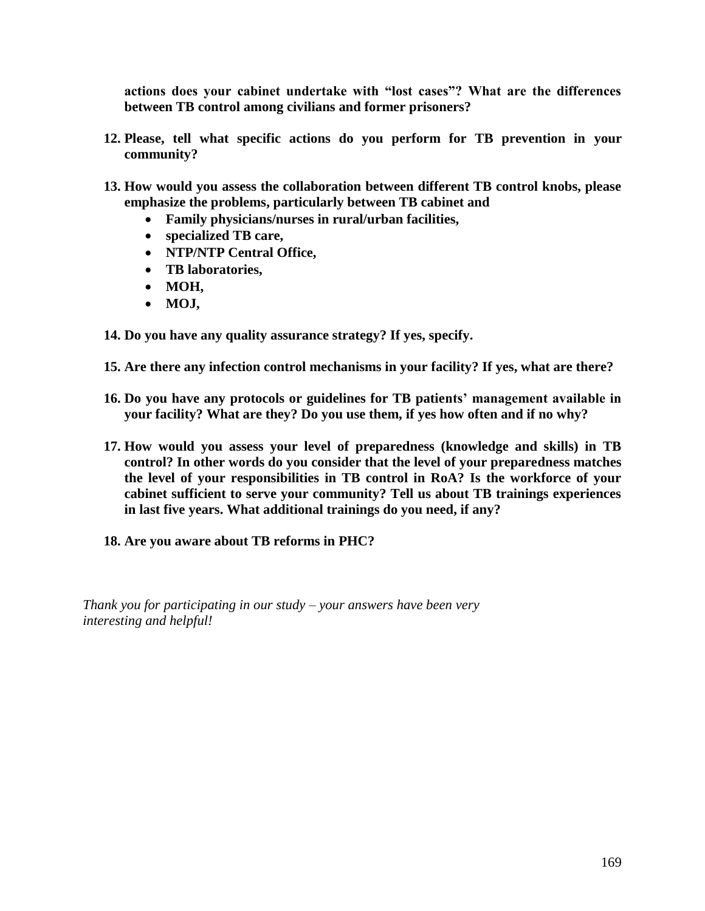**actions does your cabinet undertake with "lost cases"? What are the differences between TB control among civilians and former prisoners?**

12. **Please, tell what specific actions do you perform for TB prevention in your community?**

13. **How would you assess the collaboration between different TB control knobs, please emphasize the problems, particularly between TB cabinet and**
    - **Family physicians/nurses in rural/urban facilities,**
    - **specialized TB care,**
    - **NTP/NTP Central Office,**
    - **TB laboratories,**
    - **MOH,**
    - **MOJ,**

14. **Do you have any quality assurance strategy? If yes, specify.**

15. **Are there any infection control mechanisms in your facility? If yes, what are there?**

16. **Do you have any protocols or guidelines for TB patients' management available in your facility? What are they? Do you use them, if yes how often and if no why?**

17. **How would you assess your level of preparedness (knowledge and skills) in TB control? In other words do you consider that the level of your preparedness matches the level of your responsibilities in TB control in RoA? Is the workforce of your cabinet sufficient to serve your community? Tell us about TB trainings experiences in last five years. What additional trainings do you need, if any?**

18. **Are you aware about TB reforms in PHC?**

*Thank you for participating in our study – your answers have been very interesting and helpful!*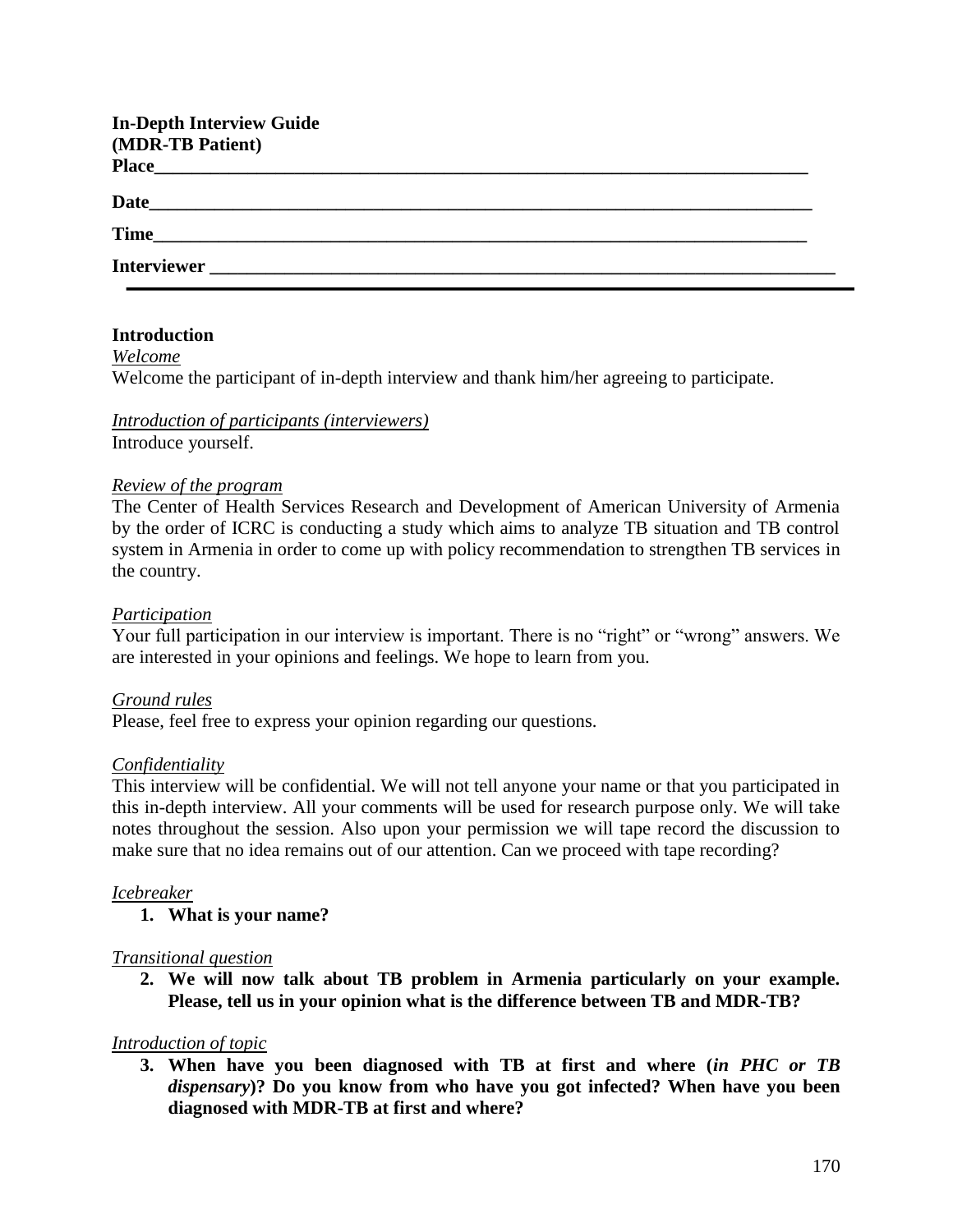**In-Depth Interview Guide**
**(MDR-TB Patient)**

**Place**_______________________________________________________________________

**Date**________________________________________________________________________

**Time**________________________________________________________________________

**Interviewer** ________________________________________________________________

---

**Introduction**

*Welcome*

Welcome the participant of in-depth interview and thank him/her agreeing to participate.

*Introduction of participants (interviewers)*

Introduce yourself.

*Review of the program*

The Center of Health Services Research and Development of American University of Armenia by the order of ICRC is conducting a study which aims to analyze TB situation and TB control system in Armenia in order to come up with policy recommendation to strengthen TB services in the country.

*Participation*

Your full participation in our interview is important. There is no "right" or "wrong" answers. We are interested in your opinions and feelings. We hope to learn from you.

*Ground rules*

Please, feel free to express your opinion regarding our questions.

*Confidentiality*

This interview will be confidential. We will not tell anyone your name or that you participated in this in-depth interview. All your comments will be used for research purpose only. We will take notes throughout the session. Also upon your permission we will tape record the discussion to make sure that no idea remains out of our attention. Can we proceed with tape recording?

*Icebreaker*

1. **What is your name?**

*Transitional question*

2. **We will now talk about TB problem in Armenia particularly on your example. Please, tell us in your opinion what is the difference between TB and MDR-TB?**

*Introduction of topic*

3. **When have you been diagnosed with TB at first and where (*in PHC or TB dispensary*)? Do you know from who have you got infected? When have you been diagnosed with MDR-TB at first and where?**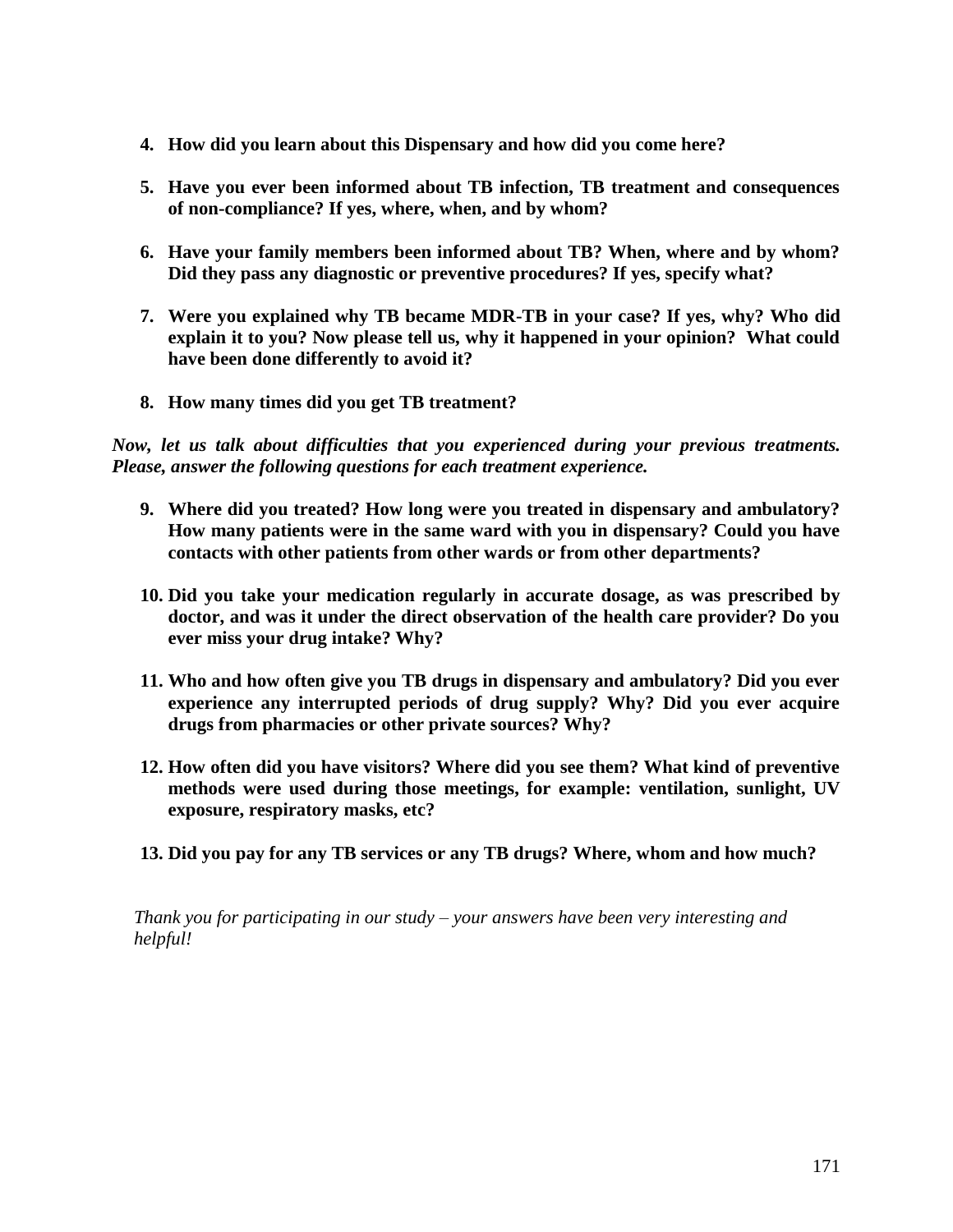4. **How did you learn about this Dispensary and how did you come here?**

5. **Have you ever been informed about TB infection, TB treatment and consequences of non-compliance? If yes, where, when, and by whom?**

6. **Have your family members been informed about TB? When, where and by whom? Did they pass any diagnostic or preventive procedures? If yes, specify what?**

7. **Were you explained why TB became MDR-TB in your case? If yes, why? Who did explain it to you? Now please tell us, why it happened in your opinion? What could have been done differently to avoid it?**

8. **How many times did you get TB treatment?**

***Now, let us talk about difficulties that you experienced during your previous treatments. Please, answer the following questions for each treatment experience.***

9. **Where did you treated? How long were you treated in dispensary and ambulatory? How many patients were in the same ward with you in dispensary? Could you have contacts with other patients from other wards or from other departments?**

10. **Did you take your medication regularly in accurate dosage, as was prescribed by doctor, and was it under the direct observation of the health care provider? Do you ever miss your drug intake? Why?**

11. **Who and how often give you TB drugs in dispensary and ambulatory? Did you ever experience any interrupted periods of drug supply? Why? Did you ever acquire drugs from pharmacies or other private sources? Why?**

12. **How often did you have visitors? Where did you see them? What kind of preventive methods were used during those meetings, for example: ventilation, sunlight, UV exposure, respiratory masks, etc?**

13. **Did you pay for any TB services or any TB drugs? Where, whom and how much?**

*Thank you for participating in our study – your answers have been very interesting and helpful!*